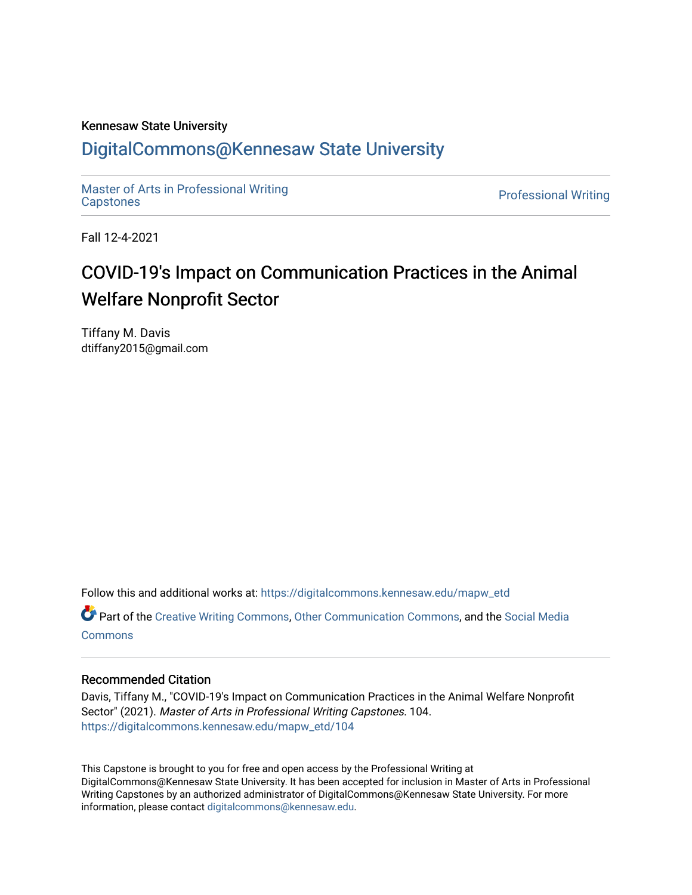Kennesaw State University

# DigitalCommons@Kennesaw State University

Master of Arts in Professional Writing Capstones

Professional Writing

Fall 12-4-2021

# COVID-19's Impact on Communication Practices in the Animal Welfare Nonprofit Sector

Tiffany M. Davis
dtiffany2015@gmail.com

Follow this and additional works at: https://digitalcommons.kennesaw.edu/mapw_etd

Part of the Creative Writing Commons, Other Communication Commons, and the Social Media Commons

## Recommended Citation

Davis, Tiffany M., "COVID-19's Impact on Communication Practices in the Animal Welfare Nonprofit Sector" (2021). *Master of Arts in Professional Writing Capstones*. 104.
https://digitalcommons.kennesaw.edu/mapw_etd/104

This Capstone is brought to you for free and open access by the Professional Writing at DigitalCommons@Kennesaw State University. It has been accepted for inclusion in Master of Arts in Professional Writing Capstones by an authorized administrator of DigitalCommons@Kennesaw State University. For more information, please contact digitalcommons@kennesaw.edu.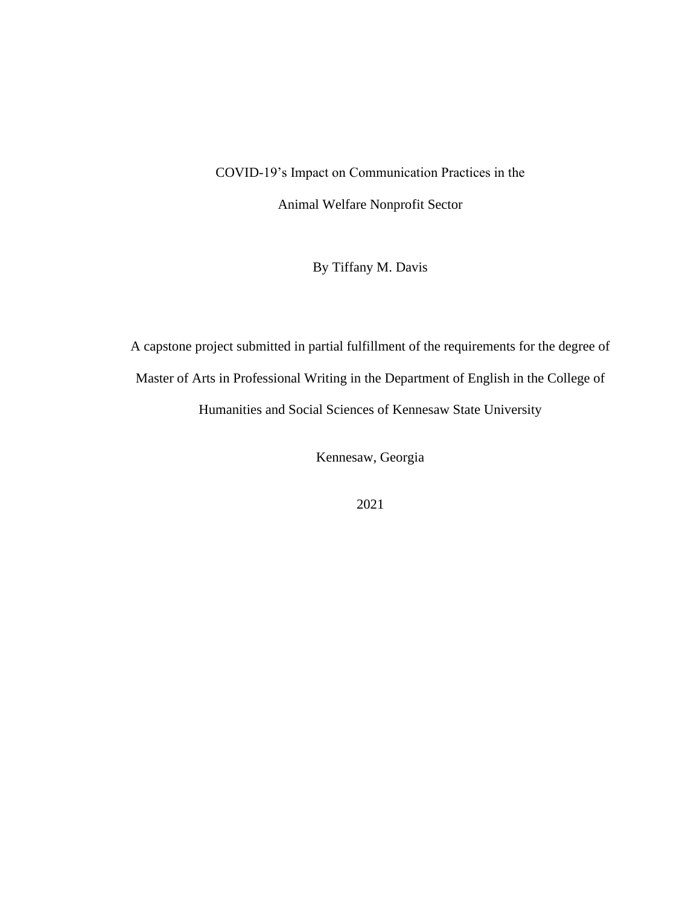# COVID-19's Impact on Communication Practices in the Animal Welfare Nonprofit Sector

By Tiffany M. Davis

A capstone project submitted in partial fulfillment of the requirements for the degree of Master of Arts in Professional Writing in the Department of English in the College of Humanities and Social Sciences of Kennesaw State University

Kennesaw, Georgia

2021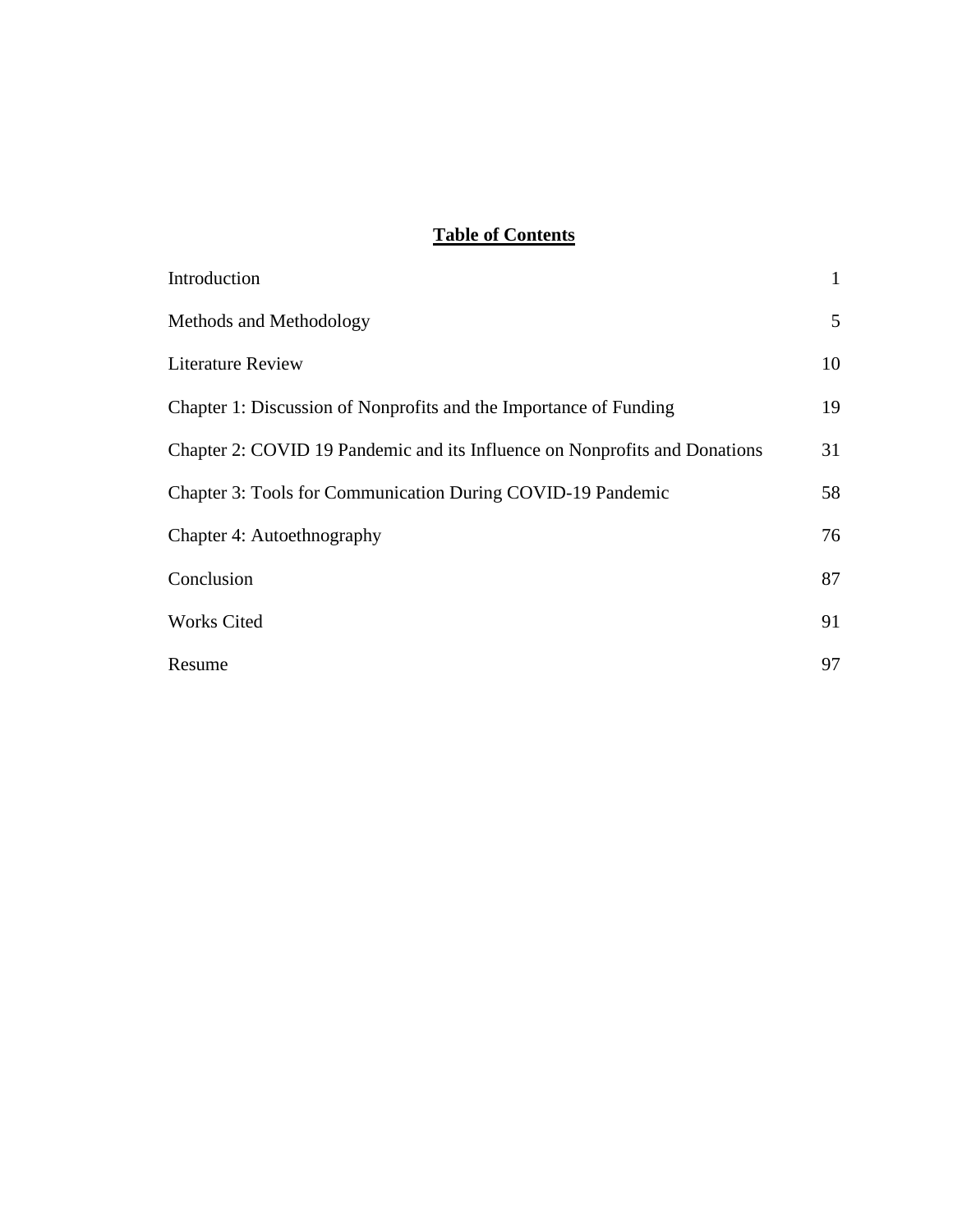# **Table of Contents**

| | |
|---|---|
| Introduction | 1 |
| Methods and Methodology | 5 |
| Literature Review | 10 |
| Chapter 1: Discussion of Nonprofits and the Importance of Funding | 19 |
| Chapter 2: COVID 19 Pandemic and its Influence on Nonprofits and Donations | 31 |
| Chapter 3: Tools for Communication During COVID-19 Pandemic | 58 |
| Chapter 4: Autoethnography | 76 |
| Conclusion | 87 |
| Works Cited | 91 |
| Resume | 97 |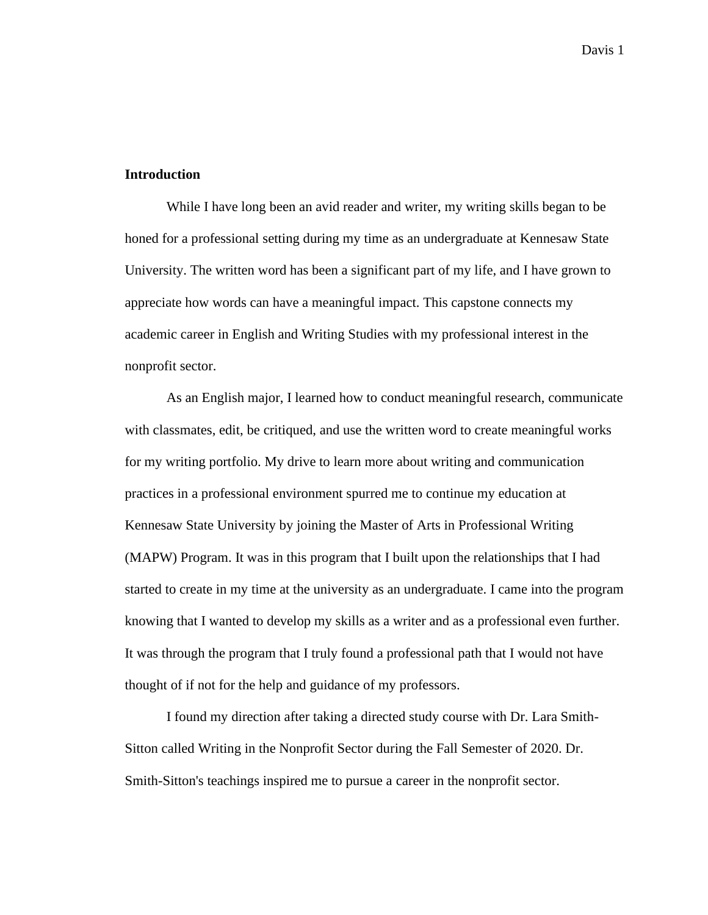**Introduction**

While I have long been an avid reader and writer, my writing skills began to be honed for a professional setting during my time as an undergraduate at Kennesaw State University. The written word has been a significant part of my life, and I have grown to appreciate how words can have a meaningful impact. This capstone connects my academic career in English and Writing Studies with my professional interest in the nonprofit sector.

As an English major, I learned how to conduct meaningful research, communicate with classmates, edit, be critiqued, and use the written word to create meaningful works for my writing portfolio. My drive to learn more about writing and communication practices in a professional environment spurred me to continue my education at Kennesaw State University by joining the Master of Arts in Professional Writing (MAPW) Program. It was in this program that I built upon the relationships that I had started to create in my time at the university as an undergraduate. I came into the program knowing that I wanted to develop my skills as a writer and as a professional even further. It was through the program that I truly found a professional path that I would not have thought of if not for the help and guidance of my professors.

I found my direction after taking a directed study course with Dr. Lara Smith-Sitton called Writing in the Nonprofit Sector during the Fall Semester of 2020. Dr. Smith-Sitton's teachings inspired me to pursue a career in the nonprofit sector.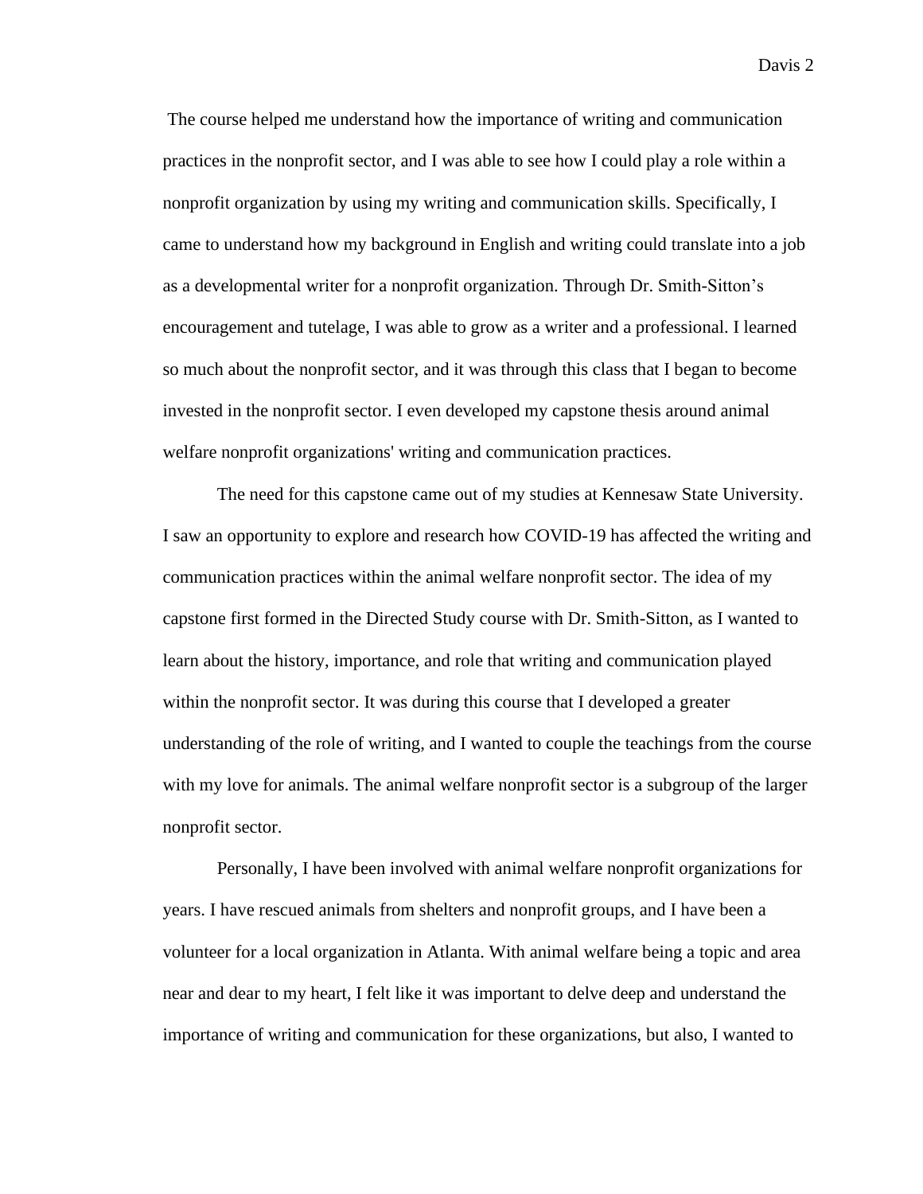The course helped me understand how the importance of writing and communication practices in the nonprofit sector, and I was able to see how I could play a role within a nonprofit organization by using my writing and communication skills. Specifically, I came to understand how my background in English and writing could translate into a job as a developmental writer for a nonprofit organization. Through Dr. Smith-Sitton's encouragement and tutelage, I was able to grow as a writer and a professional. I learned so much about the nonprofit sector, and it was through this class that I began to become invested in the nonprofit sector. I even developed my capstone thesis around animal welfare nonprofit organizations' writing and communication practices.

The need for this capstone came out of my studies at Kennesaw State University. I saw an opportunity to explore and research how COVID-19 has affected the writing and communication practices within the animal welfare nonprofit sector. The idea of my capstone first formed in the Directed Study course with Dr. Smith-Sitton, as I wanted to learn about the history, importance, and role that writing and communication played within the nonprofit sector. It was during this course that I developed a greater understanding of the role of writing, and I wanted to couple the teachings from the course with my love for animals. The animal welfare nonprofit sector is a subgroup of the larger nonprofit sector.

Personally, I have been involved with animal welfare nonprofit organizations for years. I have rescued animals from shelters and nonprofit groups, and I have been a volunteer for a local organization in Atlanta. With animal welfare being a topic and area near and dear to my heart, I felt like it was important to delve deep and understand the importance of writing and communication for these organizations, but also, I wanted to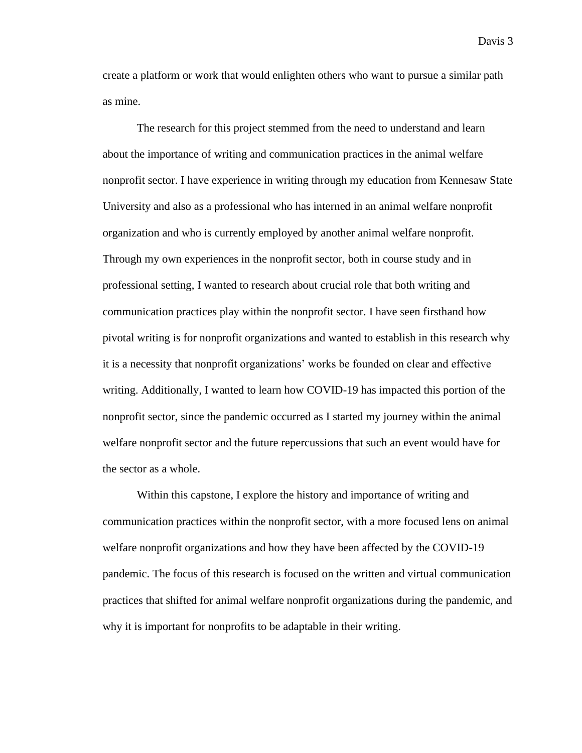create a platform or work that would enlighten others who want to pursue a similar path as mine.

The research for this project stemmed from the need to understand and learn about the importance of writing and communication practices in the animal welfare nonprofit sector. I have experience in writing through my education from Kennesaw State University and also as a professional who has interned in an animal welfare nonprofit organization and who is currently employed by another animal welfare nonprofit. Through my own experiences in the nonprofit sector, both in course study and in professional setting, I wanted to research about crucial role that both writing and communication practices play within the nonprofit sector. I have seen firsthand how pivotal writing is for nonprofit organizations and wanted to establish in this research why it is a necessity that nonprofit organizations' works be founded on clear and effective writing. Additionally, I wanted to learn how COVID-19 has impacted this portion of the nonprofit sector, since the pandemic occurred as I started my journey within the animal welfare nonprofit sector and the future repercussions that such an event would have for the sector as a whole.

Within this capstone, I explore the history and importance of writing and communication practices within the nonprofit sector, with a more focused lens on animal welfare nonprofit organizations and how they have been affected by the COVID-19 pandemic. The focus of this research is focused on the written and virtual communication practices that shifted for animal welfare nonprofit organizations during the pandemic, and why it is important for nonprofits to be adaptable in their writing.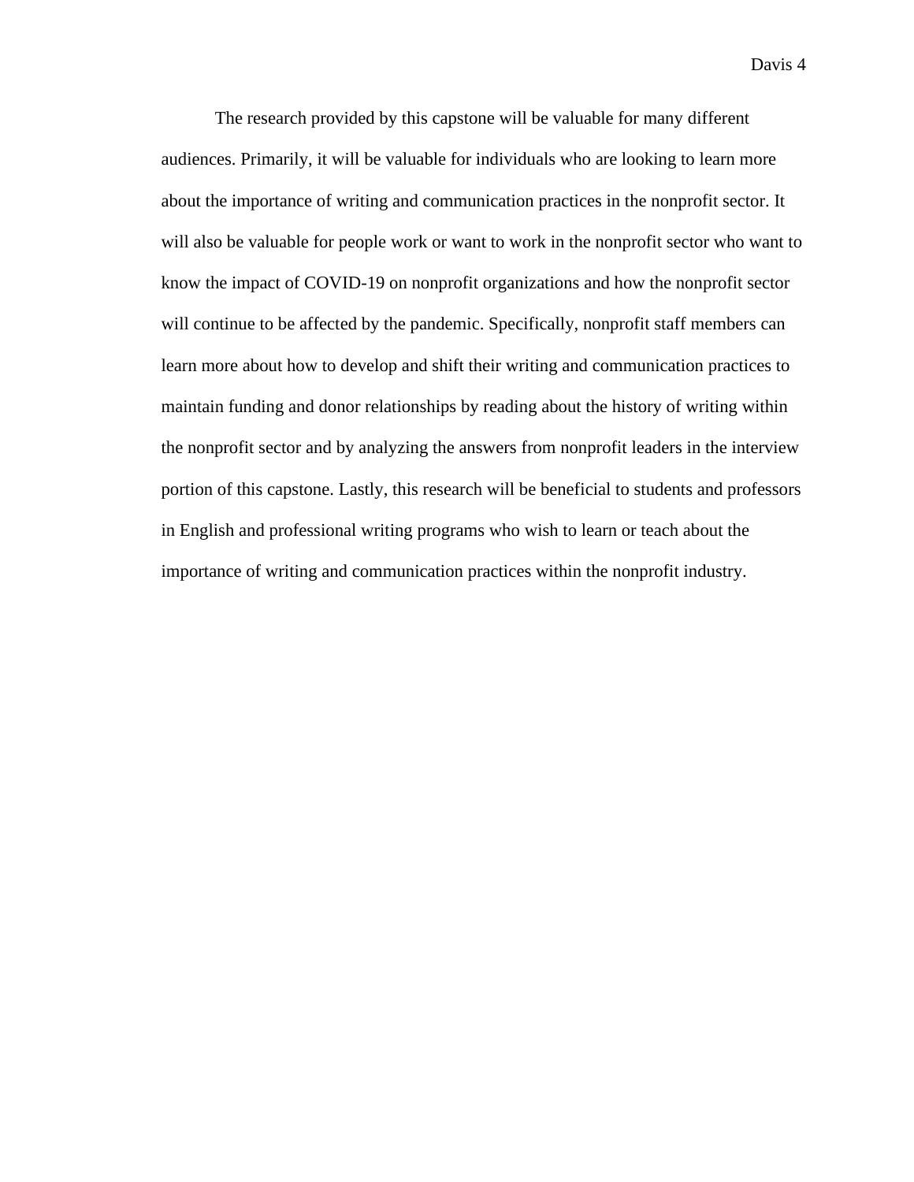The research provided by this capstone will be valuable for many different audiences. Primarily, it will be valuable for individuals who are looking to learn more about the importance of writing and communication practices in the nonprofit sector. It will also be valuable for people work or want to work in the nonprofit sector who want to know the impact of COVID-19 on nonprofit organizations and how the nonprofit sector will continue to be affected by the pandemic. Specifically, nonprofit staff members can learn more about how to develop and shift their writing and communication practices to maintain funding and donor relationships by reading about the history of writing within the nonprofit sector and by analyzing the answers from nonprofit leaders in the interview portion of this capstone. Lastly, this research will be beneficial to students and professors in English and professional writing programs who wish to learn or teach about the importance of writing and communication practices within the nonprofit industry.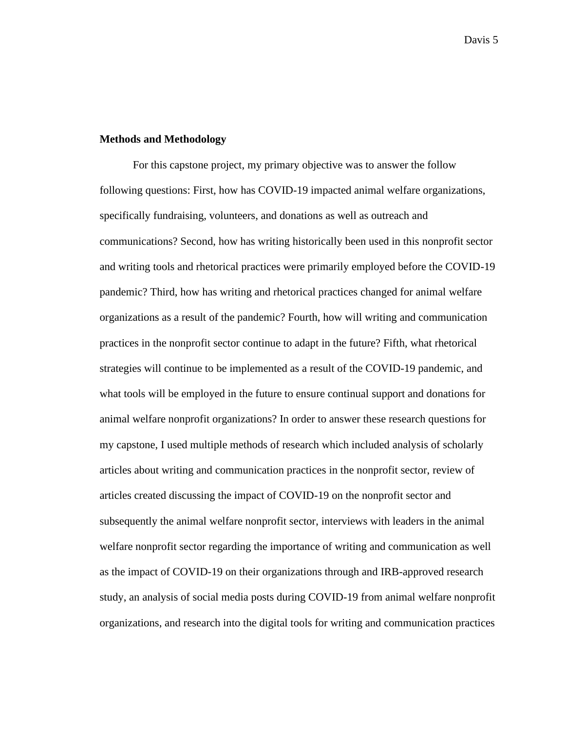**Methods and Methodology**

For this capstone project, my primary objective was to answer the follow following questions: First, how has COVID-19 impacted animal welfare organizations, specifically fundraising, volunteers, and donations as well as outreach and communications? Second, how has writing historically been used in this nonprofit sector and writing tools and rhetorical practices were primarily employed before the COVID-19 pandemic? Third, how has writing and rhetorical practices changed for animal welfare organizations as a result of the pandemic? Fourth, how will writing and communication practices in the nonprofit sector continue to adapt in the future? Fifth, what rhetorical strategies will continue to be implemented as a result of the COVID-19 pandemic, and what tools will be employed in the future to ensure continual support and donations for animal welfare nonprofit organizations? In order to answer these research questions for my capstone, I used multiple methods of research which included analysis of scholarly articles about writing and communication practices in the nonprofit sector, review of articles created discussing the impact of COVID-19 on the nonprofit sector and subsequently the animal welfare nonprofit sector, interviews with leaders in the animal welfare nonprofit sector regarding the importance of writing and communication as well as the impact of COVID-19 on their organizations through and IRB-approved research study, an analysis of social media posts during COVID-19 from animal welfare nonprofit organizations, and research into the digital tools for writing and communication practices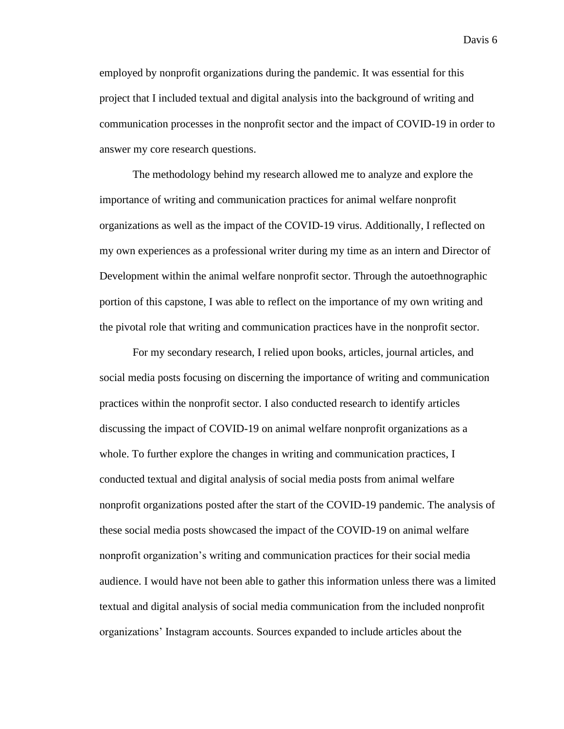employed by nonprofit organizations during the pandemic. It was essential for this project that I included textual and digital analysis into the background of writing and communication processes in the nonprofit sector and the impact of COVID-19 in order to answer my core research questions.

The methodology behind my research allowed me to analyze and explore the importance of writing and communication practices for animal welfare nonprofit organizations as well as the impact of the COVID-19 virus. Additionally, I reflected on my own experiences as a professional writer during my time as an intern and Director of Development within the animal welfare nonprofit sector. Through the autoethnographic portion of this capstone, I was able to reflect on the importance of my own writing and the pivotal role that writing and communication practices have in the nonprofit sector.

For my secondary research, I relied upon books, articles, journal articles, and social media posts focusing on discerning the importance of writing and communication practices within the nonprofit sector. I also conducted research to identify articles discussing the impact of COVID-19 on animal welfare nonprofit organizations as a whole. To further explore the changes in writing and communication practices, I conducted textual and digital analysis of social media posts from animal welfare nonprofit organizations posted after the start of the COVID-19 pandemic. The analysis of these social media posts showcased the impact of the COVID-19 on animal welfare nonprofit organization's writing and communication practices for their social media audience. I would have not been able to gather this information unless there was a limited textual and digital analysis of social media communication from the included nonprofit organizations' Instagram accounts. Sources expanded to include articles about the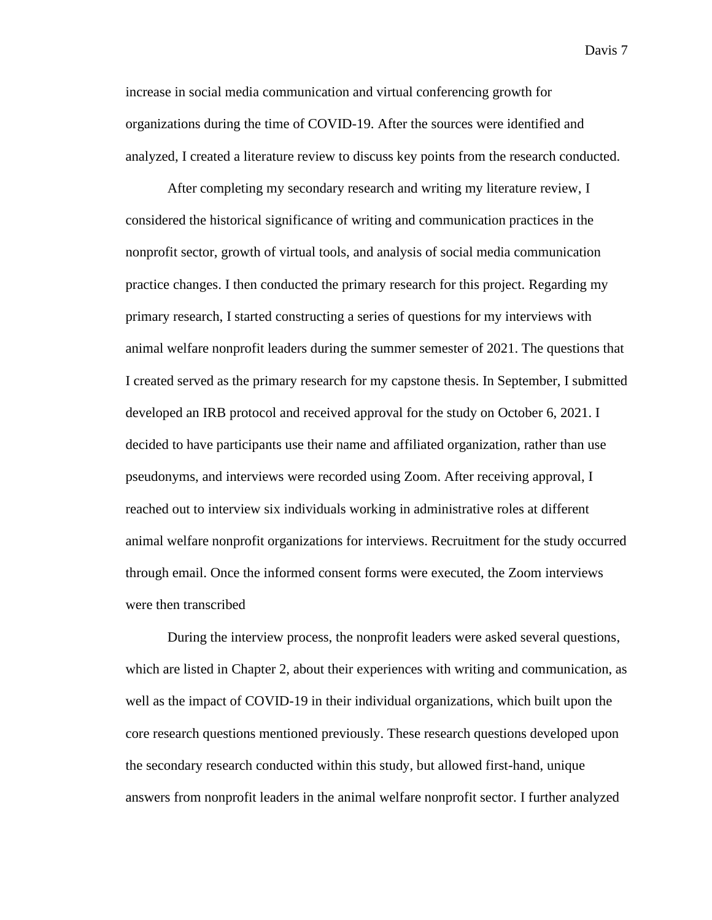increase in social media communication and virtual conferencing growth for organizations during the time of COVID-19. After the sources were identified and analyzed, I created a literature review to discuss key points from the research conducted.

After completing my secondary research and writing my literature review, I considered the historical significance of writing and communication practices in the nonprofit sector, growth of virtual tools, and analysis of social media communication practice changes. I then conducted the primary research for this project. Regarding my primary research, I started constructing a series of questions for my interviews with animal welfare nonprofit leaders during the summer semester of 2021. The questions that I created served as the primary research for my capstone thesis. In September, I submitted developed an IRB protocol and received approval for the study on October 6, 2021. I decided to have participants use their name and affiliated organization, rather than use pseudonyms, and interviews were recorded using Zoom. After receiving approval, I reached out to interview six individuals working in administrative roles at different animal welfare nonprofit organizations for interviews. Recruitment for the study occurred through email. Once the informed consent forms were executed, the Zoom interviews were then transcribed

During the interview process, the nonprofit leaders were asked several questions, which are listed in Chapter 2, about their experiences with writing and communication, as well as the impact of COVID-19 in their individual organizations, which built upon the core research questions mentioned previously. These research questions developed upon the secondary research conducted within this study, but allowed first-hand, unique answers from nonprofit leaders in the animal welfare nonprofit sector. I further analyzed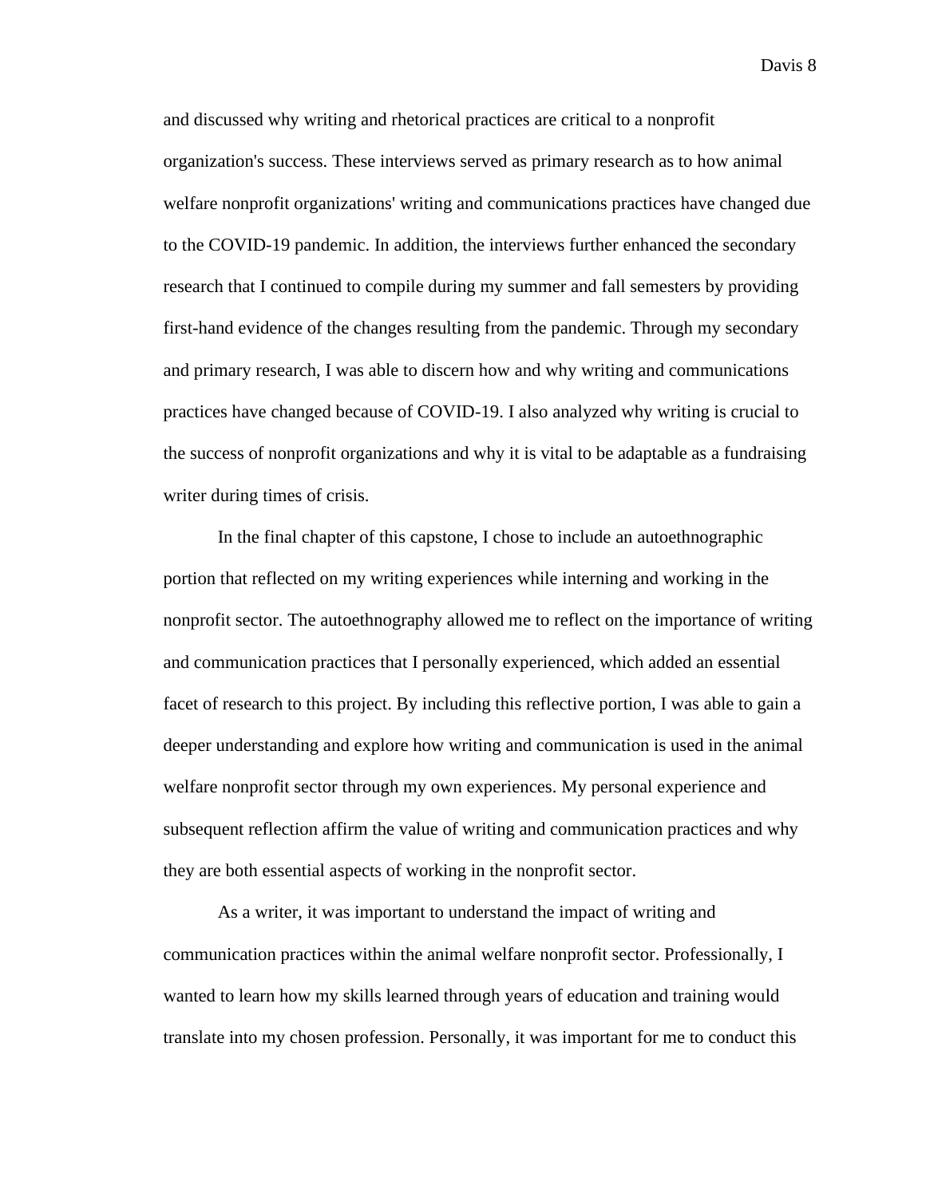and discussed why writing and rhetorical practices are critical to a nonprofit organization's success. These interviews served as primary research as to how animal welfare nonprofit organizations' writing and communications practices have changed due to the COVID-19 pandemic. In addition, the interviews further enhanced the secondary research that I continued to compile during my summer and fall semesters by providing first-hand evidence of the changes resulting from the pandemic. Through my secondary and primary research, I was able to discern how and why writing and communications practices have changed because of COVID-19. I also analyzed why writing is crucial to the success of nonprofit organizations and why it is vital to be adaptable as a fundraising writer during times of crisis.

In the final chapter of this capstone, I chose to include an autoethnographic portion that reflected on my writing experiences while interning and working in the nonprofit sector. The autoethnography allowed me to reflect on the importance of writing and communication practices that I personally experienced, which added an essential facet of research to this project. By including this reflective portion, I was able to gain a deeper understanding and explore how writing and communication is used in the animal welfare nonprofit sector through my own experiences. My personal experience and subsequent reflection affirm the value of writing and communication practices and why they are both essential aspects of working in the nonprofit sector.

As a writer, it was important to understand the impact of writing and communication practices within the animal welfare nonprofit sector. Professionally, I wanted to learn how my skills learned through years of education and training would translate into my chosen profession. Personally, it was important for me to conduct this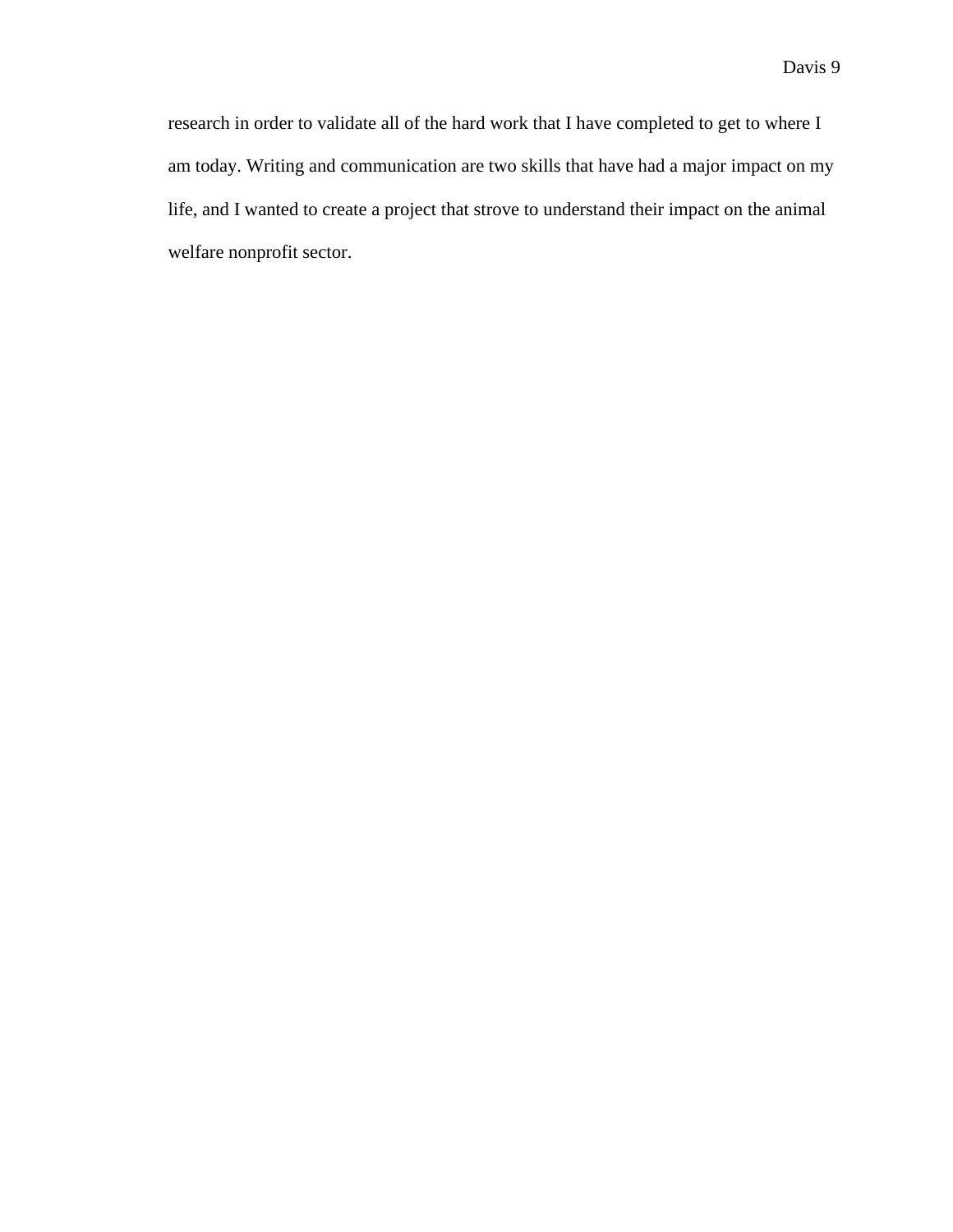research in order to validate all of the hard work that I have completed to get to where I am today. Writing and communication are two skills that have had a major impact on my life, and I wanted to create a project that strove to understand their impact on the animal welfare nonprofit sector.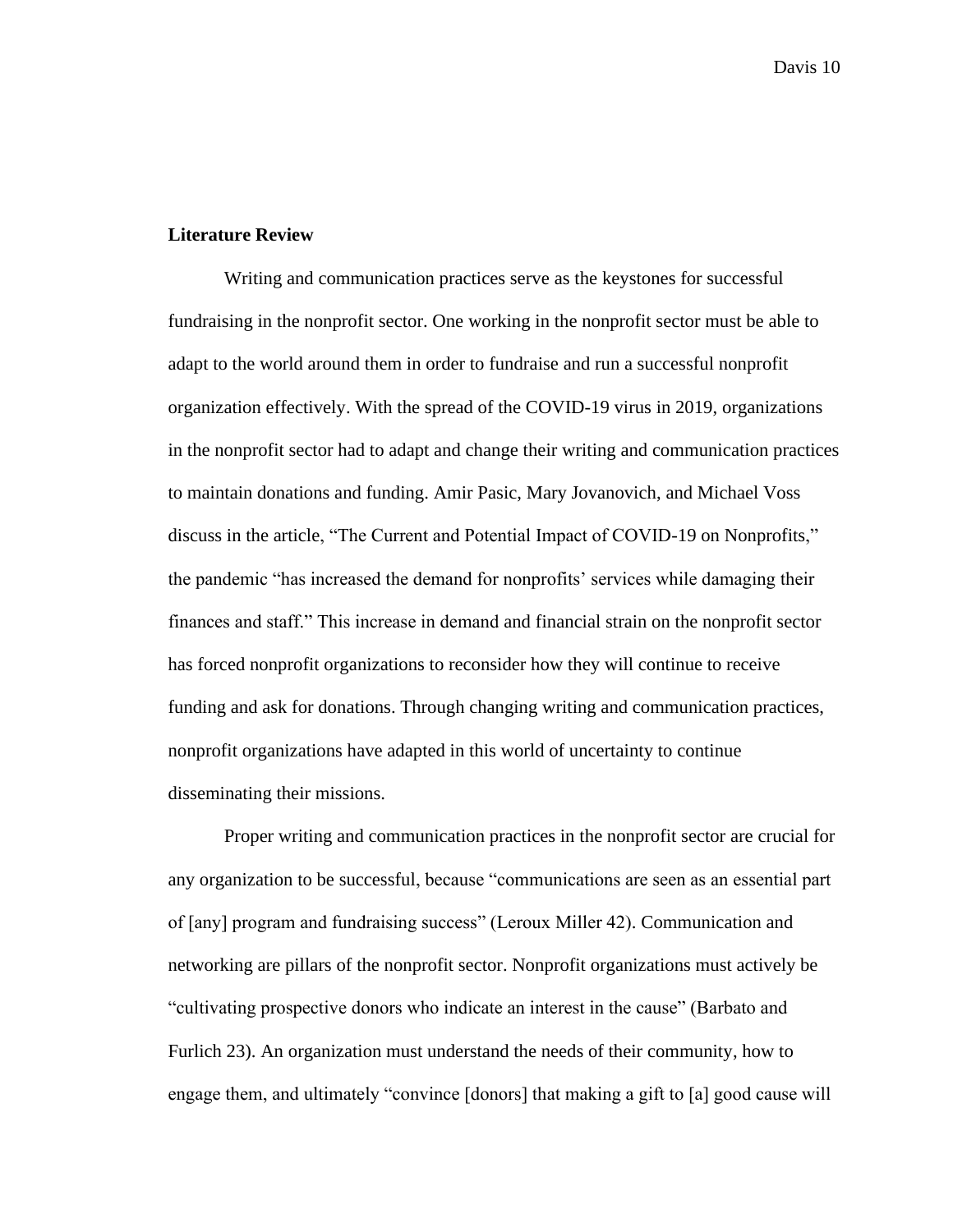## Literature Review

Writing and communication practices serve as the keystones for successful fundraising in the nonprofit sector. One working in the nonprofit sector must be able to adapt to the world around them in order to fundraise and run a successful nonprofit organization effectively. With the spread of the COVID-19 virus in 2019, organizations in the nonprofit sector had to adapt and change their writing and communication practices to maintain donations and funding. Amir Pasic, Mary Jovanovich, and Michael Voss discuss in the article, "The Current and Potential Impact of COVID-19 on Nonprofits," the pandemic "has increased the demand for nonprofits' services while damaging their finances and staff." This increase in demand and financial strain on the nonprofit sector has forced nonprofit organizations to reconsider how they will continue to receive funding and ask for donations. Through changing writing and communication practices, nonprofit organizations have adapted in this world of uncertainty to continue disseminating their missions.

Proper writing and communication practices in the nonprofit sector are crucial for any organization to be successful, because "communications are seen as an essential part of [any] program and fundraising success" (Leroux Miller 42). Communication and networking are pillars of the nonprofit sector. Nonprofit organizations must actively be "cultivating prospective donors who indicate an interest in the cause" (Barbato and Furlich 23). An organization must understand the needs of their community, how to engage them, and ultimately "convince [donors] that making a gift to [a] good cause will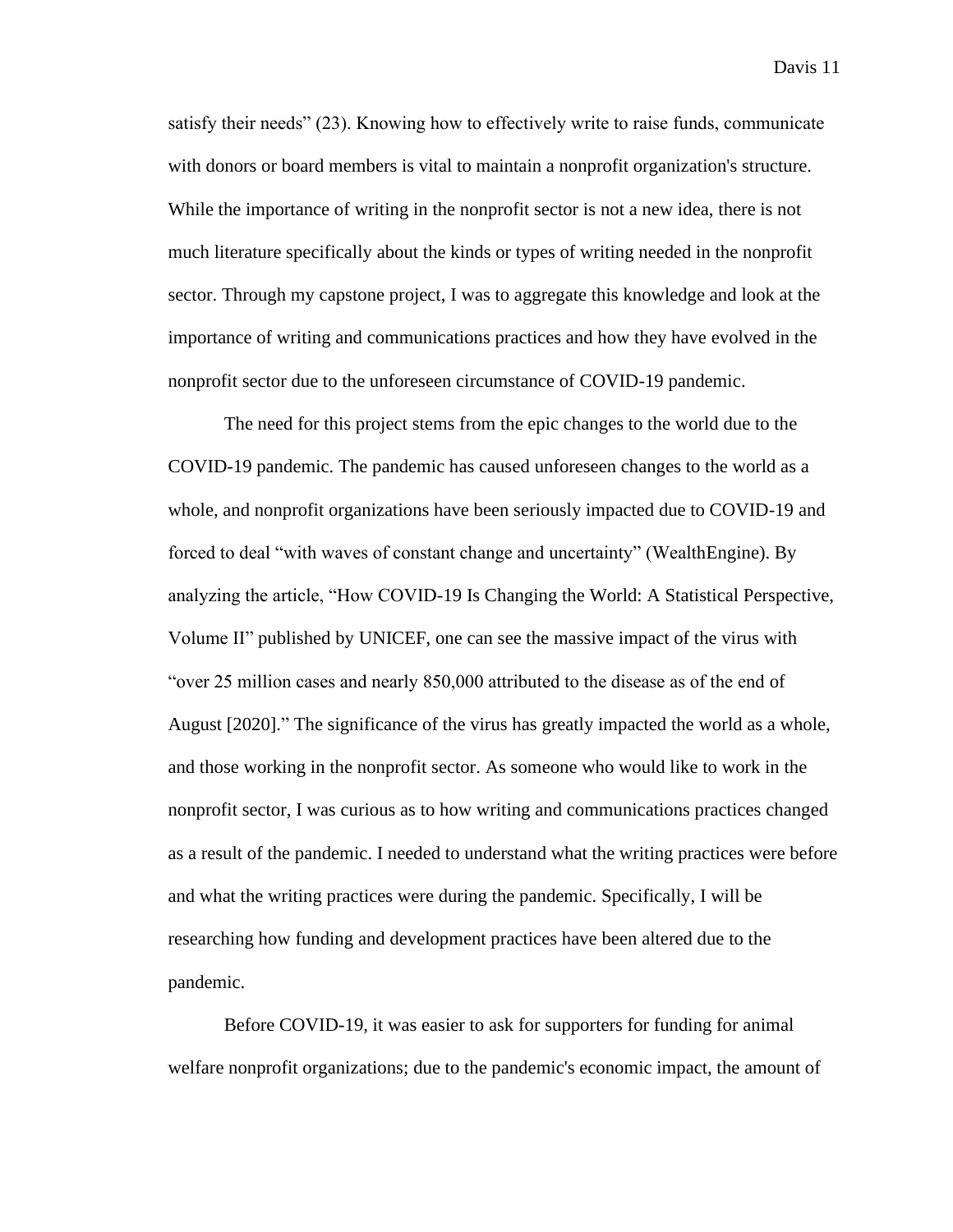satisfy their needs" (23). Knowing how to effectively write to raise funds, communicate with donors or board members is vital to maintain a nonprofit organization's structure. While the importance of writing in the nonprofit sector is not a new idea, there is not much literature specifically about the kinds or types of writing needed in the nonprofit sector. Through my capstone project, I was to aggregate this knowledge and look at the importance of writing and communications practices and how they have evolved in the nonprofit sector due to the unforeseen circumstance of COVID-19 pandemic.

The need for this project stems from the epic changes to the world due to the COVID-19 pandemic. The pandemic has caused unforeseen changes to the world as a whole, and nonprofit organizations have been seriously impacted due to COVID-19 and forced to deal "with waves of constant change and uncertainty" (WealthEngine). By analyzing the article, "How COVID-19 Is Changing the World: A Statistical Perspective, Volume II" published by UNICEF, one can see the massive impact of the virus with "over 25 million cases and nearly 850,000 attributed to the disease as of the end of August [2020]." The significance of the virus has greatly impacted the world as a whole, and those working in the nonprofit sector. As someone who would like to work in the nonprofit sector, I was curious as to how writing and communications practices changed as a result of the pandemic. I needed to understand what the writing practices were before and what the writing practices were during the pandemic. Specifically, I will be researching how funding and development practices have been altered due to the pandemic.

Before COVID-19, it was easier to ask for supporters for funding for animal welfare nonprofit organizations; due to the pandemic's economic impact, the amount of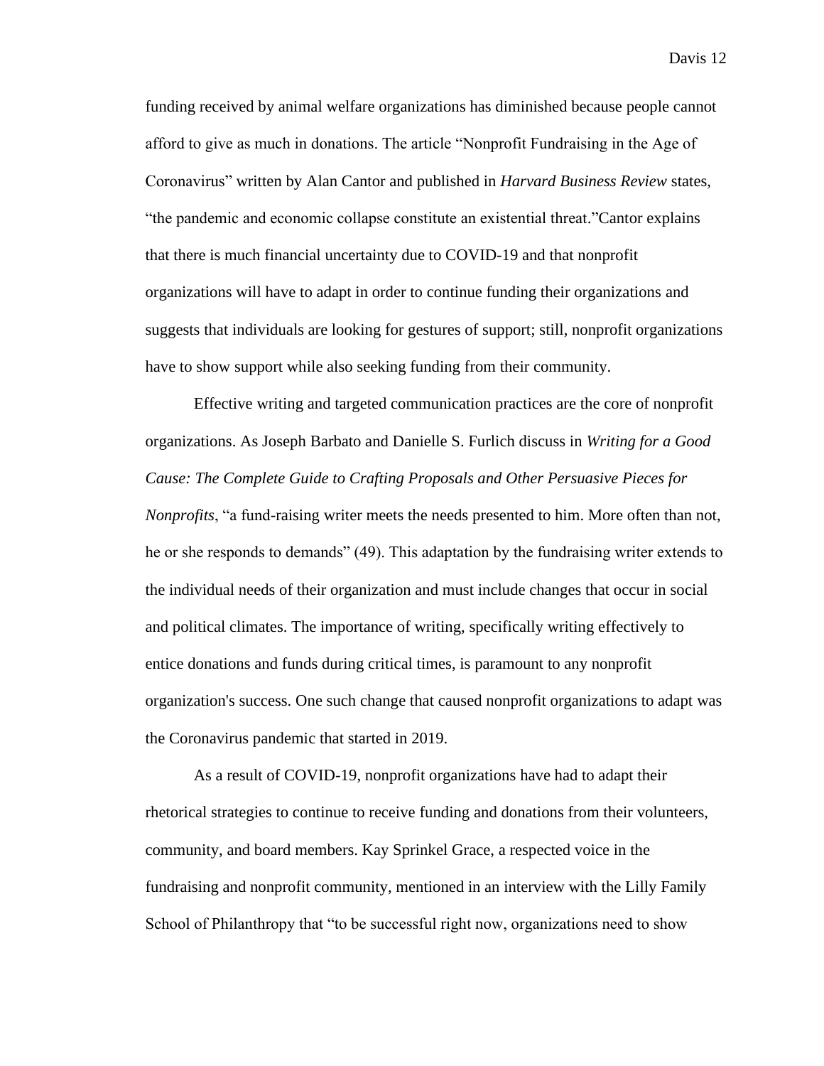funding received by animal welfare organizations has diminished because people cannot afford to give as much in donations. The article "Nonprofit Fundraising in the Age of Coronavirus" written by Alan Cantor and published in *Harvard Business Review* states, "the pandemic and economic collapse constitute an existential threat."Cantor explains that there is much financial uncertainty due to COVID-19 and that nonprofit organizations will have to adapt in order to continue funding their organizations and suggests that individuals are looking for gestures of support; still, nonprofit organizations have to show support while also seeking funding from their community.

Effective writing and targeted communication practices are the core of nonprofit organizations. As Joseph Barbato and Danielle S. Furlich discuss in *Writing for a Good Cause: The Complete Guide to Crafting Proposals and Other Persuasive Pieces for Nonprofits*, "a fund-raising writer meets the needs presented to him. More often than not, he or she responds to demands" (49). This adaptation by the fundraising writer extends to the individual needs of their organization and must include changes that occur in social and political climates. The importance of writing, specifically writing effectively to entice donations and funds during critical times, is paramount to any nonprofit organization's success. One such change that caused nonprofit organizations to adapt was the Coronavirus pandemic that started in 2019.

As a result of COVID-19, nonprofit organizations have had to adapt their rhetorical strategies to continue to receive funding and donations from their volunteers, community, and board members. Kay Sprinkel Grace, a respected voice in the fundraising and nonprofit community, mentioned in an interview with the Lilly Family School of Philanthropy that "to be successful right now, organizations need to show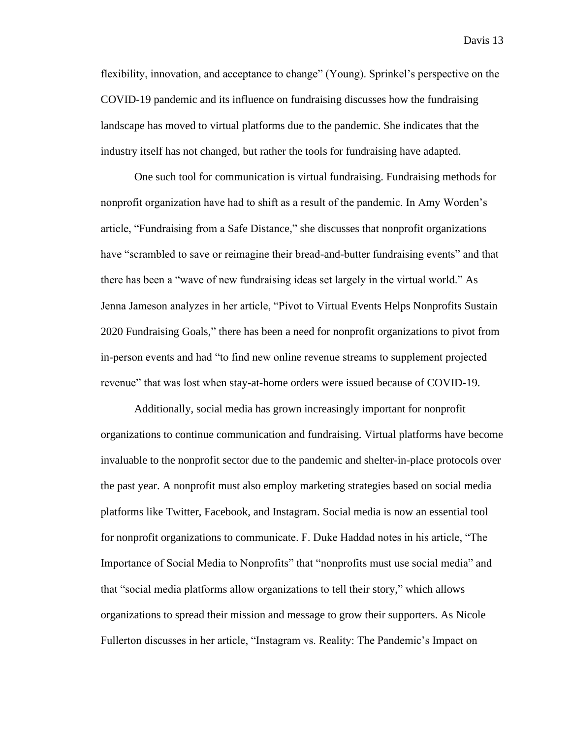flexibility, innovation, and acceptance to change" (Young). Sprinkel's perspective on the COVID-19 pandemic and its influence on fundraising discusses how the fundraising landscape has moved to virtual platforms due to the pandemic. She indicates that the industry itself has not changed, but rather the tools for fundraising have adapted.

One such tool for communication is virtual fundraising. Fundraising methods for nonprofit organization have had to shift as a result of the pandemic. In Amy Worden's article, "Fundraising from a Safe Distance," she discusses that nonprofit organizations have "scrambled to save or reimagine their bread-and-butter fundraising events" and that there has been a "wave of new fundraising ideas set largely in the virtual world." As Jenna Jameson analyzes in her article, "Pivot to Virtual Events Helps Nonprofits Sustain 2020 Fundraising Goals," there has been a need for nonprofit organizations to pivot from in-person events and had "to find new online revenue streams to supplement projected revenue" that was lost when stay-at-home orders were issued because of COVID-19.

Additionally, social media has grown increasingly important for nonprofit organizations to continue communication and fundraising. Virtual platforms have become invaluable to the nonprofit sector due to the pandemic and shelter-in-place protocols over the past year. A nonprofit must also employ marketing strategies based on social media platforms like Twitter, Facebook, and Instagram. Social media is now an essential tool for nonprofit organizations to communicate. F. Duke Haddad notes in his article, "The Importance of Social Media to Nonprofits" that "nonprofits must use social media" and that "social media platforms allow organizations to tell their story," which allows organizations to spread their mission and message to grow their supporters. As Nicole Fullerton discusses in her article, "Instagram vs. Reality: The Pandemic's Impact on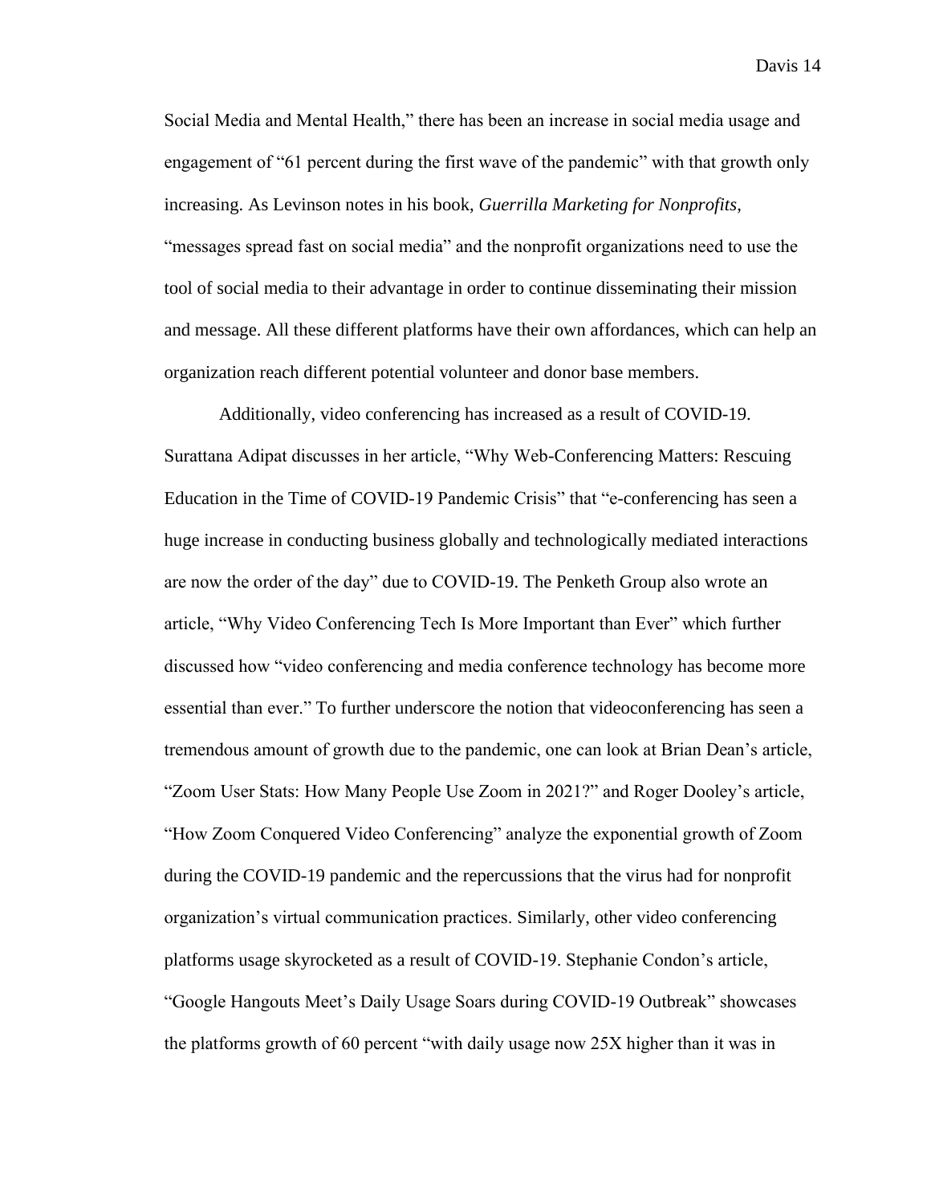Social Media and Mental Health," there has been an increase in social media usage and engagement of "61 percent during the first wave of the pandemic" with that growth only increasing. As Levinson notes in his book, *Guerrilla Marketing for Nonprofits*, "messages spread fast on social media" and the nonprofit organizations need to use the tool of social media to their advantage in order to continue disseminating their mission and message. All these different platforms have their own affordances, which can help an organization reach different potential volunteer and donor base members.

Additionally, video conferencing has increased as a result of COVID-19. Surattana Adipat discusses in her article, "Why Web-Conferencing Matters: Rescuing Education in the Time of COVID-19 Pandemic Crisis" that "e-conferencing has seen a huge increase in conducting business globally and technologically mediated interactions are now the order of the day" due to COVID-19. The Penketh Group also wrote an article, "Why Video Conferencing Tech Is More Important than Ever" which further discussed how "video conferencing and media conference technology has become more essential than ever." To further underscore the notion that videoconferencing has seen a tremendous amount of growth due to the pandemic, one can look at Brian Dean's article, "Zoom User Stats: How Many People Use Zoom in 2021?" and Roger Dooley's article, "How Zoom Conquered Video Conferencing" analyze the exponential growth of Zoom during the COVID-19 pandemic and the repercussions that the virus had for nonprofit organization's virtual communication practices. Similarly, other video conferencing platforms usage skyrocketed as a result of COVID-19. Stephanie Condon's article, "Google Hangouts Meet's Daily Usage Soars during COVID-19 Outbreak" showcases the platforms growth of 60 percent "with daily usage now 25X higher than it was in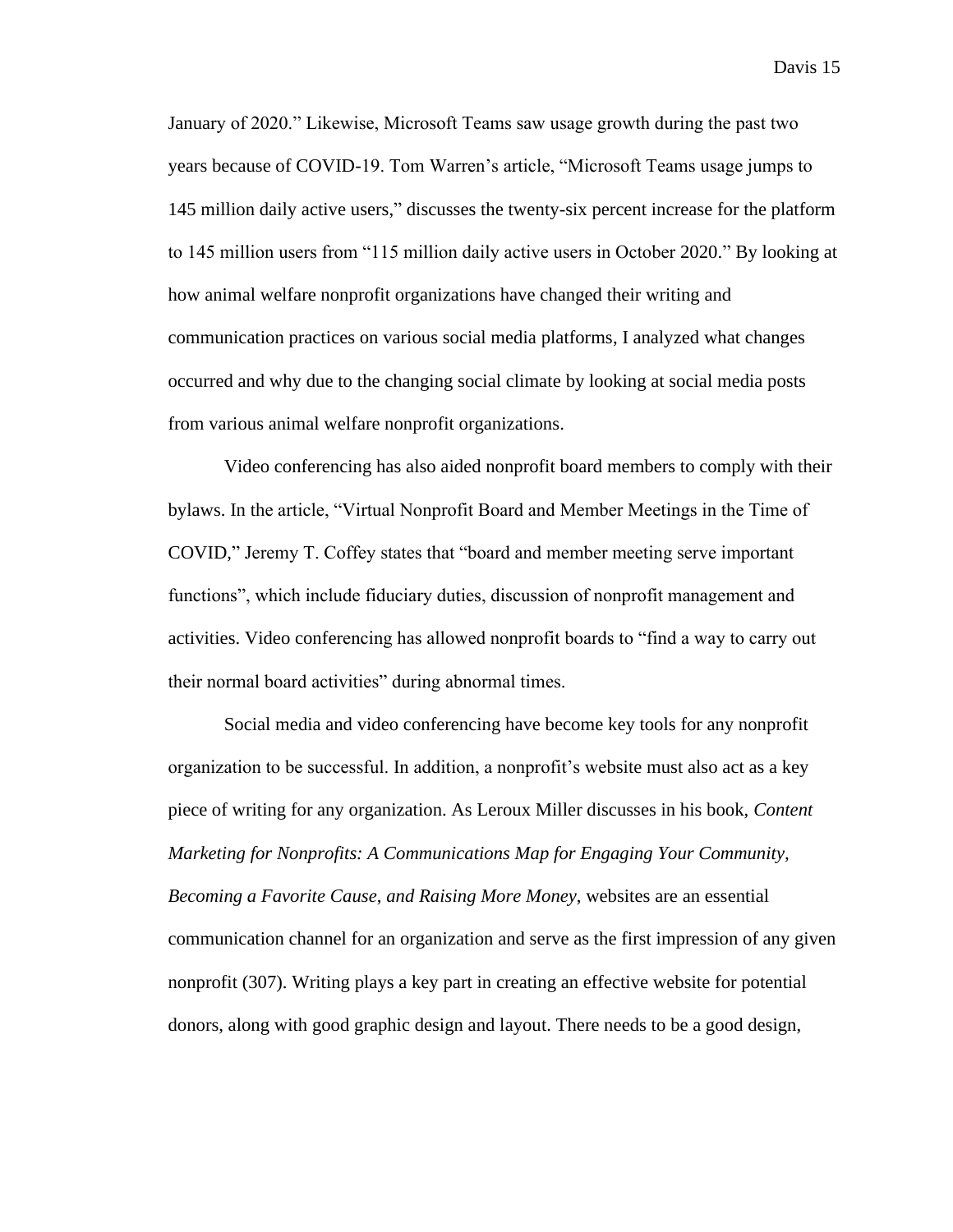January of 2020." Likewise, Microsoft Teams saw usage growth during the past two years because of COVID-19. Tom Warren's article, "Microsoft Teams usage jumps to 145 million daily active users," discusses the twenty-six percent increase for the platform to 145 million users from "115 million daily active users in October 2020." By looking at how animal welfare nonprofit organizations have changed their writing and communication practices on various social media platforms, I analyzed what changes occurred and why due to the changing social climate by looking at social media posts from various animal welfare nonprofit organizations.

Video conferencing has also aided nonprofit board members to comply with their bylaws. In the article, "Virtual Nonprofit Board and Member Meetings in the Time of COVID," Jeremy T. Coffey states that "board and member meeting serve important functions", which include fiduciary duties, discussion of nonprofit management and activities. Video conferencing has allowed nonprofit boards to "find a way to carry out their normal board activities" during abnormal times.

Social media and video conferencing have become key tools for any nonprofit organization to be successful. In addition, a nonprofit's website must also act as a key piece of writing for any organization. As Leroux Miller discusses in his book, *Content Marketing for Nonprofits: A Communications Map for Engaging Your Community, Becoming a Favorite Cause, and Raising More Money*, websites are an essential communication channel for an organization and serve as the first impression of any given nonprofit (307). Writing plays a key part in creating an effective website for potential donors, along with good graphic design and layout. There needs to be a good design,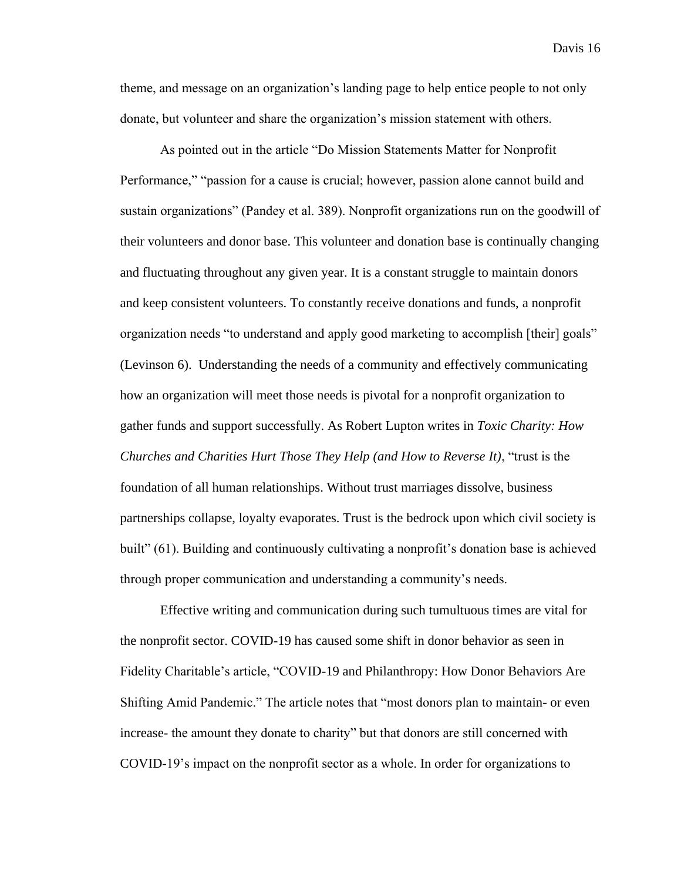theme, and message on an organization's landing page to help entice people to not only donate, but volunteer and share the organization's mission statement with others.

As pointed out in the article "Do Mission Statements Matter for Nonprofit Performance," "passion for a cause is crucial; however, passion alone cannot build and sustain organizations" (Pandey et al. 389). Nonprofit organizations run on the goodwill of their volunteers and donor base. This volunteer and donation base is continually changing and fluctuating throughout any given year. It is a constant struggle to maintain donors and keep consistent volunteers. To constantly receive donations and funds, a nonprofit organization needs "to understand and apply good marketing to accomplish [their] goals" (Levinson 6). Understanding the needs of a community and effectively communicating how an organization will meet those needs is pivotal for a nonprofit organization to gather funds and support successfully. As Robert Lupton writes in *Toxic Charity: How Churches and Charities Hurt Those They Help (and How to Reverse It)*, "trust is the foundation of all human relationships. Without trust marriages dissolve, business partnerships collapse, loyalty evaporates. Trust is the bedrock upon which civil society is built" (61). Building and continuously cultivating a nonprofit's donation base is achieved through proper communication and understanding a community's needs.

Effective writing and communication during such tumultuous times are vital for the nonprofit sector. COVID-19 has caused some shift in donor behavior as seen in Fidelity Charitable's article, "COVID-19 and Philanthropy: How Donor Behaviors Are Shifting Amid Pandemic." The article notes that "most donors plan to maintain- or even increase- the amount they donate to charity" but that donors are still concerned with COVID-19's impact on the nonprofit sector as a whole. In order for organizations to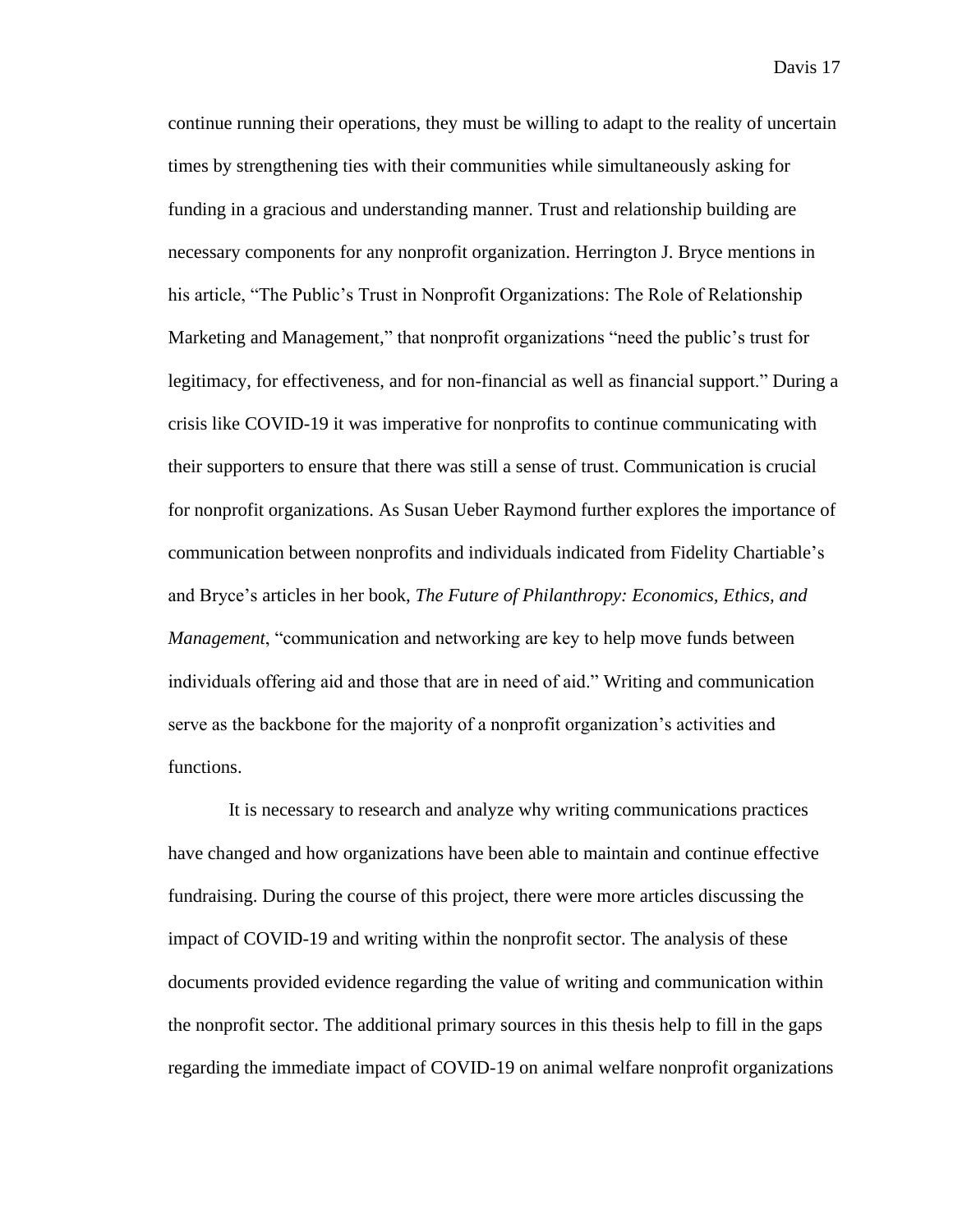continue running their operations, they must be willing to adapt to the reality of uncertain times by strengthening ties with their communities while simultaneously asking for funding in a gracious and understanding manner. Trust and relationship building are necessary components for any nonprofit organization. Herrington J. Bryce mentions in his article, "The Public's Trust in Nonprofit Organizations: The Role of Relationship Marketing and Management," that nonprofit organizations "need the public's trust for legitimacy, for effectiveness, and for non-financial as well as financial support." During a crisis like COVID-19 it was imperative for nonprofits to continue communicating with their supporters to ensure that there was still a sense of trust. Communication is crucial for nonprofit organizations. As Susan Ueber Raymond further explores the importance of communication between nonprofits and individuals indicated from Fidelity Chartiable's and Bryce's articles in her book, *The Future of Philanthropy: Economics, Ethics, and Management*, "communication and networking are key to help move funds between individuals offering aid and those that are in need of aid." Writing and communication serve as the backbone for the majority of a nonprofit organization's activities and functions.

It is necessary to research and analyze why writing communications practices have changed and how organizations have been able to maintain and continue effective fundraising. During the course of this project, there were more articles discussing the impact of COVID-19 and writing within the nonprofit sector. The analysis of these documents provided evidence regarding the value of writing and communication within the nonprofit sector. The additional primary sources in this thesis help to fill in the gaps regarding the immediate impact of COVID-19 on animal welfare nonprofit organizations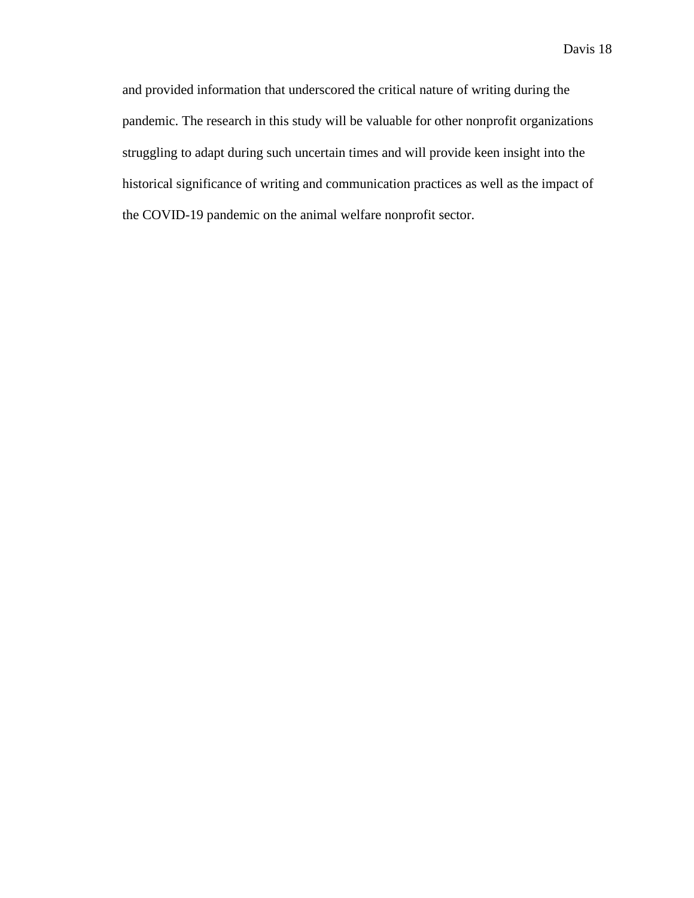and provided information that underscored the critical nature of writing during the pandemic. The research in this study will be valuable for other nonprofit organizations struggling to adapt during such uncertain times and will provide keen insight into the historical significance of writing and communication practices as well as the impact of the COVID-19 pandemic on the animal welfare nonprofit sector.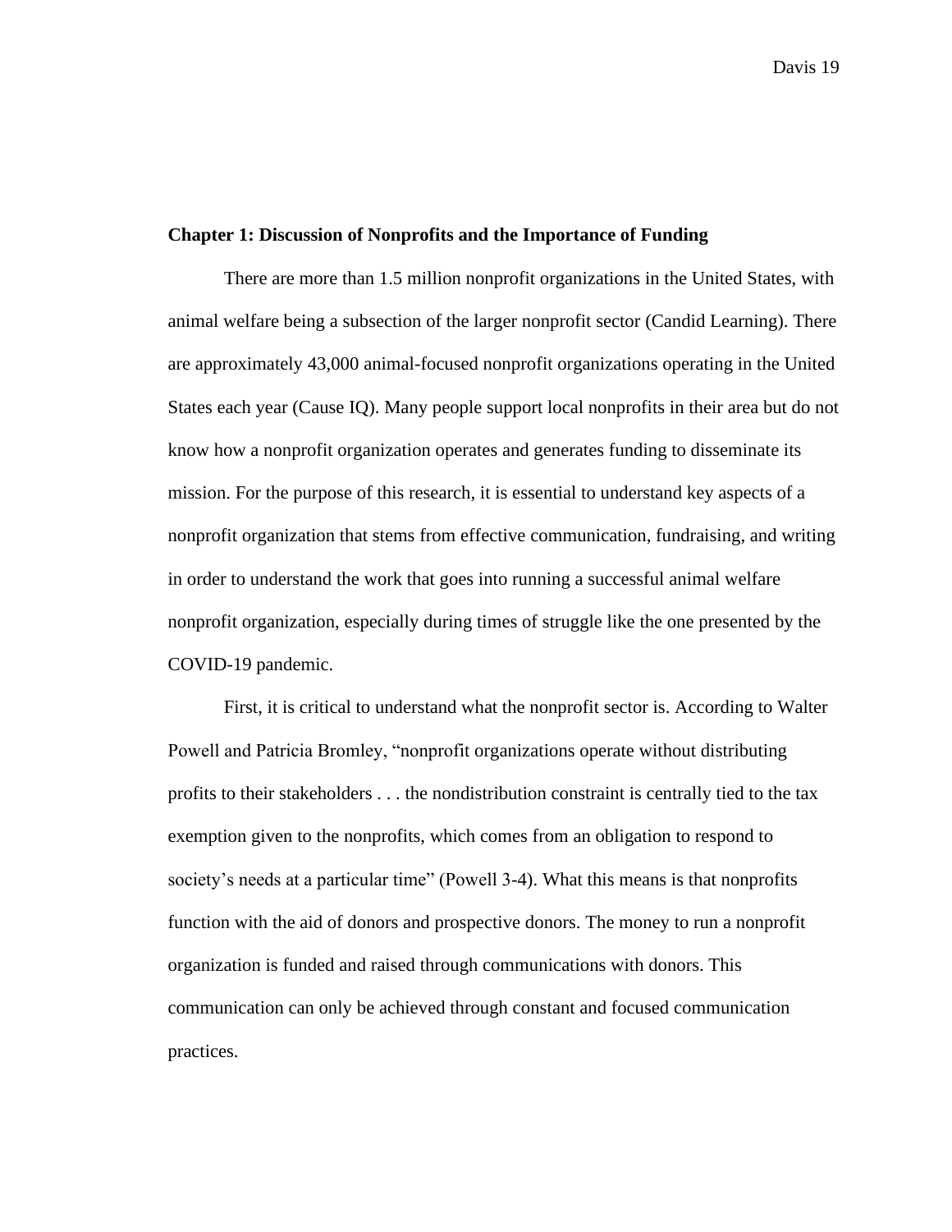## Chapter 1: Discussion of Nonprofits and the Importance of Funding

There are more than 1.5 million nonprofit organizations in the United States, with animal welfare being a subsection of the larger nonprofit sector (Candid Learning). There are approximately 43,000 animal-focused nonprofit organizations operating in the United States each year (Cause IQ). Many people support local nonprofits in their area but do not know how a nonprofit organization operates and generates funding to disseminate its mission. For the purpose of this research, it is essential to understand key aspects of a nonprofit organization that stems from effective communication, fundraising, and writing in order to understand the work that goes into running a successful animal welfare nonprofit organization, especially during times of struggle like the one presented by the COVID-19 pandemic.

First, it is critical to understand what the nonprofit sector is. According to Walter Powell and Patricia Bromley, "nonprofit organizations operate without distributing profits to their stakeholders . . . the nondistribution constraint is centrally tied to the tax exemption given to the nonprofits, which comes from an obligation to respond to society's needs at a particular time" (Powell 3-4). What this means is that nonprofits function with the aid of donors and prospective donors. The money to run a nonprofit organization is funded and raised through communications with donors. This communication can only be achieved through constant and focused communication practices.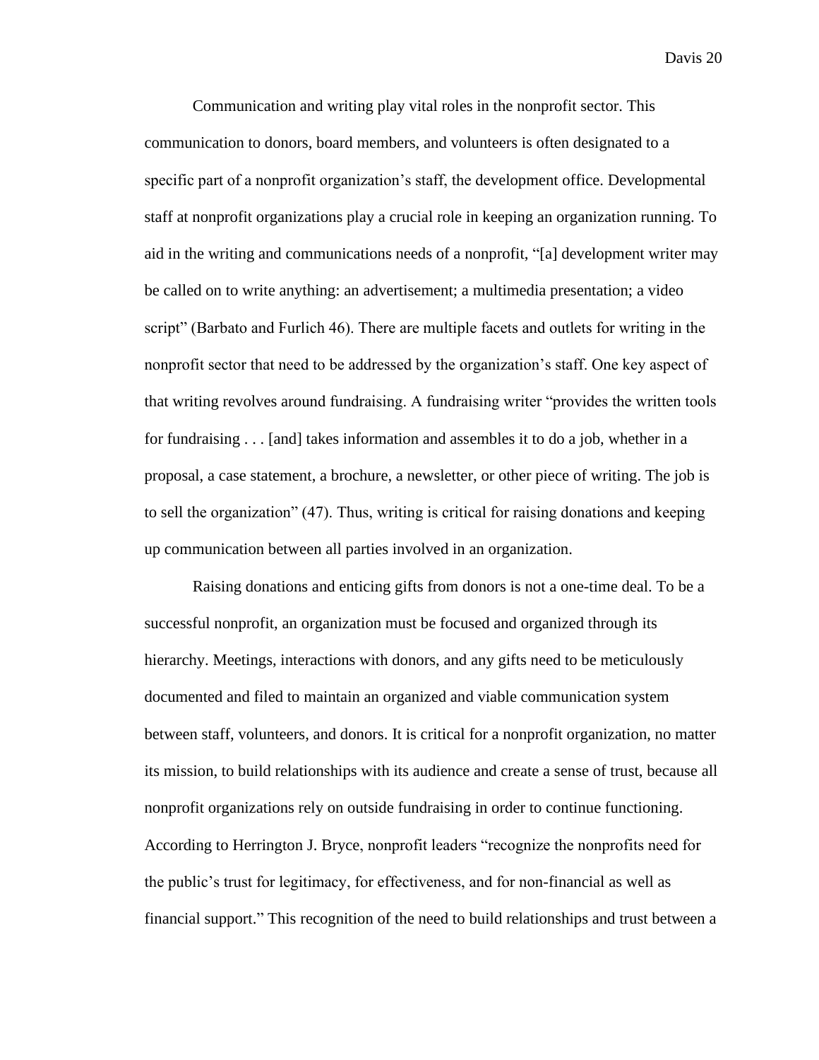Communication and writing play vital roles in the nonprofit sector. This communication to donors, board members, and volunteers is often designated to a specific part of a nonprofit organization's staff, the development office. Developmental staff at nonprofit organizations play a crucial role in keeping an organization running. To aid in the writing and communications needs of a nonprofit, "[a] development writer may be called on to write anything: an advertisement; a multimedia presentation; a video script" (Barbato and Furlich 46). There are multiple facets and outlets for writing in the nonprofit sector that need to be addressed by the organization's staff. One key aspect of that writing revolves around fundraising. A fundraising writer "provides the written tools for fundraising . . . [and] takes information and assembles it to do a job, whether in a proposal, a case statement, a brochure, a newsletter, or other piece of writing. The job is to sell the organization" (47). Thus, writing is critical for raising donations and keeping up communication between all parties involved in an organization.

Raising donations and enticing gifts from donors is not a one-time deal. To be a successful nonprofit, an organization must be focused and organized through its hierarchy. Meetings, interactions with donors, and any gifts need to be meticulously documented and filed to maintain an organized and viable communication system between staff, volunteers, and donors. It is critical for a nonprofit organization, no matter its mission, to build relationships with its audience and create a sense of trust, because all nonprofit organizations rely on outside fundraising in order to continue functioning. According to Herrington J. Bryce, nonprofit leaders "recognize the nonprofits need for the public's trust for legitimacy, for effectiveness, and for non-financial as well as financial support." This recognition of the need to build relationships and trust between a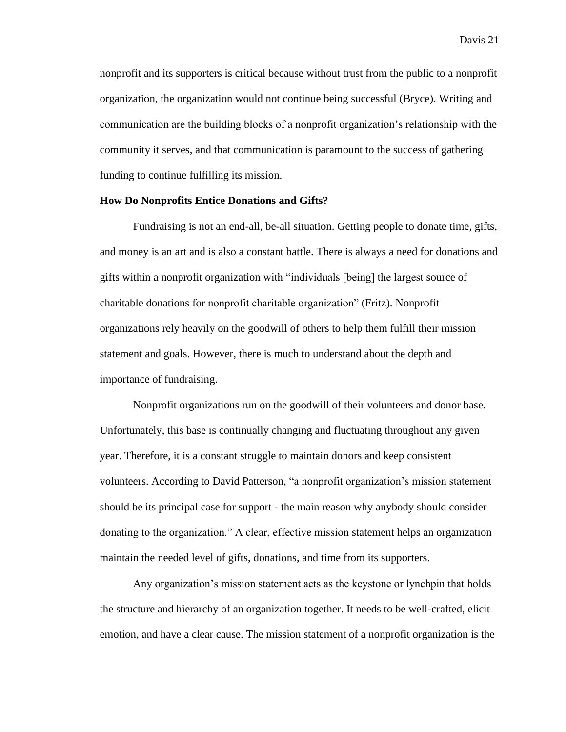nonprofit and its supporters is critical because without trust from the public to a nonprofit organization, the organization would not continue being successful (Bryce). Writing and communication are the building blocks of a nonprofit organization's relationship with the community it serves, and that communication is paramount to the success of gathering funding to continue fulfilling its mission.

**How Do Nonprofits Entice Donations and Gifts?**

Fundraising is not an end-all, be-all situation. Getting people to donate time, gifts, and money is an art and is also a constant battle. There is always a need for donations and gifts within a nonprofit organization with "individuals [being] the largest source of charitable donations for nonprofit charitable organization" (Fritz). Nonprofit organizations rely heavily on the goodwill of others to help them fulfill their mission statement and goals. However, there is much to understand about the depth and importance of fundraising.

Nonprofit organizations run on the goodwill of their volunteers and donor base. Unfortunately, this base is continually changing and fluctuating throughout any given year. Therefore, it is a constant struggle to maintain donors and keep consistent volunteers. According to David Patterson, "a nonprofit organization's mission statement should be its principal case for support - the main reason why anybody should consider donating to the organization." A clear, effective mission statement helps an organization maintain the needed level of gifts, donations, and time from its supporters.

Any organization's mission statement acts as the keystone or lynchpin that holds the structure and hierarchy of an organization together. It needs to be well-crafted, elicit emotion, and have a clear cause. The mission statement of a nonprofit organization is the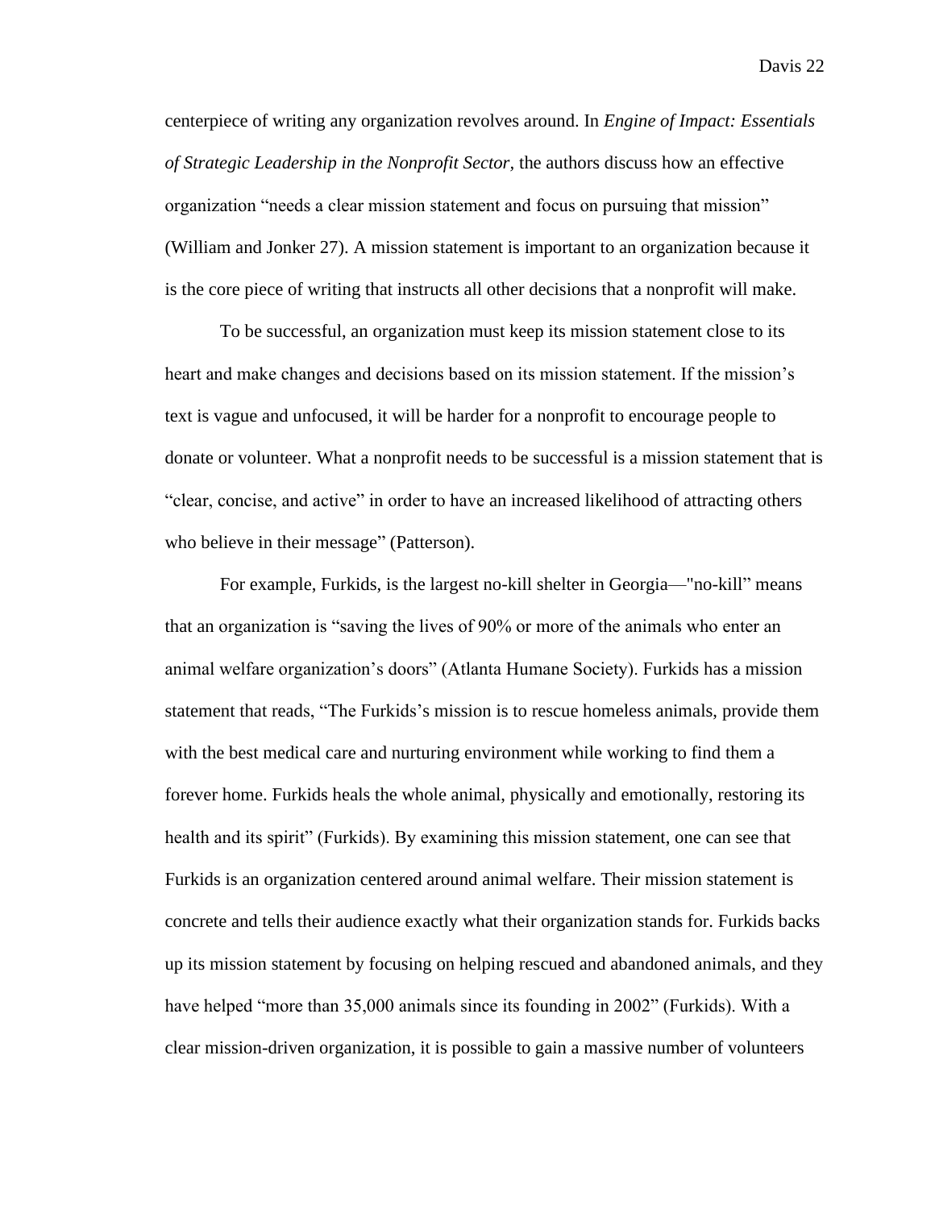centerpiece of writing any organization revolves around. In *Engine of Impact: Essentials of Strategic Leadership in the Nonprofit Sector,* the authors discuss how an effective organization "needs a clear mission statement and focus on pursuing that mission" (William and Jonker 27). A mission statement is important to an organization because it is the core piece of writing that instructs all other decisions that a nonprofit will make.

To be successful, an organization must keep its mission statement close to its heart and make changes and decisions based on its mission statement. If the mission's text is vague and unfocused, it will be harder for a nonprofit to encourage people to donate or volunteer. What a nonprofit needs to be successful is a mission statement that is "clear, concise, and active" in order to have an increased likelihood of attracting others who believe in their message" (Patterson).

For example, Furkids, is the largest no-kill shelter in Georgia—"no-kill" means that an organization is "saving the lives of 90% or more of the animals who enter an animal welfare organization's doors" (Atlanta Humane Society). Furkids has a mission statement that reads, "The Furkids's mission is to rescue homeless animals, provide them with the best medical care and nurturing environment while working to find them a forever home. Furkids heals the whole animal, physically and emotionally, restoring its health and its spirit" (Furkids). By examining this mission statement, one can see that Furkids is an organization centered around animal welfare. Their mission statement is concrete and tells their audience exactly what their organization stands for. Furkids backs up its mission statement by focusing on helping rescued and abandoned animals, and they have helped "more than 35,000 animals since its founding in 2002" (Furkids). With a clear mission-driven organization, it is possible to gain a massive number of volunteers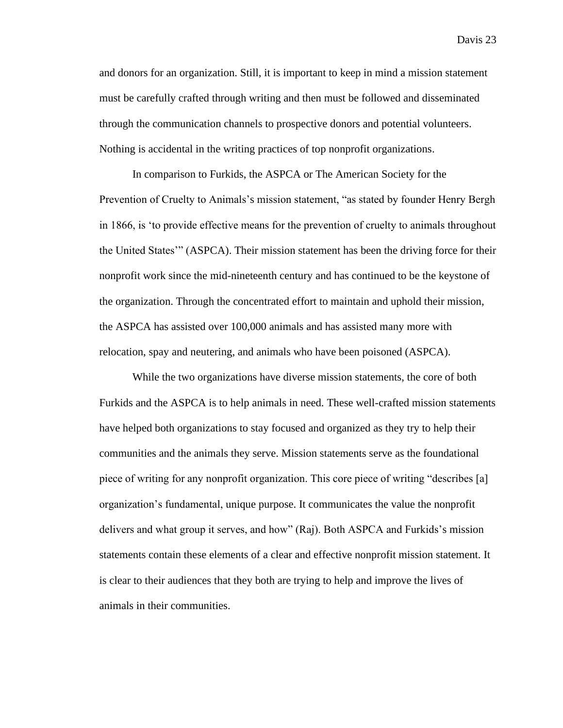and donors for an organization. Still, it is important to keep in mind a mission statement must be carefully crafted through writing and then must be followed and disseminated through the communication channels to prospective donors and potential volunteers. Nothing is accidental in the writing practices of top nonprofit organizations.

In comparison to Furkids, the ASPCA or The American Society for the Prevention of Cruelty to Animals's mission statement, "as stated by founder Henry Bergh in 1866, is 'to provide effective means for the prevention of cruelty to animals throughout the United States'" (ASPCA). Their mission statement has been the driving force for their nonprofit work since the mid-nineteenth century and has continued to be the keystone of the organization. Through the concentrated effort to maintain and uphold their mission, the ASPCA has assisted over 100,000 animals and has assisted many more with relocation, spay and neutering, and animals who have been poisoned (ASPCA).

While the two organizations have diverse mission statements, the core of both Furkids and the ASPCA is to help animals in need. These well-crafted mission statements have helped both organizations to stay focused and organized as they try to help their communities and the animals they serve. Mission statements serve as the foundational piece of writing for any nonprofit organization. This core piece of writing "describes [a] organization's fundamental, unique purpose. It communicates the value the nonprofit delivers and what group it serves, and how" (Raj). Both ASPCA and Furkids's mission statements contain these elements of a clear and effective nonprofit mission statement. It is clear to their audiences that they both are trying to help and improve the lives of animals in their communities.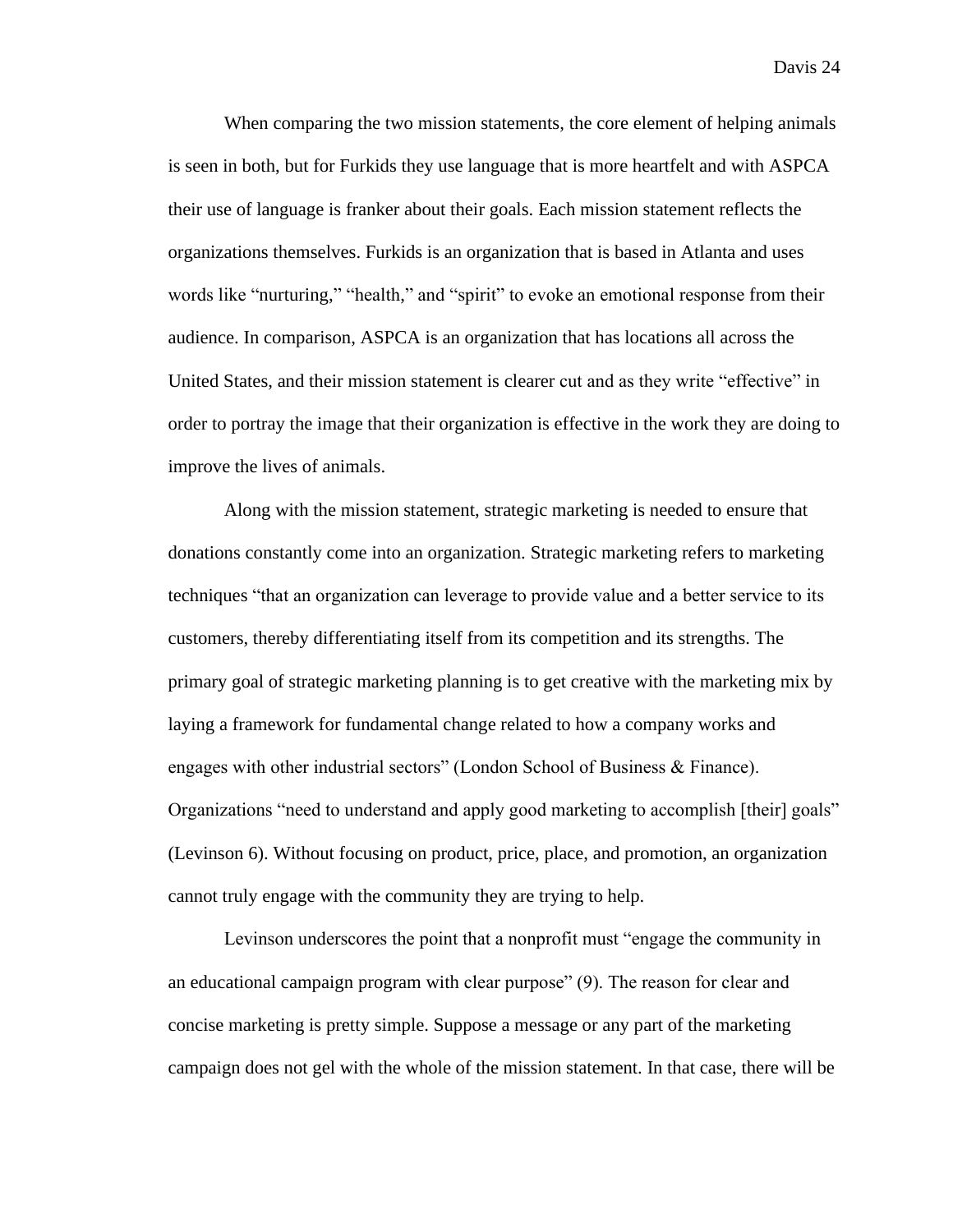When comparing the two mission statements, the core element of helping animals is seen in both, but for Furkids they use language that is more heartfelt and with ASPCA their use of language is franker about their goals. Each mission statement reflects the organizations themselves. Furkids is an organization that is based in Atlanta and uses words like "nurturing," "health," and "spirit" to evoke an emotional response from their audience. In comparison, ASPCA is an organization that has locations all across the United States, and their mission statement is clearer cut and as they write "effective" in order to portray the image that their organization is effective in the work they are doing to improve the lives of animals.

Along with the mission statement, strategic marketing is needed to ensure that donations constantly come into an organization. Strategic marketing refers to marketing techniques "that an organization can leverage to provide value and a better service to its customers, thereby differentiating itself from its competition and its strengths. The primary goal of strategic marketing planning is to get creative with the marketing mix by laying a framework for fundamental change related to how a company works and engages with other industrial sectors" (London School of Business & Finance). Organizations "need to understand and apply good marketing to accomplish [their] goals" (Levinson 6). Without focusing on product, price, place, and promotion, an organization cannot truly engage with the community they are trying to help.

Levinson underscores the point that a nonprofit must "engage the community in an educational campaign program with clear purpose" (9). The reason for clear and concise marketing is pretty simple. Suppose a message or any part of the marketing campaign does not gel with the whole of the mission statement. In that case, there will be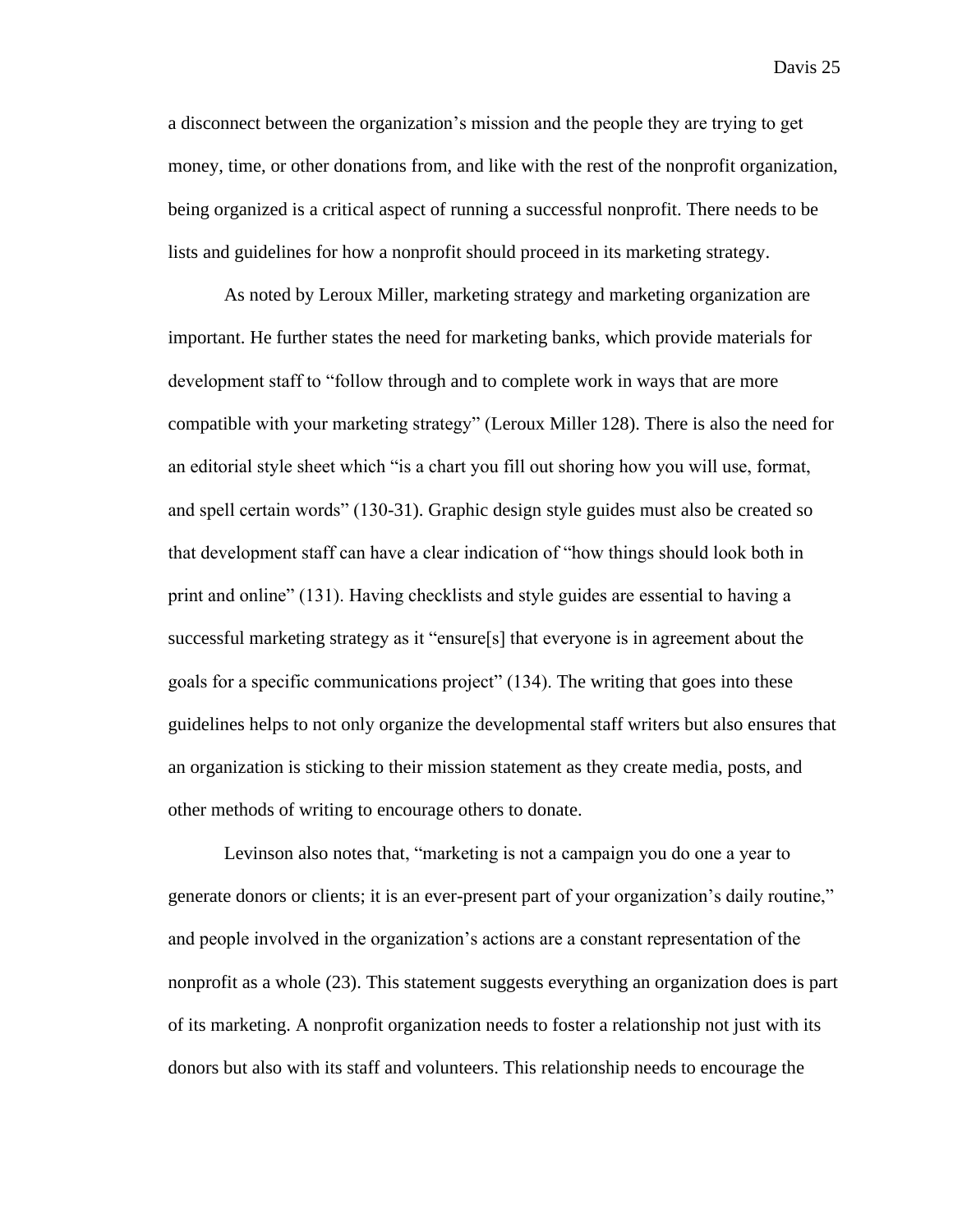a disconnect between the organization's mission and the people they are trying to get money, time, or other donations from, and like with the rest of the nonprofit organization, being organized is a critical aspect of running a successful nonprofit. There needs to be lists and guidelines for how a nonprofit should proceed in its marketing strategy.

As noted by Leroux Miller, marketing strategy and marketing organization are important. He further states the need for marketing banks, which provide materials for development staff to "follow through and to complete work in ways that are more compatible with your marketing strategy" (Leroux Miller 128). There is also the need for an editorial style sheet which "is a chart you fill out shoring how you will use, format, and spell certain words" (130-31). Graphic design style guides must also be created so that development staff can have a clear indication of "how things should look both in print and online" (131). Having checklists and style guides are essential to having a successful marketing strategy as it "ensure[s] that everyone is in agreement about the goals for a specific communications project" (134). The writing that goes into these guidelines helps to not only organize the developmental staff writers but also ensures that an organization is sticking to their mission statement as they create media, posts, and other methods of writing to encourage others to donate.

Levinson also notes that, "marketing is not a campaign you do one a year to generate donors or clients; it is an ever-present part of your organization's daily routine," and people involved in the organization's actions are a constant representation of the nonprofit as a whole (23). This statement suggests everything an organization does is part of its marketing. A nonprofit organization needs to foster a relationship not just with its donors but also with its staff and volunteers. This relationship needs to encourage the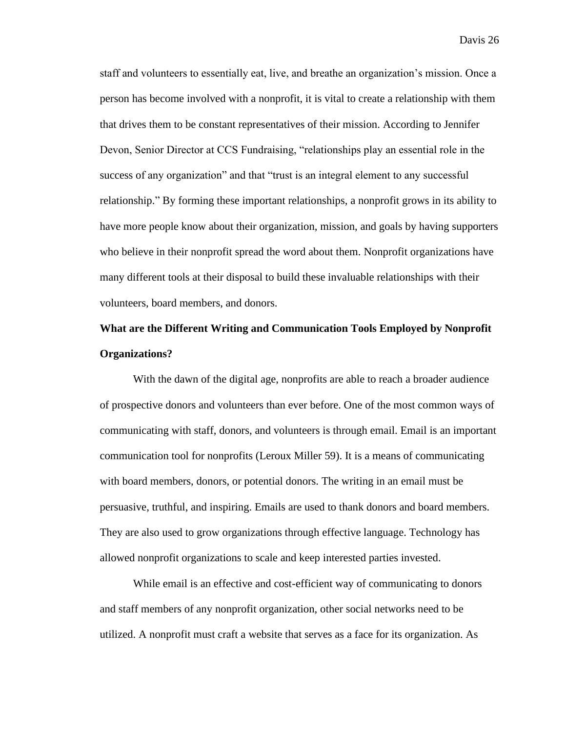staff and volunteers to essentially eat, live, and breathe an organization's mission. Once a person has become involved with a nonprofit, it is vital to create a relationship with them that drives them to be constant representatives of their mission. According to Jennifer Devon, Senior Director at CCS Fundraising, "relationships play an essential role in the success of any organization" and that "trust is an integral element to any successful relationship." By forming these important relationships, a nonprofit grows in its ability to have more people know about their organization, mission, and goals by having supporters who believe in their nonprofit spread the word about them. Nonprofit organizations have many different tools at their disposal to build these invaluable relationships with their volunteers, board members, and donors.

**What are the Different Writing and Communication Tools Employed by Nonprofit Organizations?**

With the dawn of the digital age, nonprofits are able to reach a broader audience of prospective donors and volunteers than ever before. One of the most common ways of communicating with staff, donors, and volunteers is through email. Email is an important communication tool for nonprofits (Leroux Miller 59). It is a means of communicating with board members, donors, or potential donors. The writing in an email must be persuasive, truthful, and inspiring. Emails are used to thank donors and board members. They are also used to grow organizations through effective language. Technology has allowed nonprofit organizations to scale and keep interested parties invested.

While email is an effective and cost-efficient way of communicating to donors and staff members of any nonprofit organization, other social networks need to be utilized. A nonprofit must craft a website that serves as a face for its organization. As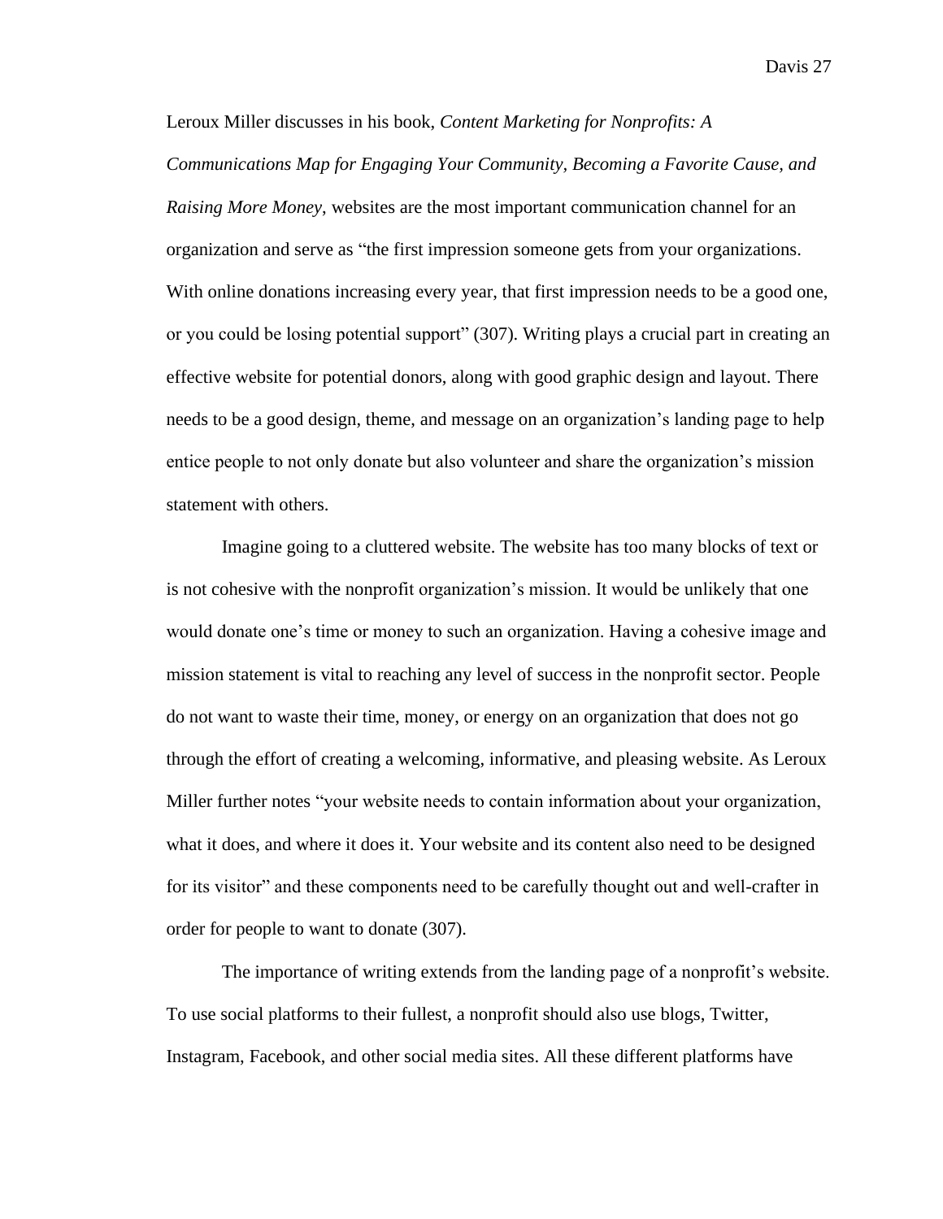Leroux Miller discusses in his book, *Content Marketing for Nonprofits: A Communications Map for Engaging Your Community, Becoming a Favorite Cause, and Raising More Money*, websites are the most important communication channel for an organization and serve as "the first impression someone gets from your organizations. With online donations increasing every year, that first impression needs to be a good one, or you could be losing potential support" (307). Writing plays a crucial part in creating an effective website for potential donors, along with good graphic design and layout. There needs to be a good design, theme, and message on an organization's landing page to help entice people to not only donate but also volunteer and share the organization's mission statement with others.

Imagine going to a cluttered website. The website has too many blocks of text or is not cohesive with the nonprofit organization's mission. It would be unlikely that one would donate one's time or money to such an organization. Having a cohesive image and mission statement is vital to reaching any level of success in the nonprofit sector. People do not want to waste their time, money, or energy on an organization that does not go through the effort of creating a welcoming, informative, and pleasing website. As Leroux Miller further notes "your website needs to contain information about your organization, what it does, and where it does it. Your website and its content also need to be designed for its visitor" and these components need to be carefully thought out and well-crafter in order for people to want to donate (307).

The importance of writing extends from the landing page of a nonprofit's website. To use social platforms to their fullest, a nonprofit should also use blogs, Twitter, Instagram, Facebook, and other social media sites. All these different platforms have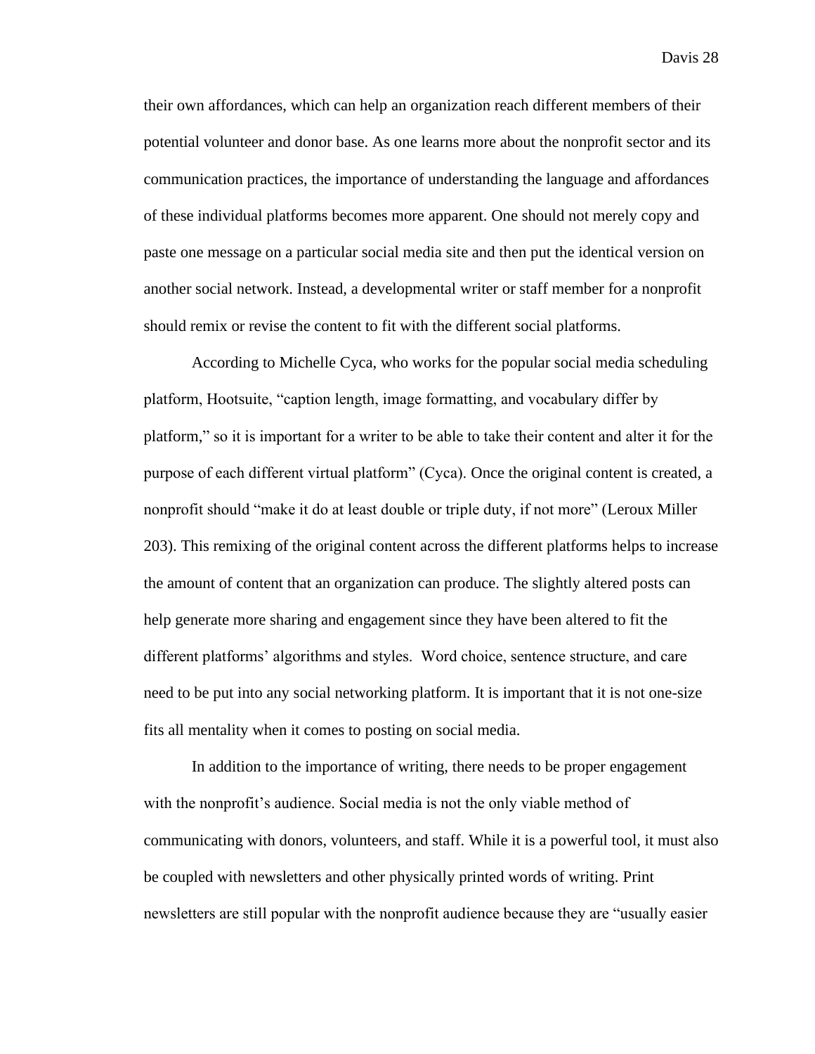their own affordances, which can help an organization reach different members of their potential volunteer and donor base. As one learns more about the nonprofit sector and its communication practices, the importance of understanding the language and affordances of these individual platforms becomes more apparent. One should not merely copy and paste one message on a particular social media site and then put the identical version on another social network. Instead, a developmental writer or staff member for a nonprofit should remix or revise the content to fit with the different social platforms.

According to Michelle Cyca, who works for the popular social media scheduling platform, Hootsuite, "caption length, image formatting, and vocabulary differ by platform," so it is important for a writer to be able to take their content and alter it for the purpose of each different virtual platform" (Cyca). Once the original content is created, a nonprofit should "make it do at least double or triple duty, if not more" (Leroux Miller 203). This remixing of the original content across the different platforms helps to increase the amount of content that an organization can produce. The slightly altered posts can help generate more sharing and engagement since they have been altered to fit the different platforms' algorithms and styles.  Word choice, sentence structure, and care need to be put into any social networking platform. It is important that it is not one-size fits all mentality when it comes to posting on social media.

In addition to the importance of writing, there needs to be proper engagement with the nonprofit's audience. Social media is not the only viable method of communicating with donors, volunteers, and staff. While it is a powerful tool, it must also be coupled with newsletters and other physically printed words of writing. Print newsletters are still popular with the nonprofit audience because they are "usually easier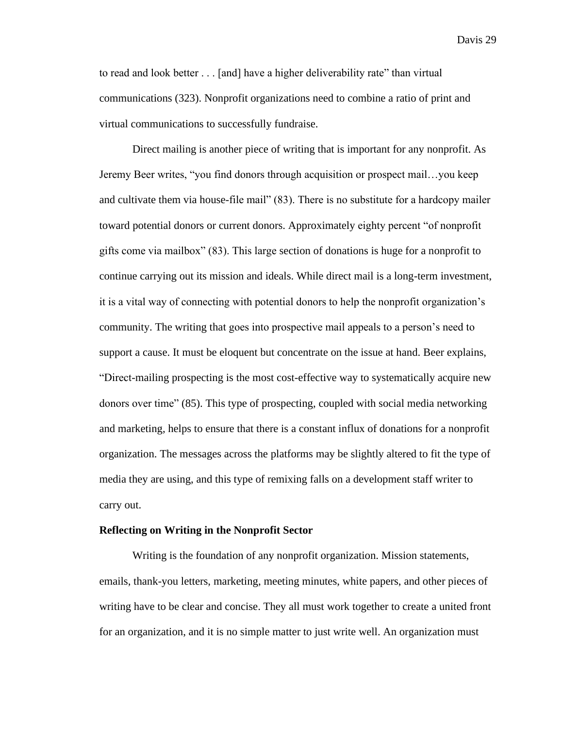to read and look better . . . [and] have a higher deliverability rate" than virtual communications (323). Nonprofit organizations need to combine a ratio of print and virtual communications to successfully fundraise.

Direct mailing is another piece of writing that is important for any nonprofit. As Jeremy Beer writes, "you find donors through acquisition or prospect mail…you keep and cultivate them via house-file mail" (83). There is no substitute for a hardcopy mailer toward potential donors or current donors. Approximately eighty percent "of nonprofit gifts come via mailbox" (83). This large section of donations is huge for a nonprofit to continue carrying out its mission and ideals. While direct mail is a long-term investment, it is a vital way of connecting with potential donors to help the nonprofit organization's community. The writing that goes into prospective mail appeals to a person's need to support a cause. It must be eloquent but concentrate on the issue at hand. Beer explains, "Direct-mailing prospecting is the most cost-effective way to systematically acquire new donors over time" (85). This type of prospecting, coupled with social media networking and marketing, helps to ensure that there is a constant influx of donations for a nonprofit organization. The messages across the platforms may be slightly altered to fit the type of media they are using, and this type of remixing falls on a development staff writer to carry out.

**Reflecting on Writing in the Nonprofit Sector**

Writing is the foundation of any nonprofit organization. Mission statements, emails, thank-you letters, marketing, meeting minutes, white papers, and other pieces of writing have to be clear and concise. They all must work together to create a united front for an organization, and it is no simple matter to just write well. An organization must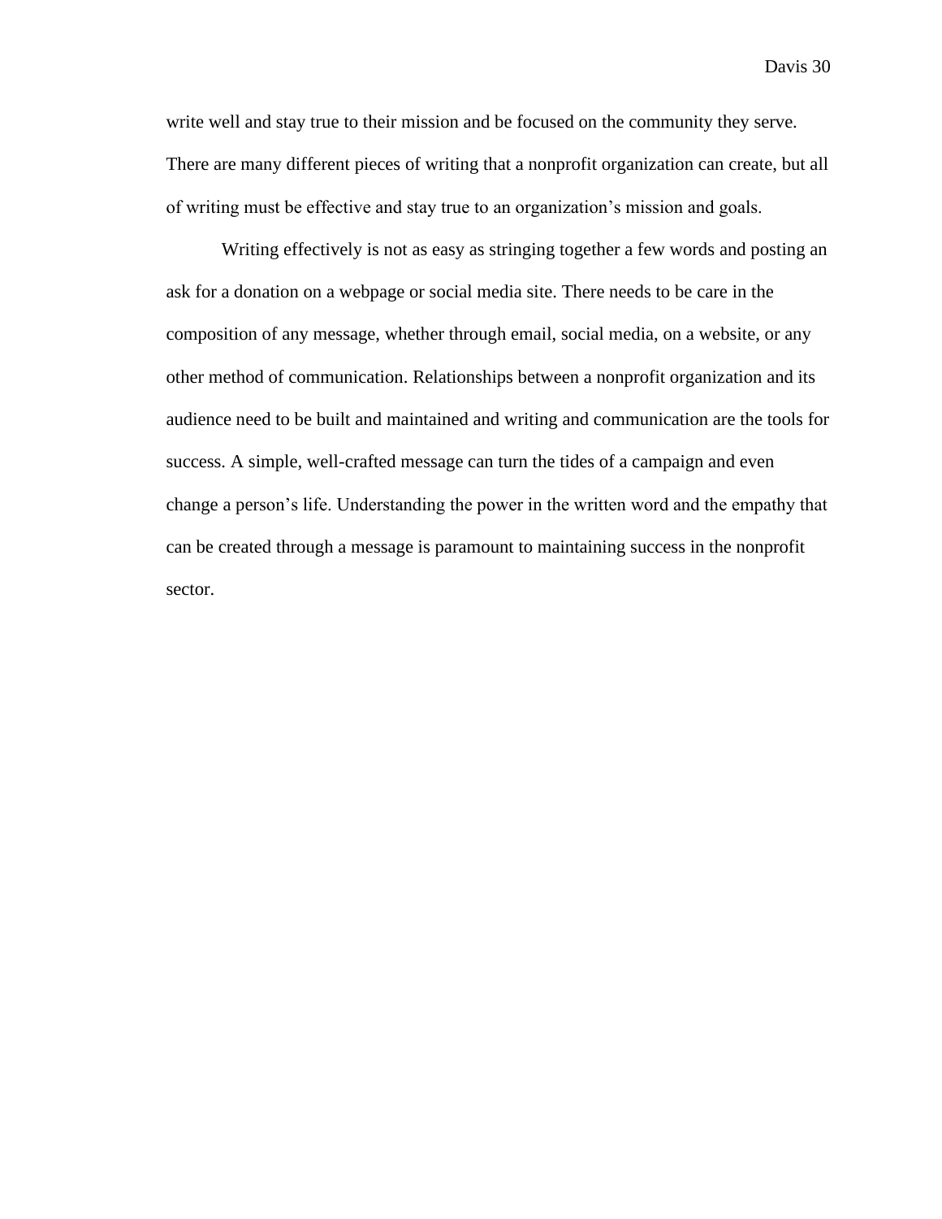write well and stay true to their mission and be focused on the community they serve. There are many different pieces of writing that a nonprofit organization can create, but all of writing must be effective and stay true to an organization's mission and goals.

Writing effectively is not as easy as stringing together a few words and posting an ask for a donation on a webpage or social media site. There needs to be care in the composition of any message, whether through email, social media, on a website, or any other method of communication. Relationships between a nonprofit organization and its audience need to be built and maintained and writing and communication are the tools for success. A simple, well-crafted message can turn the tides of a campaign and even change a person's life. Understanding the power in the written word and the empathy that can be created through a message is paramount to maintaining success in the nonprofit sector.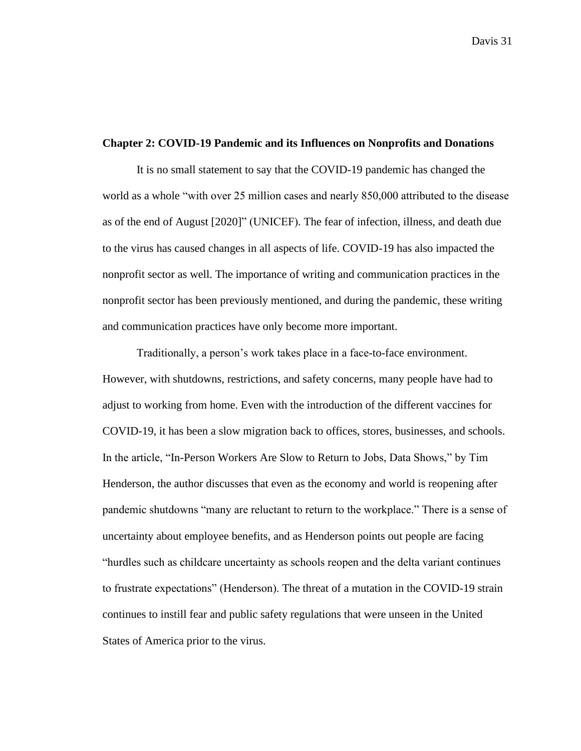## Chapter 2: COVID-19 Pandemic and its Influences on Nonprofits and Donations

It is no small statement to say that the COVID-19 pandemic has changed the world as a whole "with over 25 million cases and nearly 850,000 attributed to the disease as of the end of August [2020]" (UNICEF). The fear of infection, illness, and death due to the virus has caused changes in all aspects of life. COVID-19 has also impacted the nonprofit sector as well. The importance of writing and communication practices in the nonprofit sector has been previously mentioned, and during the pandemic, these writing and communication practices have only become more important.

Traditionally, a person's work takes place in a face-to-face environment. However, with shutdowns, restrictions, and safety concerns, many people have had to adjust to working from home. Even with the introduction of the different vaccines for COVID-19, it has been a slow migration back to offices, stores, businesses, and schools. In the article, "In-Person Workers Are Slow to Return to Jobs, Data Shows," by Tim Henderson, the author discusses that even as the economy and world is reopening after pandemic shutdowns "many are reluctant to return to the workplace." There is a sense of uncertainty about employee benefits, and as Henderson points out people are facing "hurdles such as childcare uncertainty as schools reopen and the delta variant continues to frustrate expectations" (Henderson). The threat of a mutation in the COVID-19 strain continues to instill fear and public safety regulations that were unseen in the United States of America prior to the virus.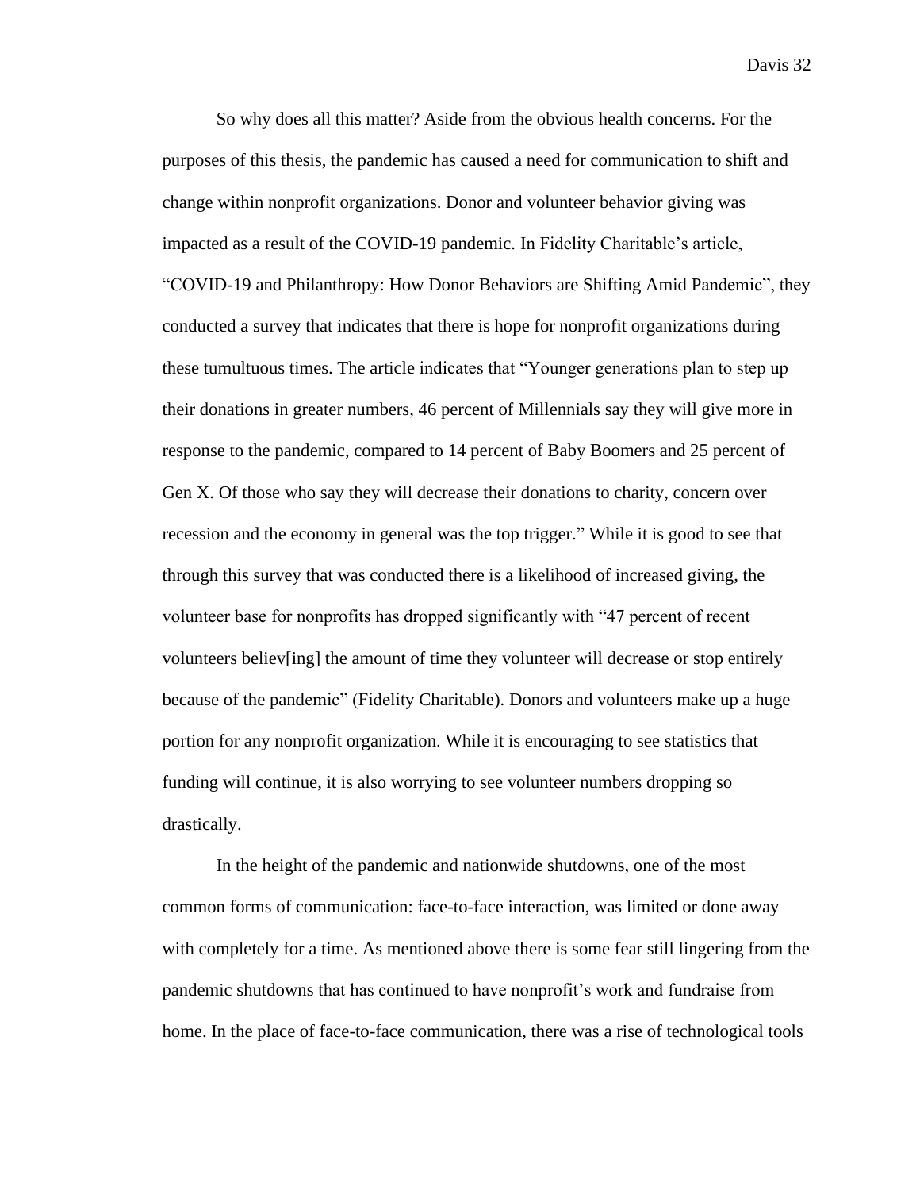So why does all this matter? Aside from the obvious health concerns. For the purposes of this thesis, the pandemic has caused a need for communication to shift and change within nonprofit organizations. Donor and volunteer behavior giving was impacted as a result of the COVID-19 pandemic. In Fidelity Charitable's article, "COVID-19 and Philanthropy: How Donor Behaviors are Shifting Amid Pandemic", they conducted a survey that indicates that there is hope for nonprofit organizations during these tumultuous times. The article indicates that "Younger generations plan to step up their donations in greater numbers, 46 percent of Millennials say they will give more in response to the pandemic, compared to 14 percent of Baby Boomers and 25 percent of Gen X. Of those who say they will decrease their donations to charity, concern over recession and the economy in general was the top trigger." While it is good to see that through this survey that was conducted there is a likelihood of increased giving, the volunteer base for nonprofits has dropped significantly with "47 percent of recent volunteers believ[ing] the amount of time they volunteer will decrease or stop entirely because of the pandemic" (Fidelity Charitable). Donors and volunteers make up a huge portion for any nonprofit organization. While it is encouraging to see statistics that funding will continue, it is also worrying to see volunteer numbers dropping so drastically.

In the height of the pandemic and nationwide shutdowns, one of the most common forms of communication: face-to-face interaction, was limited or done away with completely for a time. As mentioned above there is some fear still lingering from the pandemic shutdowns that has continued to have nonprofit's work and fundraise from home. In the place of face-to-face communication, there was a rise of technological tools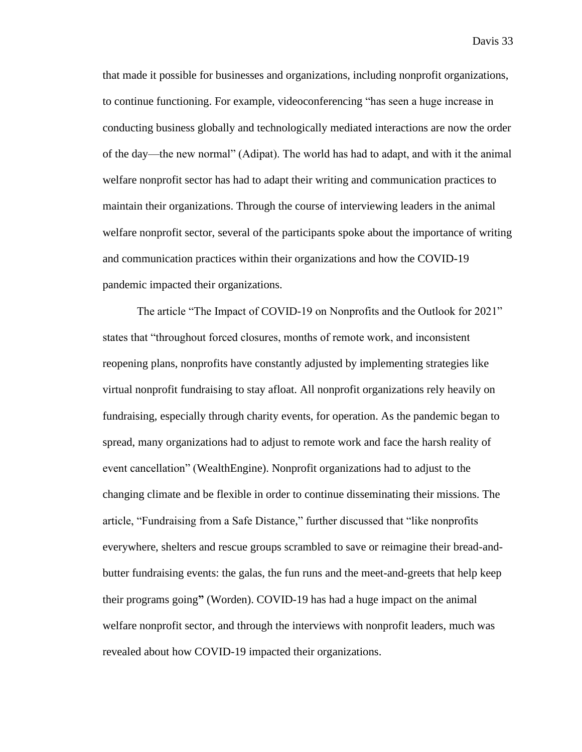that made it possible for businesses and organizations, including nonprofit organizations, to continue functioning. For example, videoconferencing "has seen a huge increase in conducting business globally and technologically mediated interactions are now the order of the day—the new normal" (Adipat). The world has had to adapt, and with it the animal welfare nonprofit sector has had to adapt their writing and communication practices to maintain their organizations. Through the course of interviewing leaders in the animal welfare nonprofit sector, several of the participants spoke about the importance of writing and communication practices within their organizations and how the COVID-19 pandemic impacted their organizations.

The article "The Impact of COVID-19 on Nonprofits and the Outlook for 2021" states that "throughout forced closures, months of remote work, and inconsistent reopening plans, nonprofits have constantly adjusted by implementing strategies like virtual nonprofit fundraising to stay afloat. All nonprofit organizations rely heavily on fundraising, especially through charity events, for operation. As the pandemic began to spread, many organizations had to adjust to remote work and face the harsh reality of event cancellation" (WealthEngine). Nonprofit organizations had to adjust to the changing climate and be flexible in order to continue disseminating their missions. The article, "Fundraising from a Safe Distance," further discussed that "like nonprofits everywhere, shelters and rescue groups scrambled to save or reimagine their bread-and-butter fundraising events: the galas, the fun runs and the meet-and-greets that help keep their programs going" (Worden). COVID-19 has had a huge impact on the animal welfare nonprofit sector, and through the interviews with nonprofit leaders, much was revealed about how COVID-19 impacted their organizations.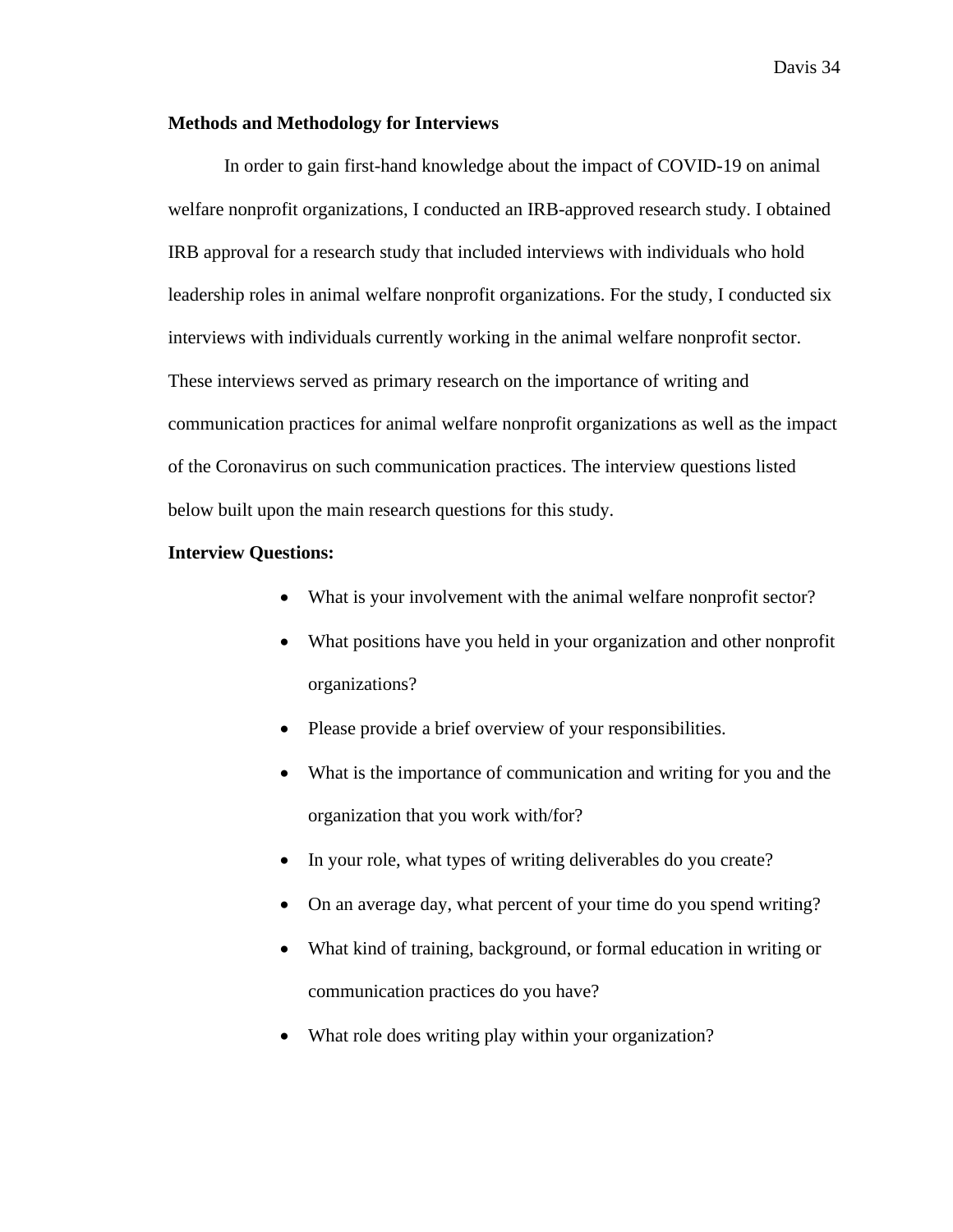**Methods and Methodology for Interviews**

In order to gain first-hand knowledge about the impact of COVID-19 on animal welfare nonprofit organizations, I conducted an IRB-approved research study. I obtained IRB approval for a research study that included interviews with individuals who hold leadership roles in animal welfare nonprofit organizations. For the study, I conducted six interviews with individuals currently working in the animal welfare nonprofit sector. These interviews served as primary research on the importance of writing and communication practices for animal welfare nonprofit organizations as well as the impact of the Coronavirus on such communication practices. The interview questions listed below built upon the main research questions for this study.

**Interview Questions:**

- What is your involvement with the animal welfare nonprofit sector?
- What positions have you held in your organization and other nonprofit organizations?
- Please provide a brief overview of your responsibilities.
- What is the importance of communication and writing for you and the organization that you work with/for?
- In your role, what types of writing deliverables do you create?
- On an average day, what percent of your time do you spend writing?
- What kind of training, background, or formal education in writing or communication practices do you have?
- What role does writing play within your organization?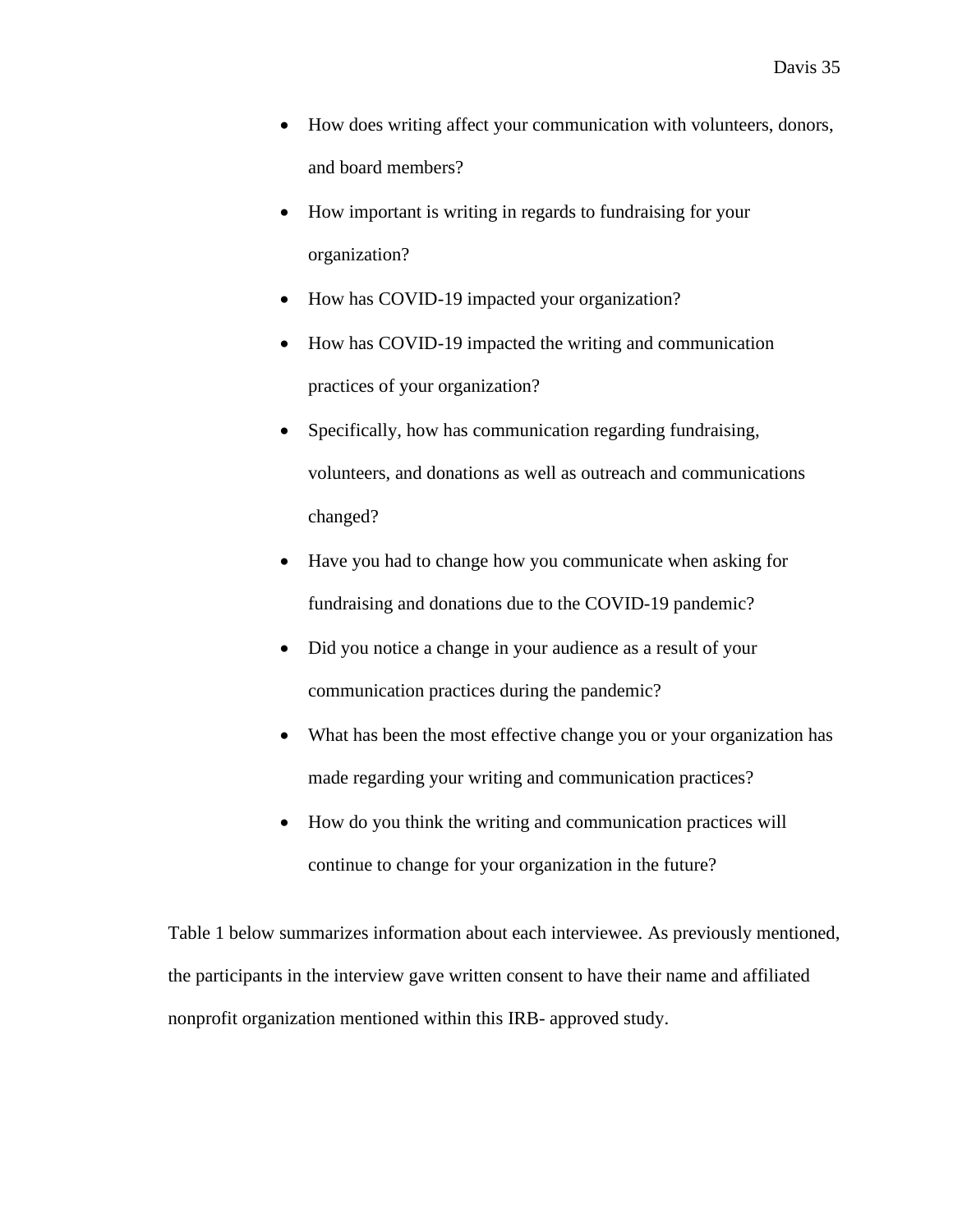- How does writing affect your communication with volunteers, donors, and board members?
- How important is writing in regards to fundraising for your organization?
- How has COVID-19 impacted your organization?
- How has COVID-19 impacted the writing and communication practices of your organization?
- Specifically, how has communication regarding fundraising, volunteers, and donations as well as outreach and communications changed?
- Have you had to change how you communicate when asking for fundraising and donations due to the COVID-19 pandemic?
- Did you notice a change in your audience as a result of your communication practices during the pandemic?
- What has been the most effective change you or your organization has made regarding your writing and communication practices?
- How do you think the writing and communication practices will continue to change for your organization in the future?

Table 1 below summarizes information about each interviewee. As previously mentioned, the participants in the interview gave written consent to have their name and affiliated nonprofit organization mentioned within this IRB- approved study.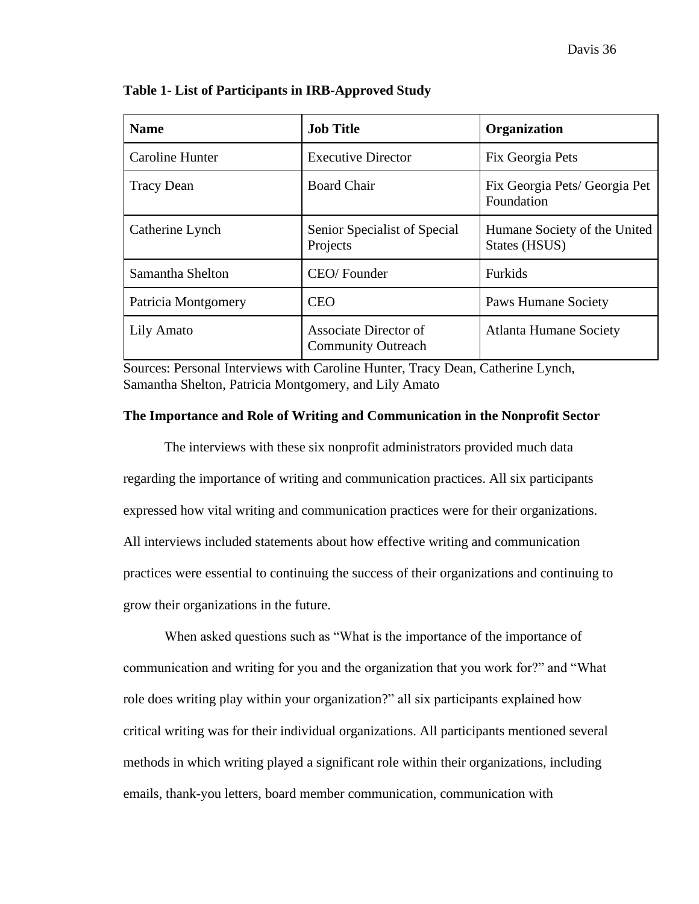**Table 1- List of Participants in IRB-Approved Study**

| Name | Job Title | Organization |
|---|---|---|
| Caroline Hunter | Executive Director | Fix Georgia Pets |
| Tracy Dean | Board Chair | Fix Georgia Pets/ Georgia Pet Foundation |
| Catherine Lynch | Senior Specialist of Special Projects | Humane Society of the United States (HSUS) |
| Samantha Shelton | CEO/ Founder | Furkids |
| Patricia Montgomery | CEO | Paws Humane Society |
| Lily Amato | Associate Director of Community Outreach | Atlanta Humane Society |

Sources: Personal Interviews with Caroline Hunter, Tracy Dean, Catherine Lynch, Samantha Shelton, Patricia Montgomery, and Lily Amato

**The Importance and Role of Writing and Communication in the Nonprofit Sector**

The interviews with these six nonprofit administrators provided much data regarding the importance of writing and communication practices. All six participants expressed how vital writing and communication practices were for their organizations. All interviews included statements about how effective writing and communication practices were essential to continuing the success of their organizations and continuing to grow their organizations in the future.

When asked questions such as "What is the importance of the importance of communication and writing for you and the organization that you work for?" and "What role does writing play within your organization?" all six participants explained how critical writing was for their individual organizations. All participants mentioned several methods in which writing played a significant role within their organizations, including emails, thank-you letters, board member communication, communication with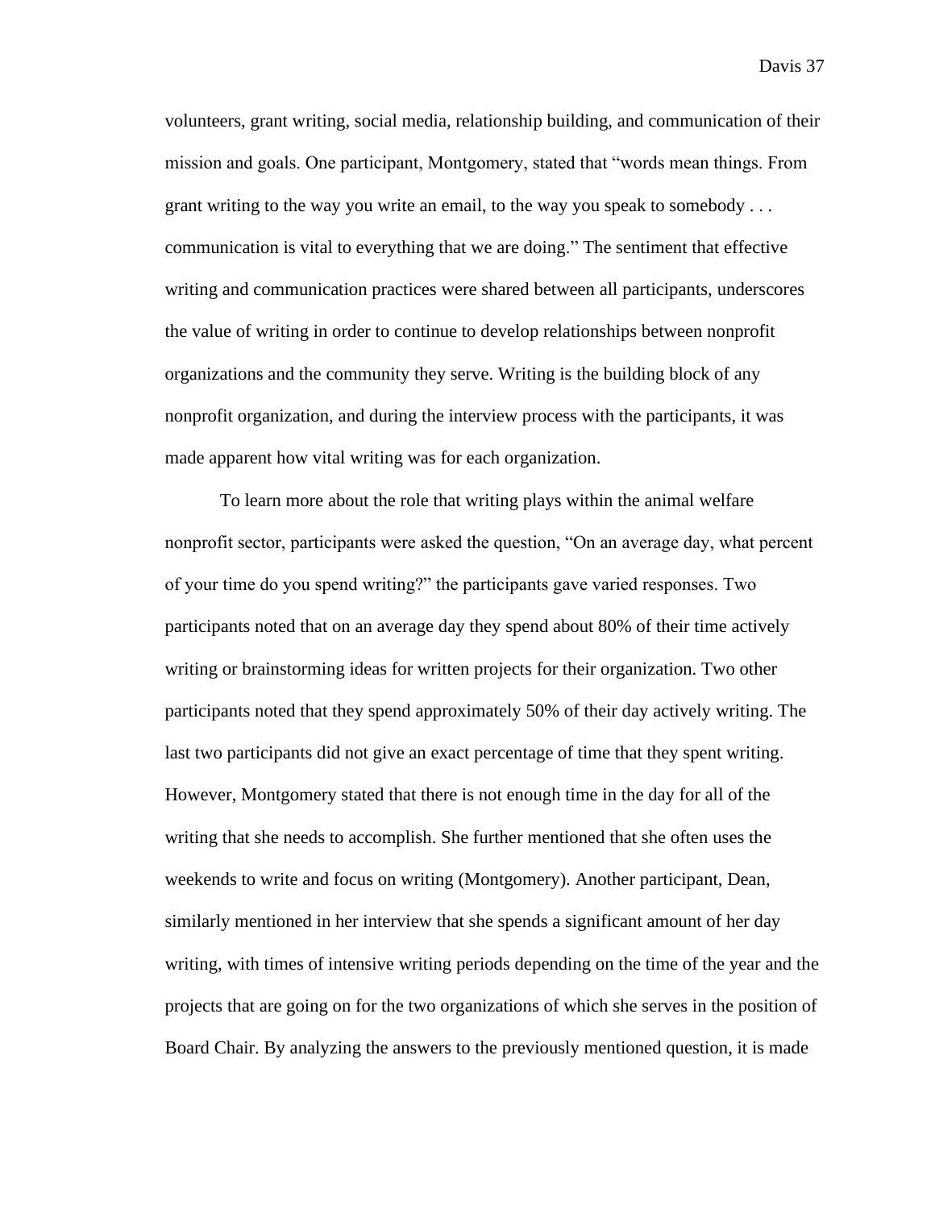volunteers, grant writing, social media, relationship building, and communication of their mission and goals. One participant, Montgomery, stated that "words mean things. From grant writing to the way you write an email, to the way you speak to somebody . . . communication is vital to everything that we are doing." The sentiment that effective writing and communication practices were shared between all participants, underscores the value of writing in order to continue to develop relationships between nonprofit organizations and the community they serve. Writing is the building block of any nonprofit organization, and during the interview process with the participants, it was made apparent how vital writing was for each organization.

To learn more about the role that writing plays within the animal welfare nonprofit sector, participants were asked the question, "On an average day, what percent of your time do you spend writing?" the participants gave varied responses. Two participants noted that on an average day they spend about 80% of their time actively writing or brainstorming ideas for written projects for their organization. Two other participants noted that they spend approximately 50% of their day actively writing. The last two participants did not give an exact percentage of time that they spent writing. However, Montgomery stated that there is not enough time in the day for all of the writing that she needs to accomplish. She further mentioned that she often uses the weekends to write and focus on writing (Montgomery). Another participant, Dean, similarly mentioned in her interview that she spends a significant amount of her day writing, with times of intensive writing periods depending on the time of the year and the projects that are going on for the two organizations of which she serves in the position of Board Chair. By analyzing the answers to the previously mentioned question, it is made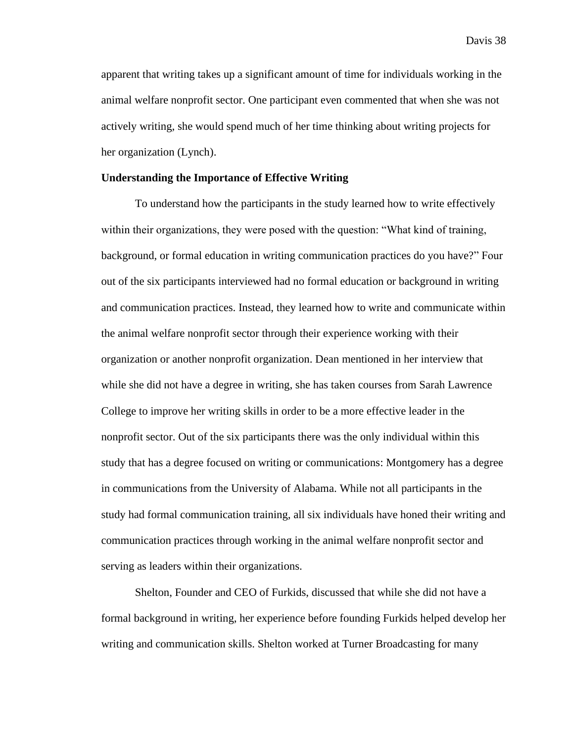apparent that writing takes up a significant amount of time for individuals working in the animal welfare nonprofit sector. One participant even commented that when she was not actively writing, she would spend much of her time thinking about writing projects for her organization (Lynch).

**Understanding the Importance of Effective Writing**

To understand how the participants in the study learned how to write effectively within their organizations, they were posed with the question: "What kind of training, background, or formal education in writing communication practices do you have?" Four out of the six participants interviewed had no formal education or background in writing and communication practices. Instead, they learned how to write and communicate within the animal welfare nonprofit sector through their experience working with their organization or another nonprofit organization. Dean mentioned in her interview that while she did not have a degree in writing, she has taken courses from Sarah Lawrence College to improve her writing skills in order to be a more effective leader in the nonprofit sector. Out of the six participants there was the only individual within this study that has a degree focused on writing or communications: Montgomery has a degree in communications from the University of Alabama. While not all participants in the study had formal communication training, all six individuals have honed their writing and communication practices through working in the animal welfare nonprofit sector and serving as leaders within their organizations.

Shelton, Founder and CEO of Furkids, discussed that while she did not have a formal background in writing, her experience before founding Furkids helped develop her writing and communication skills. Shelton worked at Turner Broadcasting for many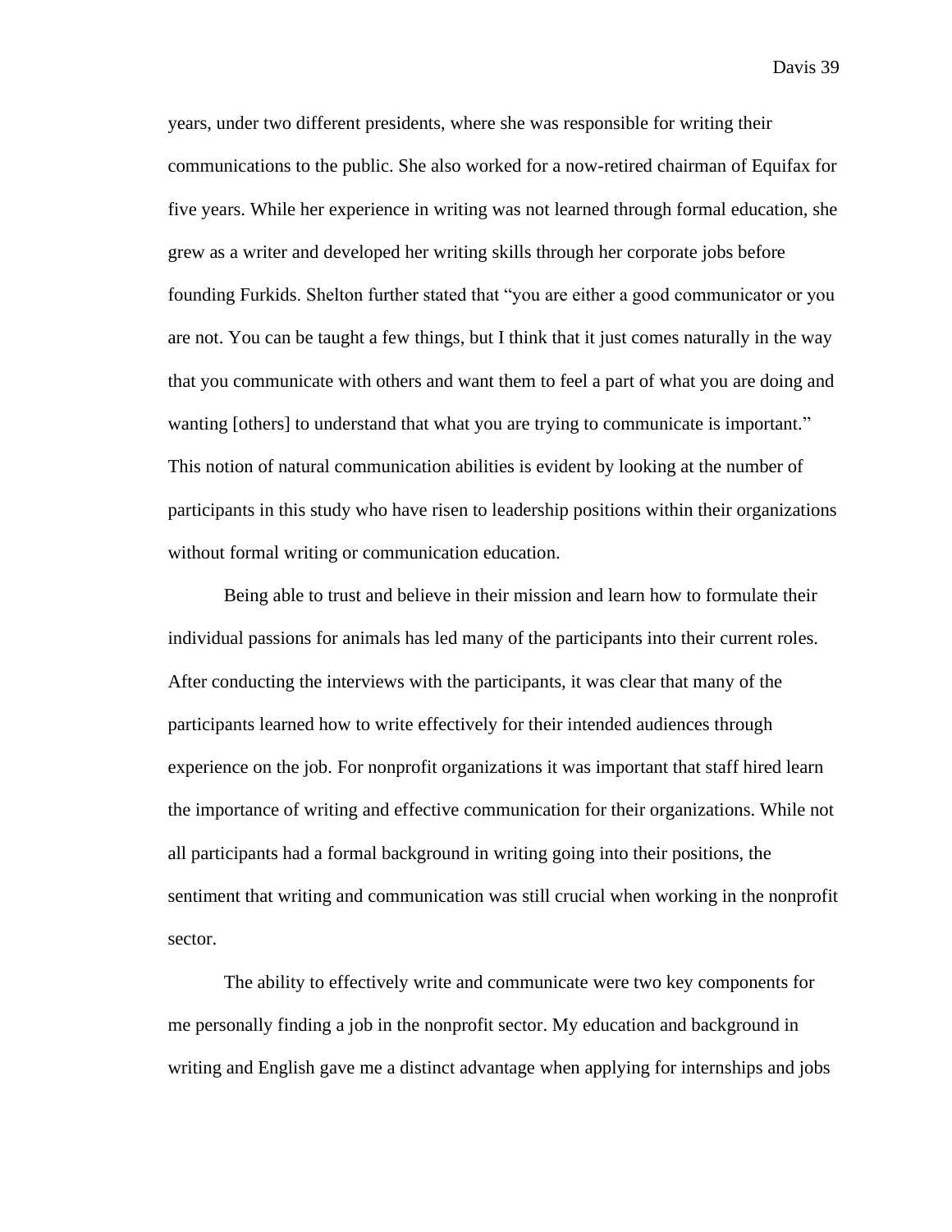years, under two different presidents, where she was responsible for writing their communications to the public. She also worked for a now-retired chairman of Equifax for five years. While her experience in writing was not learned through formal education, she grew as a writer and developed her writing skills through her corporate jobs before founding Furkids. Shelton further stated that "you are either a good communicator or you are not. You can be taught a few things, but I think that it just comes naturally in the way that you communicate with others and want them to feel a part of what you are doing and wanting [others] to understand that what you are trying to communicate is important." This notion of natural communication abilities is evident by looking at the number of participants in this study who have risen to leadership positions within their organizations without formal writing or communication education.

Being able to trust and believe in their mission and learn how to formulate their individual passions for animals has led many of the participants into their current roles. After conducting the interviews with the participants, it was clear that many of the participants learned how to write effectively for their intended audiences through experience on the job. For nonprofit organizations it was important that staff hired learn the importance of writing and effective communication for their organizations. While not all participants had a formal background in writing going into their positions, the sentiment that writing and communication was still crucial when working in the nonprofit sector.

The ability to effectively write and communicate were two key components for me personally finding a job in the nonprofit sector. My education and background in writing and English gave me a distinct advantage when applying for internships and jobs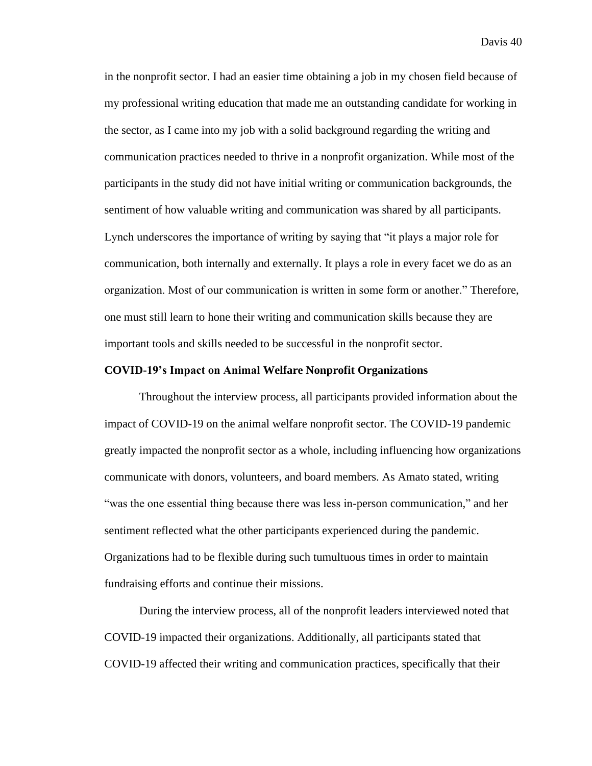in the nonprofit sector. I had an easier time obtaining a job in my chosen field because of my professional writing education that made me an outstanding candidate for working in the sector, as I came into my job with a solid background regarding the writing and communication practices needed to thrive in a nonprofit organization. While most of the participants in the study did not have initial writing or communication backgrounds, the sentiment of how valuable writing and communication was shared by all participants. Lynch underscores the importance of writing by saying that "it plays a major role for communication, both internally and externally. It plays a role in every facet we do as an organization. Most of our communication is written in some form or another." Therefore, one must still learn to hone their writing and communication skills because they are important tools and skills needed to be successful in the nonprofit sector.

**COVID-19's Impact on Animal Welfare Nonprofit Organizations**

Throughout the interview process, all participants provided information about the impact of COVID-19 on the animal welfare nonprofit sector. The COVID-19 pandemic greatly impacted the nonprofit sector as a whole, including influencing how organizations communicate with donors, volunteers, and board members. As Amato stated, writing "was the one essential thing because there was less in-person communication," and her sentiment reflected what the other participants experienced during the pandemic. Organizations had to be flexible during such tumultuous times in order to maintain fundraising efforts and continue their missions.

During the interview process, all of the nonprofit leaders interviewed noted that COVID-19 impacted their organizations. Additionally, all participants stated that COVID-19 affected their writing and communication practices, specifically that their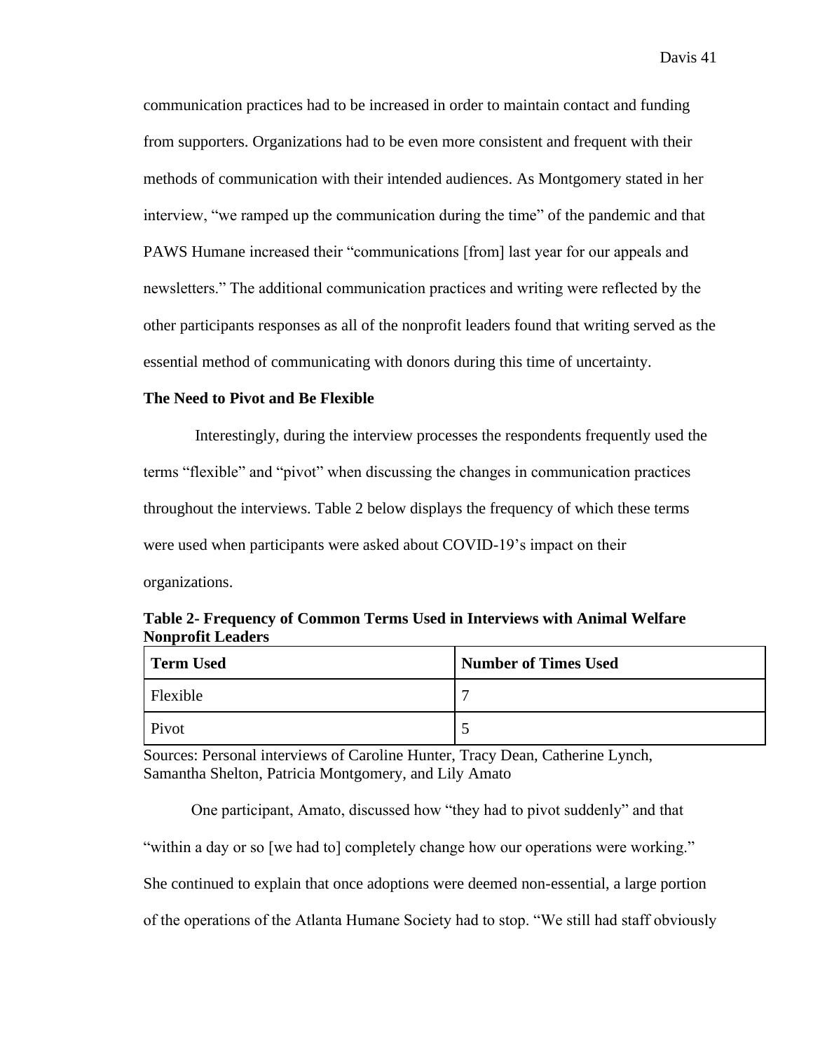communication practices had to be increased in order to maintain contact and funding from supporters. Organizations had to be even more consistent and frequent with their methods of communication with their intended audiences. As Montgomery stated in her interview, "we ramped up the communication during the time" of the pandemic and that PAWS Humane increased their "communications [from] last year for our appeals and newsletters." The additional communication practices and writing were reflected by the other participants responses as all of the nonprofit leaders found that writing served as the essential method of communicating with donors during this time of uncertainty.

### The Need to Pivot and Be Flexible

Interestingly, during the interview processes the respondents frequently used the terms "flexible" and "pivot" when discussing the changes in communication practices throughout the interviews. Table 2 below displays the frequency of which these terms were used when participants were asked about COVID-19's impact on their organizations.

**Table 2- Frequency of Common Terms Used in Interviews with Animal Welfare Nonprofit Leaders**

| Term Used | Number of Times Used |
| --- | --- |
| Flexible | 7 |
| Pivot | 5 |

Sources: Personal interviews of Caroline Hunter, Tracy Dean, Catherine Lynch, Samantha Shelton, Patricia Montgomery, and Lily Amato

One participant, Amato, discussed how "they had to pivot suddenly" and that "within a day or so [we had to] completely change how our operations were working." She continued to explain that once adoptions were deemed non-essential, a large portion of the operations of the Atlanta Humane Society had to stop. "We still had staff obviously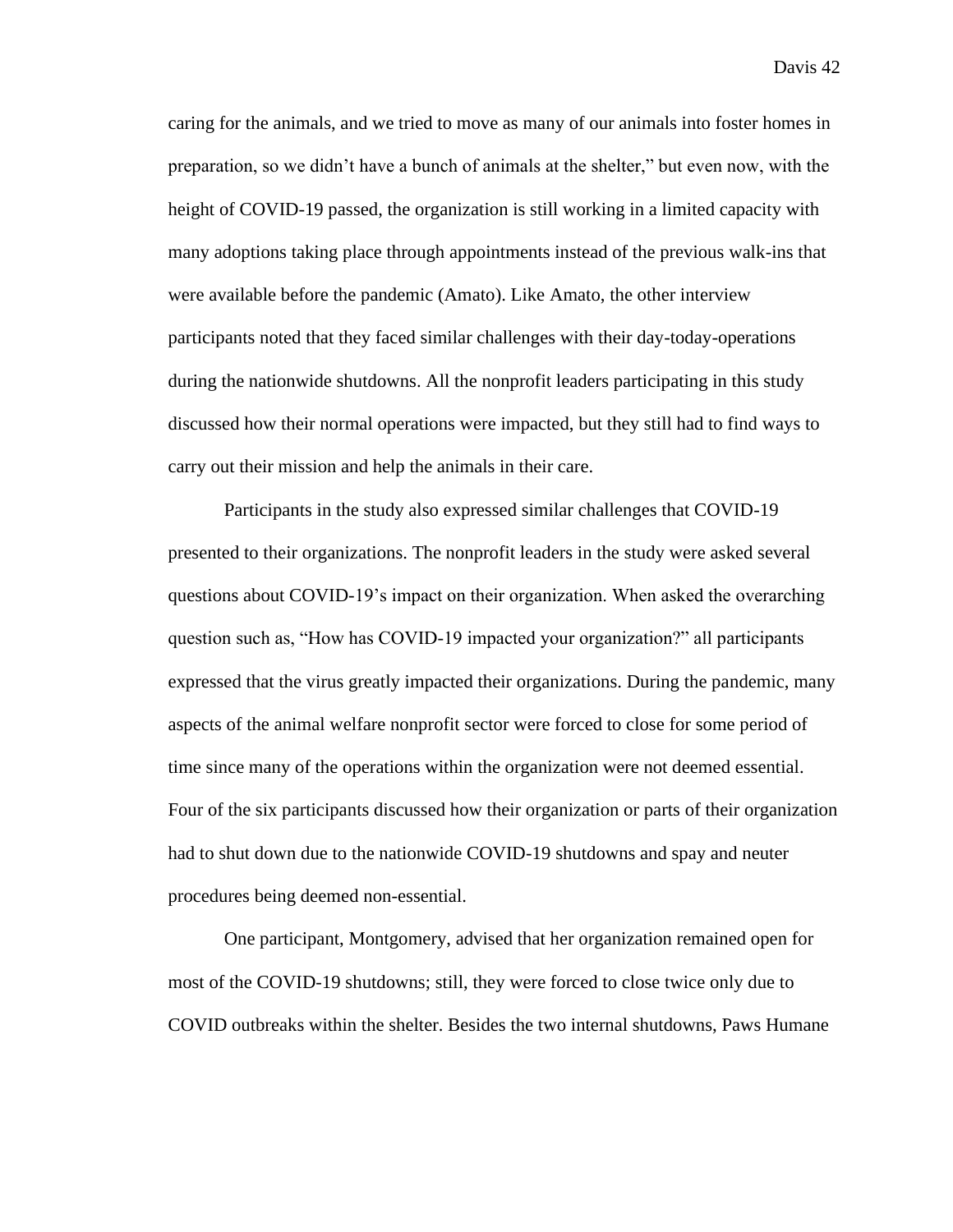caring for the animals, and we tried to move as many of our animals into foster homes in preparation, so we didn't have a bunch of animals at the shelter," but even now, with the height of COVID-19 passed, the organization is still working in a limited capacity with many adoptions taking place through appointments instead of the previous walk-ins that were available before the pandemic (Amato). Like Amato, the other interview participants noted that they faced similar challenges with their day-today-operations during the nationwide shutdowns. All the nonprofit leaders participating in this study discussed how their normal operations were impacted, but they still had to find ways to carry out their mission and help the animals in their care.

Participants in the study also expressed similar challenges that COVID-19 presented to their organizations. The nonprofit leaders in the study were asked several questions about COVID-19's impact on their organization. When asked the overarching question such as, "How has COVID-19 impacted your organization?" all participants expressed that the virus greatly impacted their organizations. During the pandemic, many aspects of the animal welfare nonprofit sector were forced to close for some period of time since many of the operations within the organization were not deemed essential. Four of the six participants discussed how their organization or parts of their organization had to shut down due to the nationwide COVID-19 shutdowns and spay and neuter procedures being deemed non-essential.

One participant, Montgomery, advised that her organization remained open for most of the COVID-19 shutdowns; still, they were forced to close twice only due to COVID outbreaks within the shelter. Besides the two internal shutdowns, Paws Humane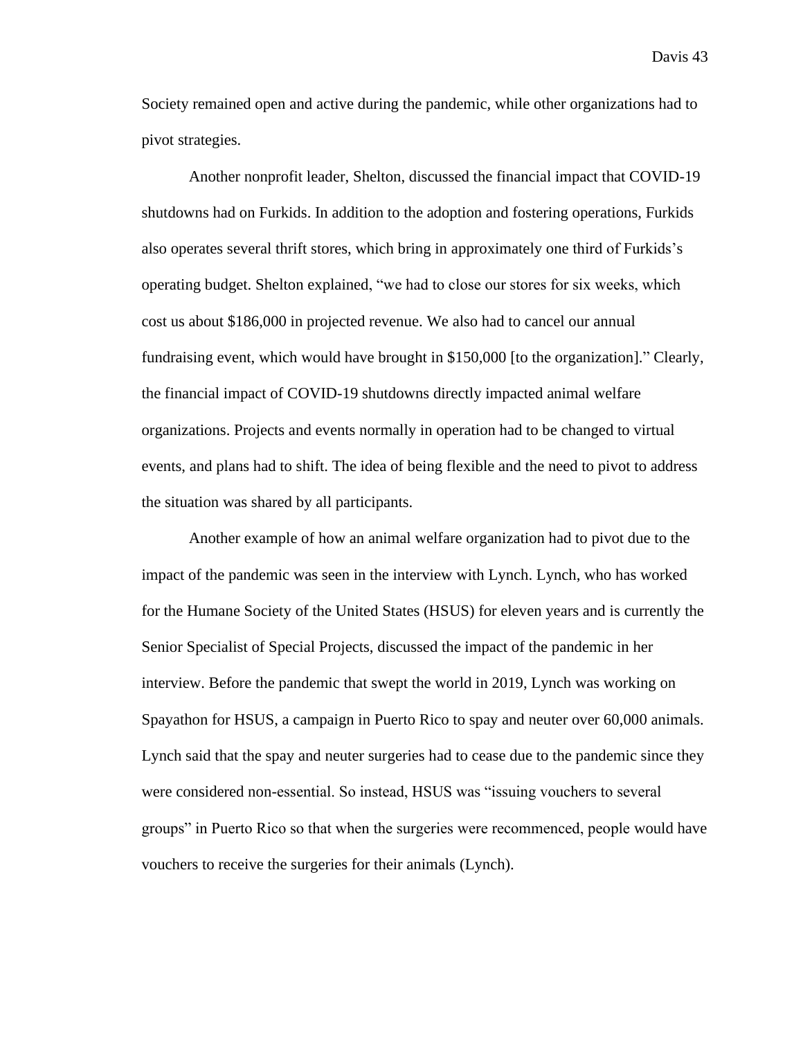Society remained open and active during the pandemic, while other organizations had to pivot strategies.

Another nonprofit leader, Shelton, discussed the financial impact that COVID-19 shutdowns had on Furkids. In addition to the adoption and fostering operations, Furkids also operates several thrift stores, which bring in approximately one third of Furkids's operating budget. Shelton explained, "we had to close our stores for six weeks, which cost us about $186,000 in projected revenue. We also had to cancel our annual fundraising event, which would have brought in $150,000 [to the organization]." Clearly, the financial impact of COVID-19 shutdowns directly impacted animal welfare organizations. Projects and events normally in operation had to be changed to virtual events, and plans had to shift. The idea of being flexible and the need to pivot to address the situation was shared by all participants.

Another example of how an animal welfare organization had to pivot due to the impact of the pandemic was seen in the interview with Lynch. Lynch, who has worked for the Humane Society of the United States (HSUS) for eleven years and is currently the Senior Specialist of Special Projects, discussed the impact of the pandemic in her interview. Before the pandemic that swept the world in 2019, Lynch was working on Spayathon for HSUS, a campaign in Puerto Rico to spay and neuter over 60,000 animals. Lynch said that the spay and neuter surgeries had to cease due to the pandemic since they were considered non-essential. So instead, HSUS was "issuing vouchers to several groups" in Puerto Rico so that when the surgeries were recommenced, people would have vouchers to receive the surgeries for their animals (Lynch).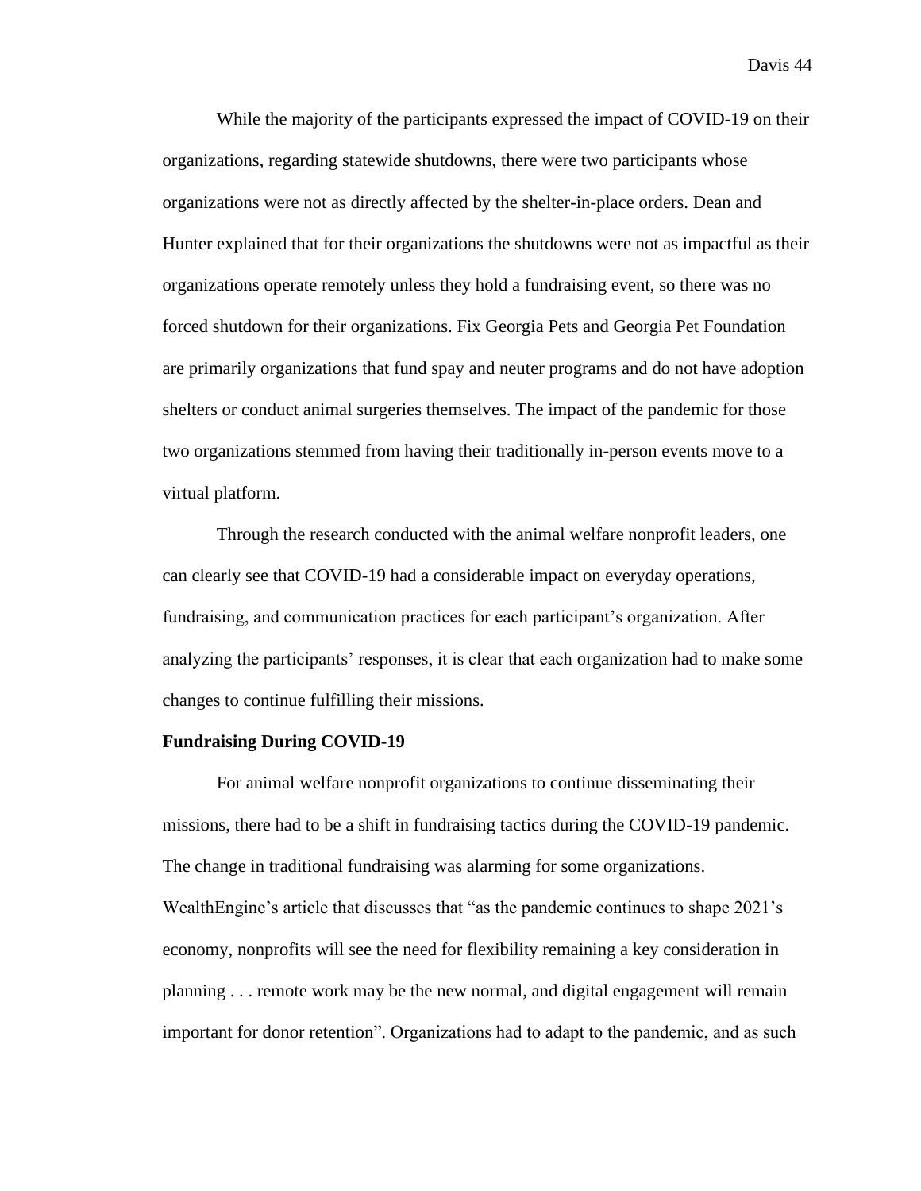While the majority of the participants expressed the impact of COVID-19 on their organizations, regarding statewide shutdowns, there were two participants whose organizations were not as directly affected by the shelter-in-place orders. Dean and Hunter explained that for their organizations the shutdowns were not as impactful as their organizations operate remotely unless they hold a fundraising event, so there was no forced shutdown for their organizations. Fix Georgia Pets and Georgia Pet Foundation are primarily organizations that fund spay and neuter programs and do not have adoption shelters or conduct animal surgeries themselves. The impact of the pandemic for those two organizations stemmed from having their traditionally in-person events move to a virtual platform.

Through the research conducted with the animal welfare nonprofit leaders, one can clearly see that COVID-19 had a considerable impact on everyday operations, fundraising, and communication practices for each participant's organization. After analyzing the participants' responses, it is clear that each organization had to make some changes to continue fulfilling their missions.

**Fundraising During COVID-19**

For animal welfare nonprofit organizations to continue disseminating their missions, there had to be a shift in fundraising tactics during the COVID-19 pandemic. The change in traditional fundraising was alarming for some organizations. WealthEngine's article that discusses that "as the pandemic continues to shape 2021's economy, nonprofits will see the need for flexibility remaining a key consideration in planning . . . remote work may be the new normal, and digital engagement will remain important for donor retention". Organizations had to adapt to the pandemic, and as such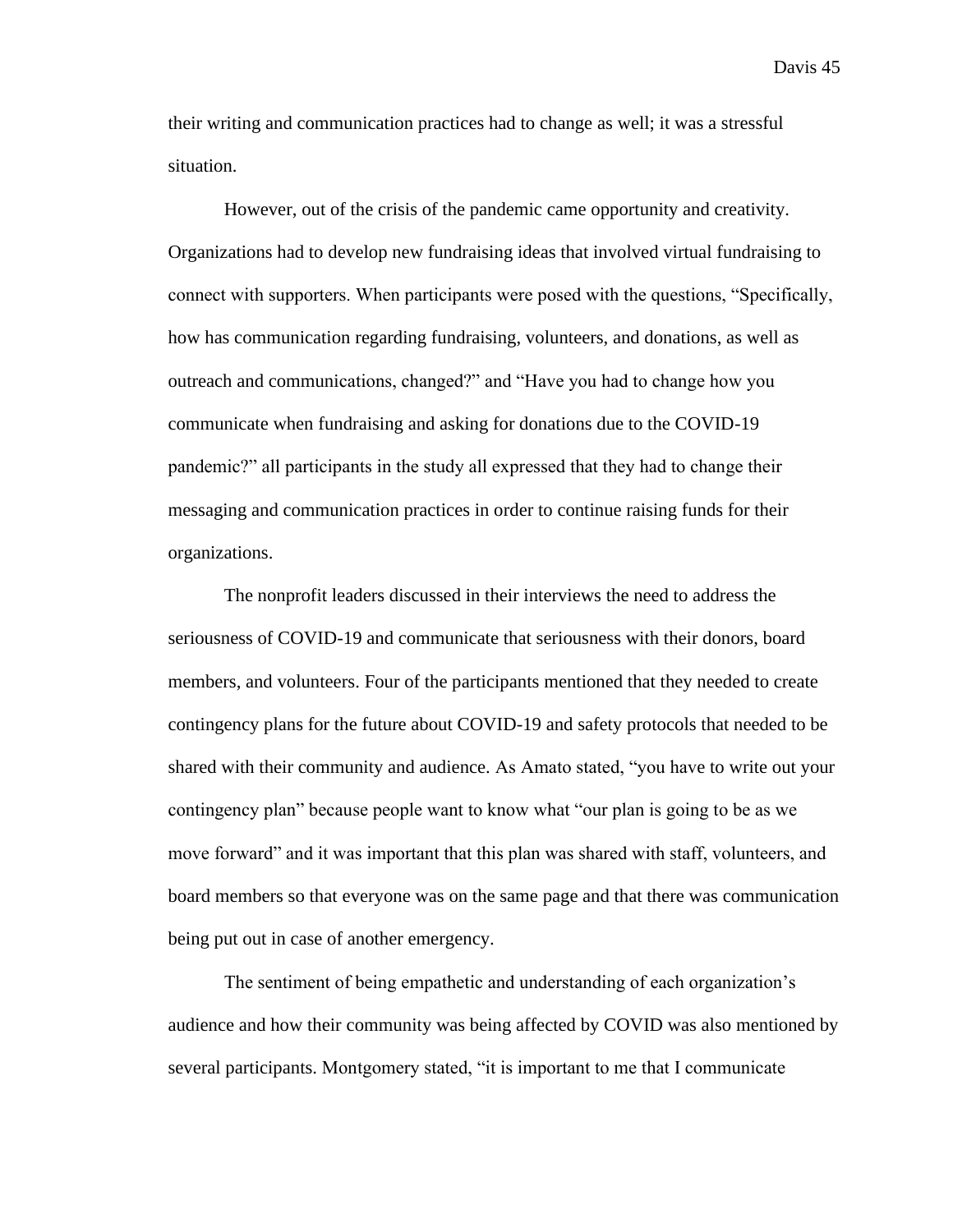their writing and communication practices had to change as well; it was a stressful situation.

However, out of the crisis of the pandemic came opportunity and creativity. Organizations had to develop new fundraising ideas that involved virtual fundraising to connect with supporters. When participants were posed with the questions, "Specifically, how has communication regarding fundraising, volunteers, and donations, as well as outreach and communications, changed?" and "Have you had to change how you communicate when fundraising and asking for donations due to the COVID-19 pandemic?" all participants in the study all expressed that they had to change their messaging and communication practices in order to continue raising funds for their organizations.

The nonprofit leaders discussed in their interviews the need to address the seriousness of COVID-19 and communicate that seriousness with their donors, board members, and volunteers. Four of the participants mentioned that they needed to create contingency plans for the future about COVID-19 and safety protocols that needed to be shared with their community and audience. As Amato stated, "you have to write out your contingency plan" because people want to know what "our plan is going to be as we move forward" and it was important that this plan was shared with staff, volunteers, and board members so that everyone was on the same page and that there was communication being put out in case of another emergency.

The sentiment of being empathetic and understanding of each organization's audience and how their community was being affected by COVID was also mentioned by several participants. Montgomery stated, "it is important to me that I communicate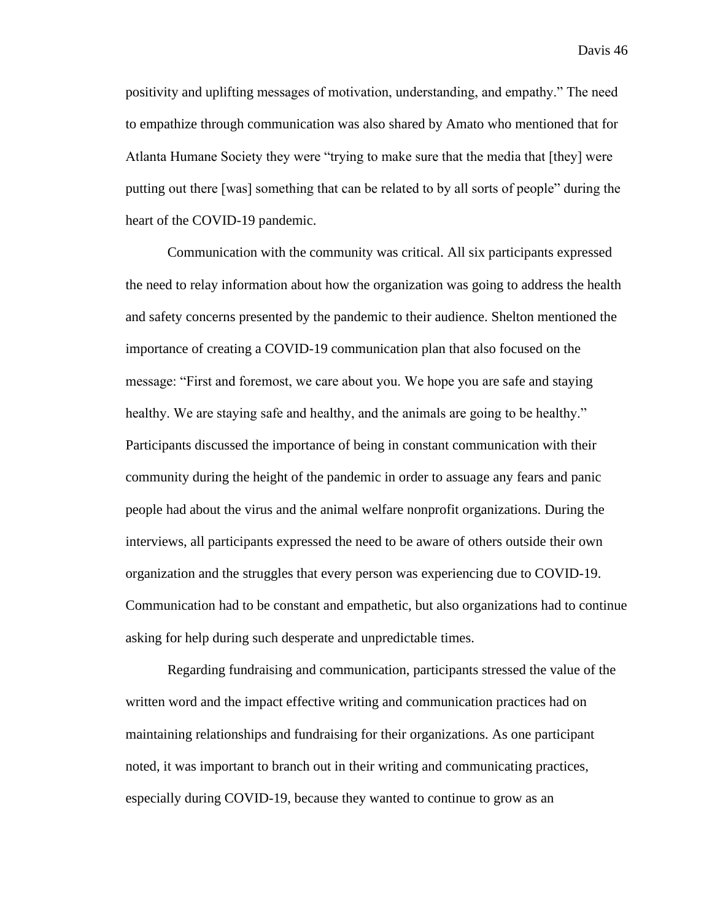positivity and uplifting messages of motivation, understanding, and empathy." The need to empathize through communication was also shared by Amato who mentioned that for Atlanta Humane Society they were "trying to make sure that the media that [they] were putting out there [was] something that can be related to by all sorts of people" during the heart of the COVID-19 pandemic.

Communication with the community was critical. All six participants expressed the need to relay information about how the organization was going to address the health and safety concerns presented by the pandemic to their audience. Shelton mentioned the importance of creating a COVID-19 communication plan that also focused on the message: "First and foremost, we care about you. We hope you are safe and staying healthy. We are staying safe and healthy, and the animals are going to be healthy." Participants discussed the importance of being in constant communication with their community during the height of the pandemic in order to assuage any fears and panic people had about the virus and the animal welfare nonprofit organizations. During the interviews, all participants expressed the need to be aware of others outside their own organization and the struggles that every person was experiencing due to COVID-19. Communication had to be constant and empathetic, but also organizations had to continue asking for help during such desperate and unpredictable times.

Regarding fundraising and communication, participants stressed the value of the written word and the impact effective writing and communication practices had on maintaining relationships and fundraising for their organizations. As one participant noted, it was important to branch out in their writing and communicating practices, especially during COVID-19, because they wanted to continue to grow as an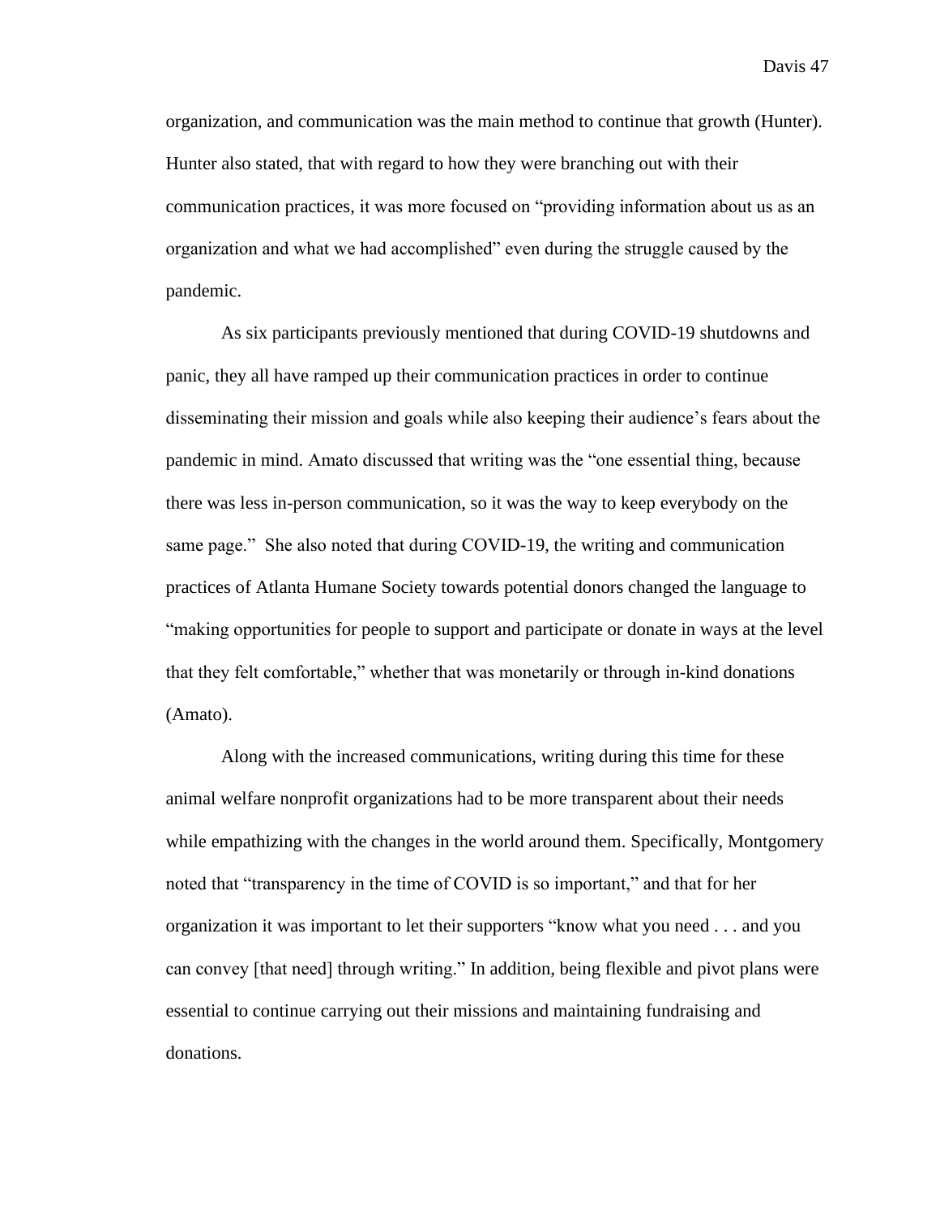organization, and communication was the main method to continue that growth (Hunter). Hunter also stated, that with regard to how they were branching out with their communication practices, it was more focused on "providing information about us as an organization and what we had accomplished" even during the struggle caused by the pandemic.

As six participants previously mentioned that during COVID-19 shutdowns and panic, they all have ramped up their communication practices in order to continue disseminating their mission and goals while also keeping their audience's fears about the pandemic in mind. Amato discussed that writing was the "one essential thing, because there was less in-person communication, so it was the way to keep everybody on the same page." She also noted that during COVID-19, the writing and communication practices of Atlanta Humane Society towards potential donors changed the language to "making opportunities for people to support and participate or donate in ways at the level that they felt comfortable," whether that was monetarily or through in-kind donations (Amato).

Along with the increased communications, writing during this time for these animal welfare nonprofit organizations had to be more transparent about their needs while empathizing with the changes in the world around them. Specifically, Montgomery noted that "transparency in the time of COVID is so important," and that for her organization it was important to let their supporters "know what you need . . . and you can convey [that need] through writing." In addition, being flexible and pivot plans were essential to continue carrying out their missions and maintaining fundraising and donations.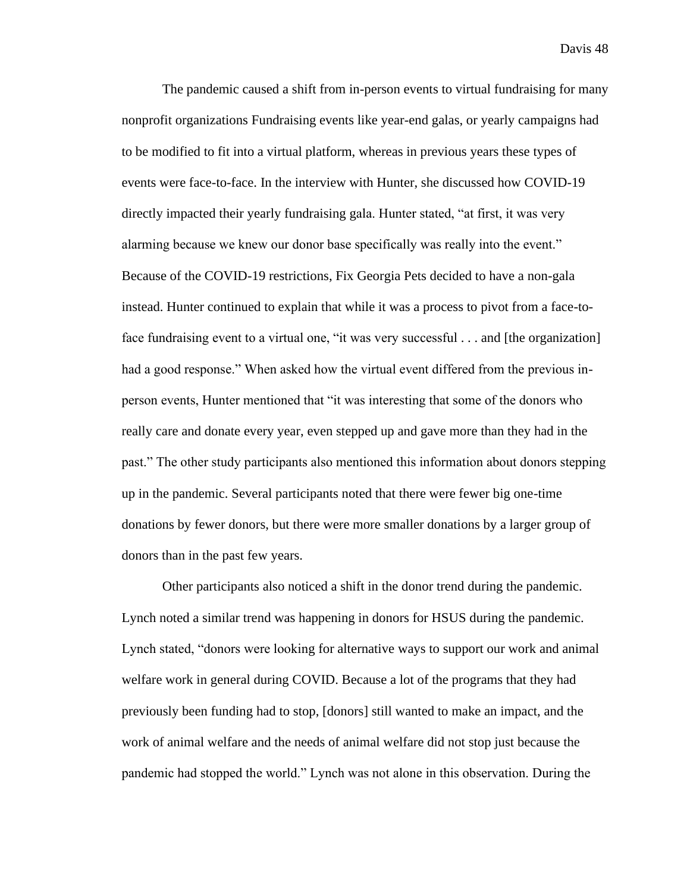The pandemic caused a shift from in-person events to virtual fundraising for many nonprofit organizations Fundraising events like year-end galas, or yearly campaigns had to be modified to fit into a virtual platform, whereas in previous years these types of events were face-to-face. In the interview with Hunter, she discussed how COVID-19 directly impacted their yearly fundraising gala. Hunter stated, "at first, it was very alarming because we knew our donor base specifically was really into the event." Because of the COVID-19 restrictions, Fix Georgia Pets decided to have a non-gala instead. Hunter continued to explain that while it was a process to pivot from a face-to-face fundraising event to a virtual one, "it was very successful . . . and [the organization] had a good response." When asked how the virtual event differed from the previous in-person events, Hunter mentioned that "it was interesting that some of the donors who really care and donate every year, even stepped up and gave more than they had in the past." The other study participants also mentioned this information about donors stepping up in the pandemic. Several participants noted that there were fewer big one-time donations by fewer donors, but there were more smaller donations by a larger group of donors than in the past few years.

Other participants also noticed a shift in the donor trend during the pandemic. Lynch noted a similar trend was happening in donors for HSUS during the pandemic. Lynch stated, "donors were looking for alternative ways to support our work and animal welfare work in general during COVID. Because a lot of the programs that they had previously been funding had to stop, [donors] still wanted to make an impact, and the work of animal welfare and the needs of animal welfare did not stop just because the pandemic had stopped the world." Lynch was not alone in this observation. During the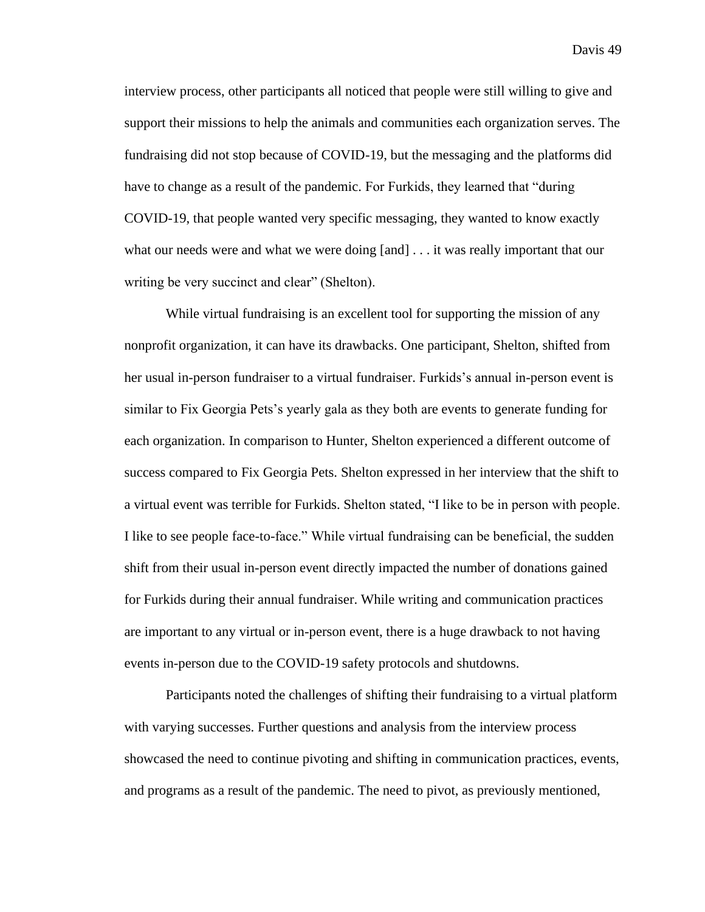interview process, other participants all noticed that people were still willing to give and support their missions to help the animals and communities each organization serves. The fundraising did not stop because of COVID-19, but the messaging and the platforms did have to change as a result of the pandemic. For Furkids, they learned that "during COVID-19, that people wanted very specific messaging, they wanted to know exactly what our needs were and what we were doing [and] . . . it was really important that our writing be very succinct and clear" (Shelton).

While virtual fundraising is an excellent tool for supporting the mission of any nonprofit organization, it can have its drawbacks. One participant, Shelton, shifted from her usual in-person fundraiser to a virtual fundraiser. Furkids's annual in-person event is similar to Fix Georgia Pets's yearly gala as they both are events to generate funding for each organization. In comparison to Hunter, Shelton experienced a different outcome of success compared to Fix Georgia Pets. Shelton expressed in her interview that the shift to a virtual event was terrible for Furkids. Shelton stated, "I like to be in person with people. I like to see people face-to-face." While virtual fundraising can be beneficial, the sudden shift from their usual in-person event directly impacted the number of donations gained for Furkids during their annual fundraiser. While writing and communication practices are important to any virtual or in-person event, there is a huge drawback to not having events in-person due to the COVID-19 safety protocols and shutdowns.

Participants noted the challenges of shifting their fundraising to a virtual platform with varying successes. Further questions and analysis from the interview process showcased the need to continue pivoting and shifting in communication practices, events, and programs as a result of the pandemic. The need to pivot, as previously mentioned,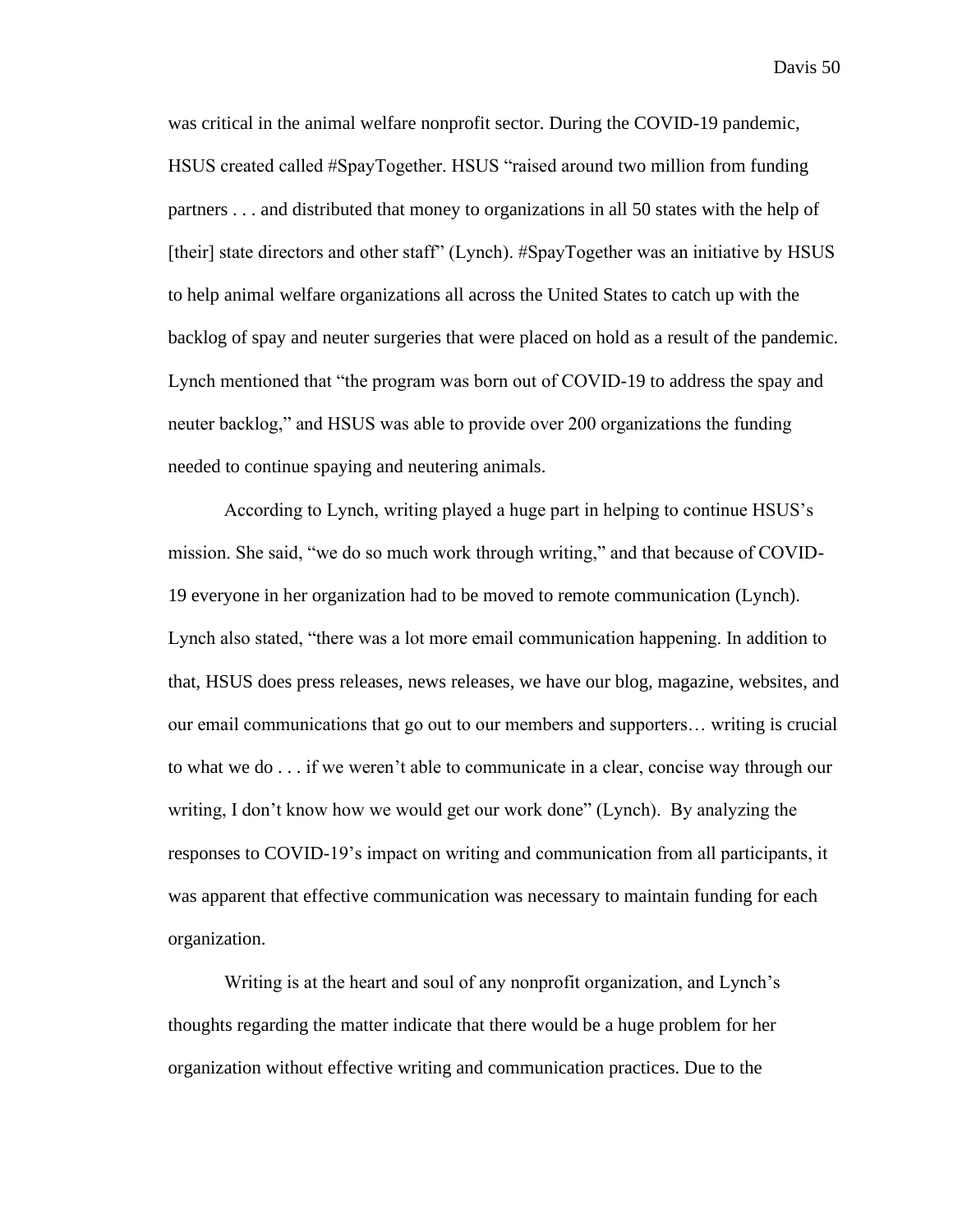was critical in the animal welfare nonprofit sector. During the COVID-19 pandemic, HSUS created called #SpayTogether. HSUS "raised around two million from funding partners . . . and distributed that money to organizations in all 50 states with the help of [their] state directors and other staff" (Lynch). #SpayTogether was an initiative by HSUS to help animal welfare organizations all across the United States to catch up with the backlog of spay and neuter surgeries that were placed on hold as a result of the pandemic. Lynch mentioned that "the program was born out of COVID-19 to address the spay and neuter backlog," and HSUS was able to provide over 200 organizations the funding needed to continue spaying and neutering animals.

According to Lynch, writing played a huge part in helping to continue HSUS's mission. She said, "we do so much work through writing," and that because of COVID-19 everyone in her organization had to be moved to remote communication (Lynch). Lynch also stated, "there was a lot more email communication happening. In addition to that, HSUS does press releases, news releases, we have our blog, magazine, websites, and our email communications that go out to our members and supporters… writing is crucial to what we do . . . if we weren't able to communicate in a clear, concise way through our writing, I don't know how we would get our work done" (Lynch). By analyzing the responses to COVID-19's impact on writing and communication from all participants, it was apparent that effective communication was necessary to maintain funding for each organization.

Writing is at the heart and soul of any nonprofit organization, and Lynch's thoughts regarding the matter indicate that there would be a huge problem for her organization without effective writing and communication practices. Due to the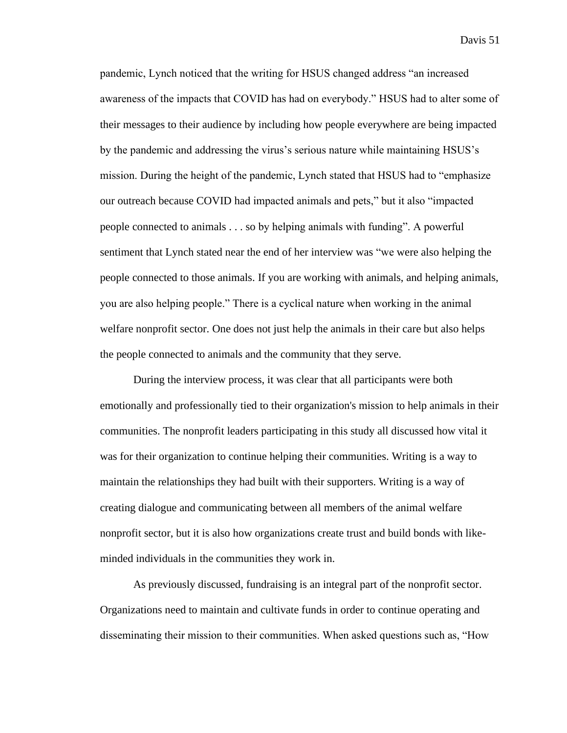pandemic, Lynch noticed that the writing for HSUS changed address "an increased awareness of the impacts that COVID has had on everybody." HSUS had to alter some of their messages to their audience by including how people everywhere are being impacted by the pandemic and addressing the virus's serious nature while maintaining HSUS's mission. During the height of the pandemic, Lynch stated that HSUS had to "emphasize our outreach because COVID had impacted animals and pets," but it also "impacted people connected to animals . . . so by helping animals with funding". A powerful sentiment that Lynch stated near the end of her interview was "we were also helping the people connected to those animals. If you are working with animals, and helping animals, you are also helping people." There is a cyclical nature when working in the animal welfare nonprofit sector. One does not just help the animals in their care but also helps the people connected to animals and the community that they serve.

During the interview process, it was clear that all participants were both emotionally and professionally tied to their organization's mission to help animals in their communities. The nonprofit leaders participating in this study all discussed how vital it was for their organization to continue helping their communities. Writing is a way to maintain the relationships they had built with their supporters. Writing is a way of creating dialogue and communicating between all members of the animal welfare nonprofit sector, but it is also how organizations create trust and build bonds with like-minded individuals in the communities they work in.

As previously discussed, fundraising is an integral part of the nonprofit sector. Organizations need to maintain and cultivate funds in order to continue operating and disseminating their mission to their communities. When asked questions such as, "How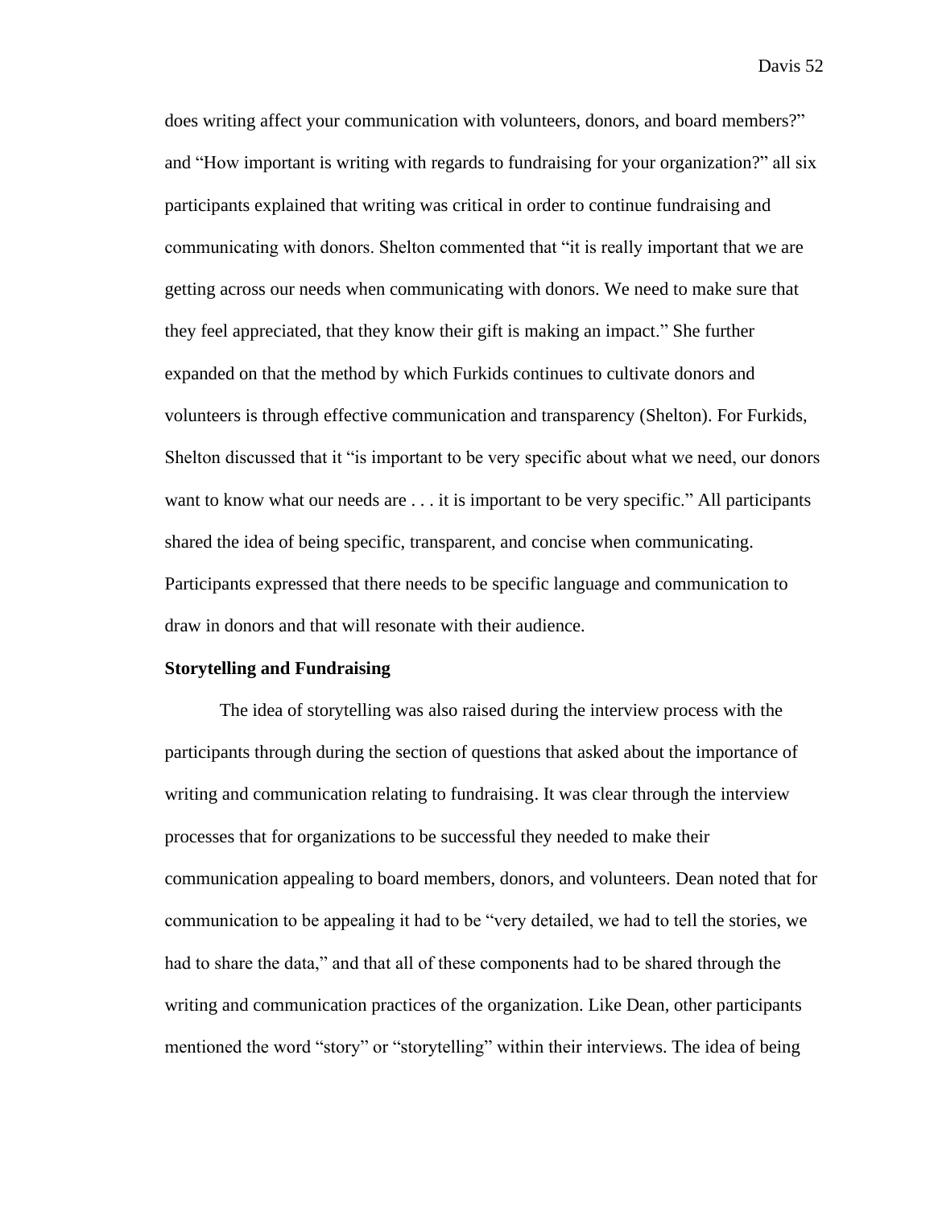does writing affect your communication with volunteers, donors, and board members?" and "How important is writing with regards to fundraising for your organization?" all six participants explained that writing was critical in order to continue fundraising and communicating with donors. Shelton commented that "it is really important that we are getting across our needs when communicating with donors. We need to make sure that they feel appreciated, that they know their gift is making an impact." She further expanded on that the method by which Furkids continues to cultivate donors and volunteers is through effective communication and transparency (Shelton). For Furkids, Shelton discussed that it "is important to be very specific about what we need, our donors want to know what our needs are . . . it is important to be very specific." All participants shared the idea of being specific, transparent, and concise when communicating. Participants expressed that there needs to be specific language and communication to draw in donors and that will resonate with their audience.

**Storytelling and Fundraising**

The idea of storytelling was also raised during the interview process with the participants through during the section of questions that asked about the importance of writing and communication relating to fundraising. It was clear through the interview processes that for organizations to be successful they needed to make their communication appealing to board members, donors, and volunteers. Dean noted that for communication to be appealing it had to be "very detailed, we had to tell the stories, we had to share the data," and that all of these components had to be shared through the writing and communication practices of the organization. Like Dean, other participants mentioned the word "story" or "storytelling" within their interviews. The idea of being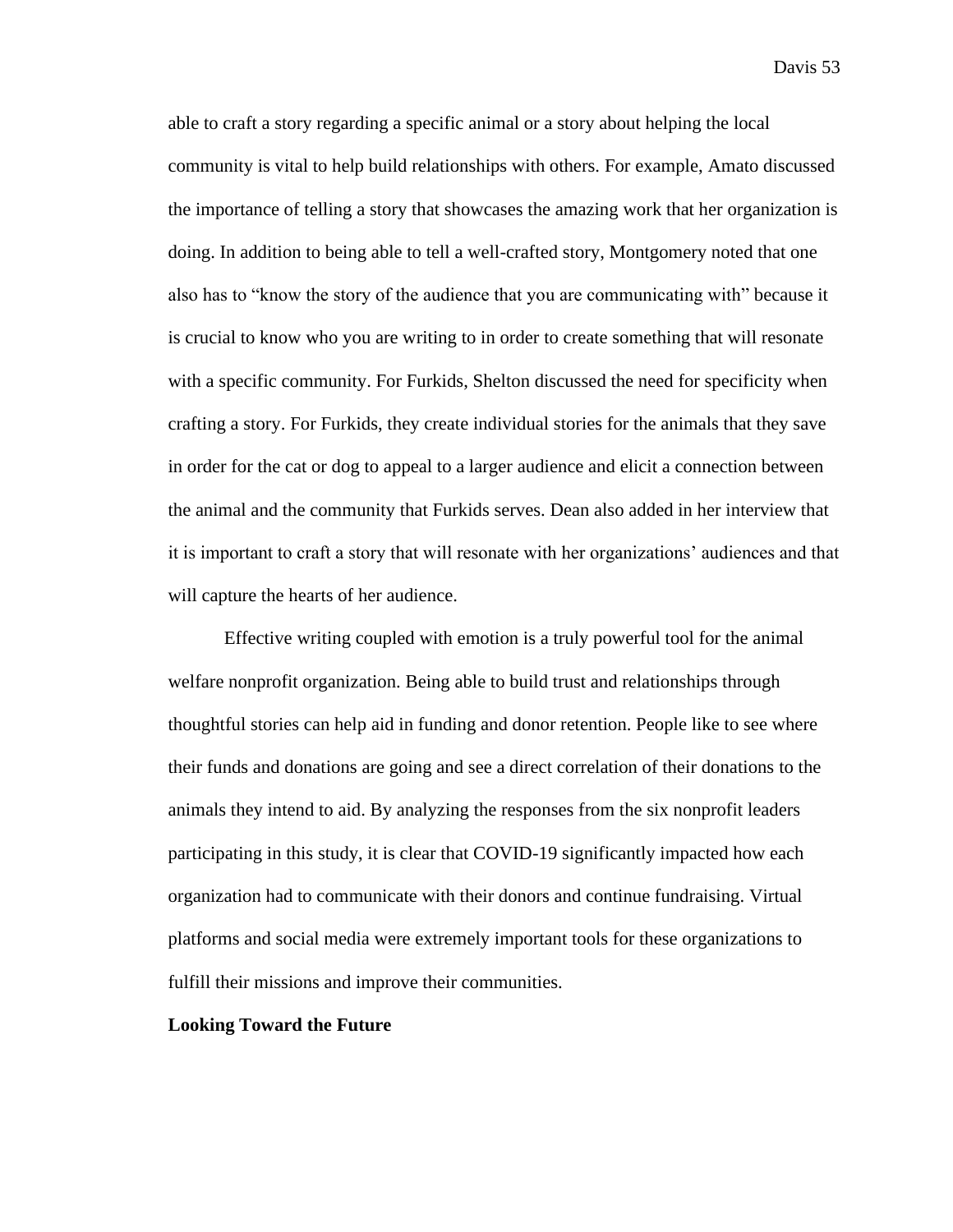able to craft a story regarding a specific animal or a story about helping the local community is vital to help build relationships with others. For example, Amato discussed the importance of telling a story that showcases the amazing work that her organization is doing. In addition to being able to tell a well-crafted story, Montgomery noted that one also has to "know the story of the audience that you are communicating with" because it is crucial to know who you are writing to in order to create something that will resonate with a specific community. For Furkids, Shelton discussed the need for specificity when crafting a story. For Furkids, they create individual stories for the animals that they save in order for the cat or dog to appeal to a larger audience and elicit a connection between the animal and the community that Furkids serves. Dean also added in her interview that it is important to craft a story that will resonate with her organizations' audiences and that will capture the hearts of her audience.

Effective writing coupled with emotion is a truly powerful tool for the animal welfare nonprofit organization. Being able to build trust and relationships through thoughtful stories can help aid in funding and donor retention. People like to see where their funds and donations are going and see a direct correlation of their donations to the animals they intend to aid. By analyzing the responses from the six nonprofit leaders participating in this study, it is clear that COVID-19 significantly impacted how each organization had to communicate with their donors and continue fundraising. Virtual platforms and social media were extremely important tools for these organizations to fulfill their missions and improve their communities.

**Looking Toward the Future**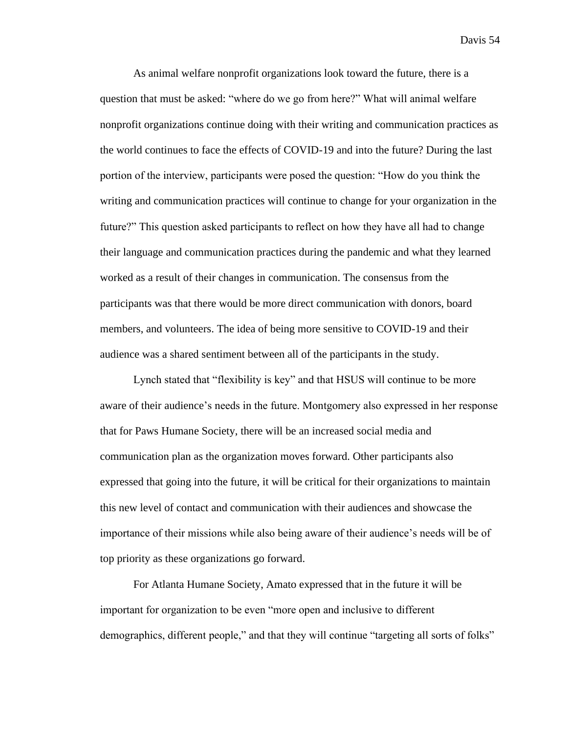As animal welfare nonprofit organizations look toward the future, there is a question that must be asked: "where do we go from here?" What will animal welfare nonprofit organizations continue doing with their writing and communication practices as the world continues to face the effects of COVID-19 and into the future? During the last portion of the interview, participants were posed the question: "How do you think the writing and communication practices will continue to change for your organization in the future?" This question asked participants to reflect on how they have all had to change their language and communication practices during the pandemic and what they learned worked as a result of their changes in communication. The consensus from the participants was that there would be more direct communication with donors, board members, and volunteers. The idea of being more sensitive to COVID-19 and their audience was a shared sentiment between all of the participants in the study.

Lynch stated that "flexibility is key" and that HSUS will continue to be more aware of their audience's needs in the future. Montgomery also expressed in her response that for Paws Humane Society, there will be an increased social media and communication plan as the organization moves forward. Other participants also expressed that going into the future, it will be critical for their organizations to maintain this new level of contact and communication with their audiences and showcase the importance of their missions while also being aware of their audience's needs will be of top priority as these organizations go forward.

For Atlanta Humane Society, Amato expressed that in the future it will be important for organization to be even "more open and inclusive to different demographics, different people," and that they will continue "targeting all sorts of folks"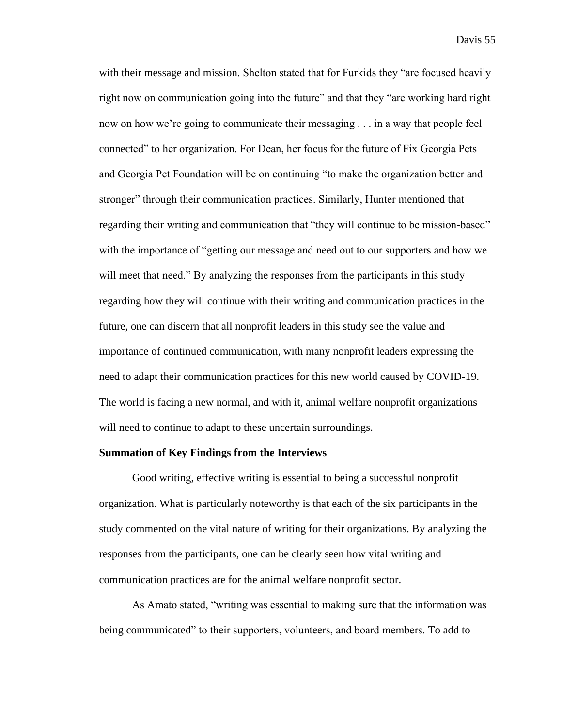with their message and mission. Shelton stated that for Furkids they "are focused heavily right now on communication going into the future" and that they "are working hard right now on how we're going to communicate their messaging . . . in a way that people feel connected" to her organization. For Dean, her focus for the future of Fix Georgia Pets and Georgia Pet Foundation will be on continuing "to make the organization better and stronger" through their communication practices. Similarly, Hunter mentioned that regarding their writing and communication that "they will continue to be mission-based" with the importance of "getting our message and need out to our supporters and how we will meet that need." By analyzing the responses from the participants in this study regarding how they will continue with their writing and communication practices in the future, one can discern that all nonprofit leaders in this study see the value and importance of continued communication, with many nonprofit leaders expressing the need to adapt their communication practices for this new world caused by COVID-19. The world is facing a new normal, and with it, animal welfare nonprofit organizations will need to continue to adapt to these uncertain surroundings.

**Summation of Key Findings from the Interviews**

Good writing, effective writing is essential to being a successful nonprofit organization. What is particularly noteworthy is that each of the six participants in the study commented on the vital nature of writing for their organizations. By analyzing the responses from the participants, one can be clearly seen how vital writing and communication practices are for the animal welfare nonprofit sector.

As Amato stated, "writing was essential to making sure that the information was being communicated" to their supporters, volunteers, and board members. To add to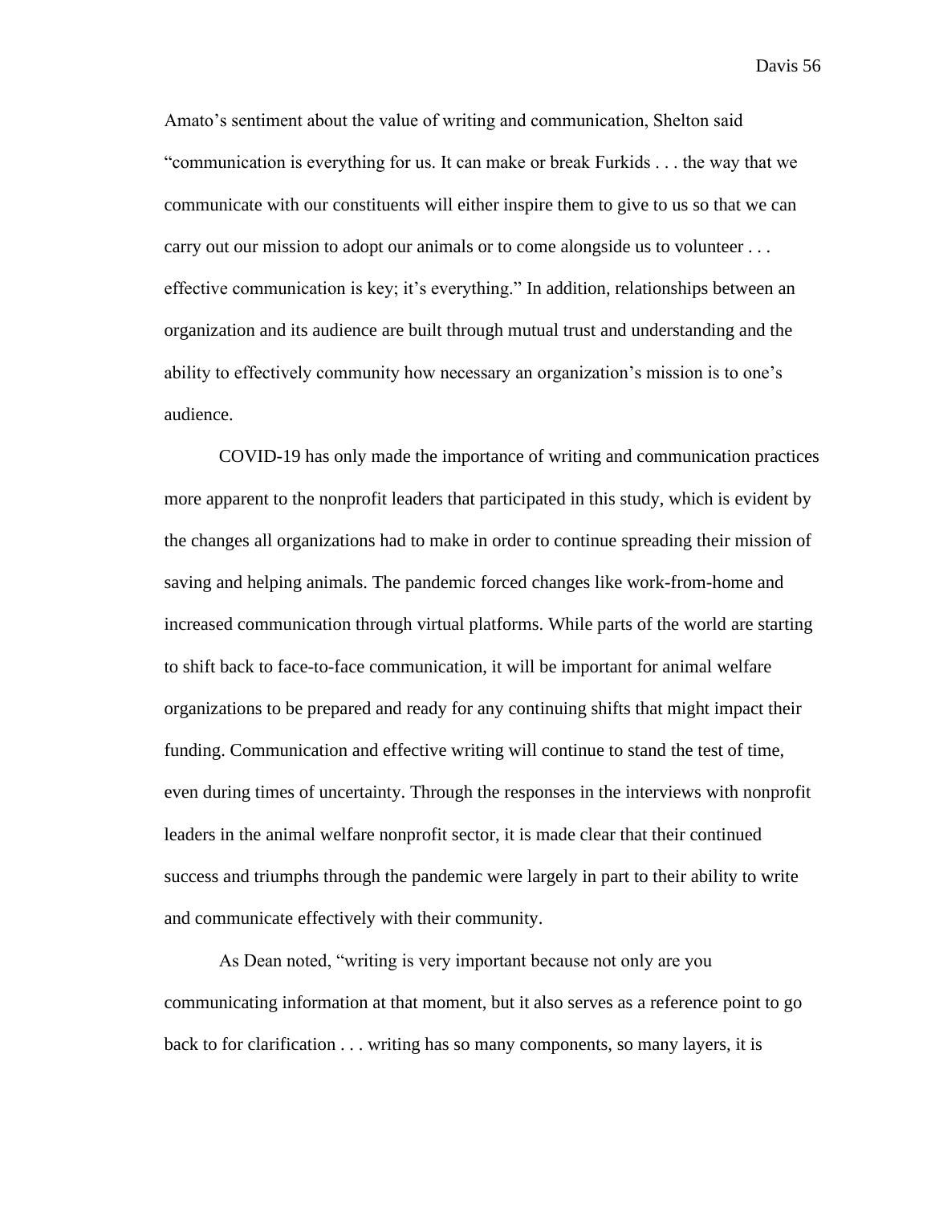Amato's sentiment about the value of writing and communication, Shelton said "communication is everything for us. It can make or break Furkids . . . the way that we communicate with our constituents will either inspire them to give to us so that we can carry out our mission to adopt our animals or to come alongside us to volunteer . . . effective communication is key; it's everything." In addition, relationships between an organization and its audience are built through mutual trust and understanding and the ability to effectively community how necessary an organization's mission is to one's audience.

COVID-19 has only made the importance of writing and communication practices more apparent to the nonprofit leaders that participated in this study, which is evident by the changes all organizations had to make in order to continue spreading their mission of saving and helping animals. The pandemic forced changes like work-from-home and increased communication through virtual platforms. While parts of the world are starting to shift back to face-to-face communication, it will be important for animal welfare organizations to be prepared and ready for any continuing shifts that might impact their funding. Communication and effective writing will continue to stand the test of time, even during times of uncertainty. Through the responses in the interviews with nonprofit leaders in the animal welfare nonprofit sector, it is made clear that their continued success and triumphs through the pandemic were largely in part to their ability to write and communicate effectively with their community.

As Dean noted, "writing is very important because not only are you communicating information at that moment, but it also serves as a reference point to go back to for clarification . . . writing has so many components, so many layers, it is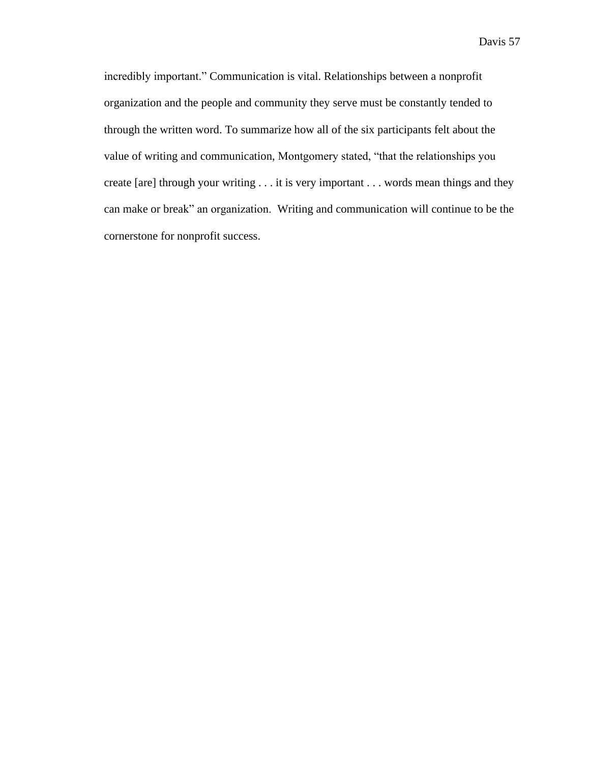incredibly important." Communication is vital. Relationships between a nonprofit organization and the people and community they serve must be constantly tended to through the written word. To summarize how all of the six participants felt about the value of writing and communication, Montgomery stated, "that the relationships you create [are] through your writing . . . it is very important . . . words mean things and they can make or break" an organization. Writing and communication will continue to be the cornerstone for nonprofit success.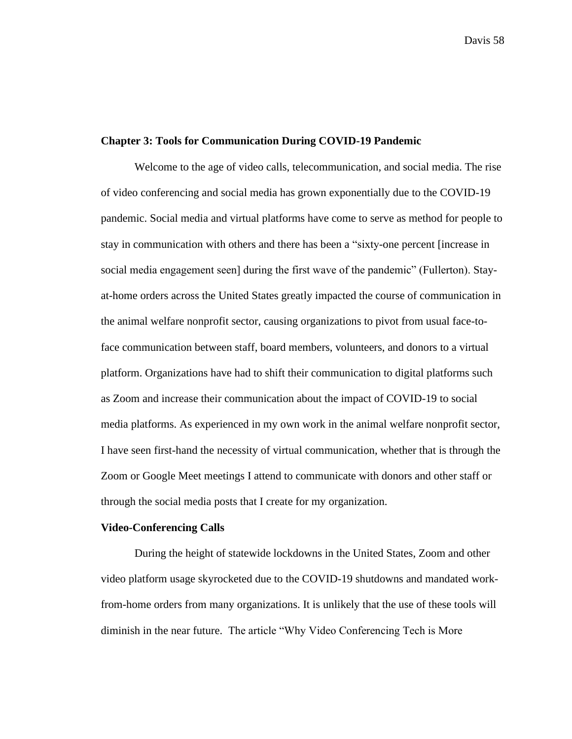## Chapter 3: Tools for Communication During COVID-19 Pandemic

Welcome to the age of video calls, telecommunication, and social media. The rise of video conferencing and social media has grown exponentially due to the COVID-19 pandemic. Social media and virtual platforms have come to serve as method for people to stay in communication with others and there has been a "sixty-one percent [increase in social media engagement seen] during the first wave of the pandemic" (Fullerton). Stay-at-home orders across the United States greatly impacted the course of communication in the animal welfare nonprofit sector, causing organizations to pivot from usual face-to-face communication between staff, board members, volunteers, and donors to a virtual platform. Organizations have had to shift their communication to digital platforms such as Zoom and increase their communication about the impact of COVID-19 to social media platforms. As experienced in my own work in the animal welfare nonprofit sector, I have seen first-hand the necessity of virtual communication, whether that is through the Zoom or Google Meet meetings I attend to communicate with donors and other staff or through the social media posts that I create for my organization.

### Video-Conferencing Calls

During the height of statewide lockdowns in the United States, Zoom and other video platform usage skyrocketed due to the COVID-19 shutdowns and mandated work-from-home orders from many organizations. It is unlikely that the use of these tools will diminish in the near future. The article "Why Video Conferencing Tech is More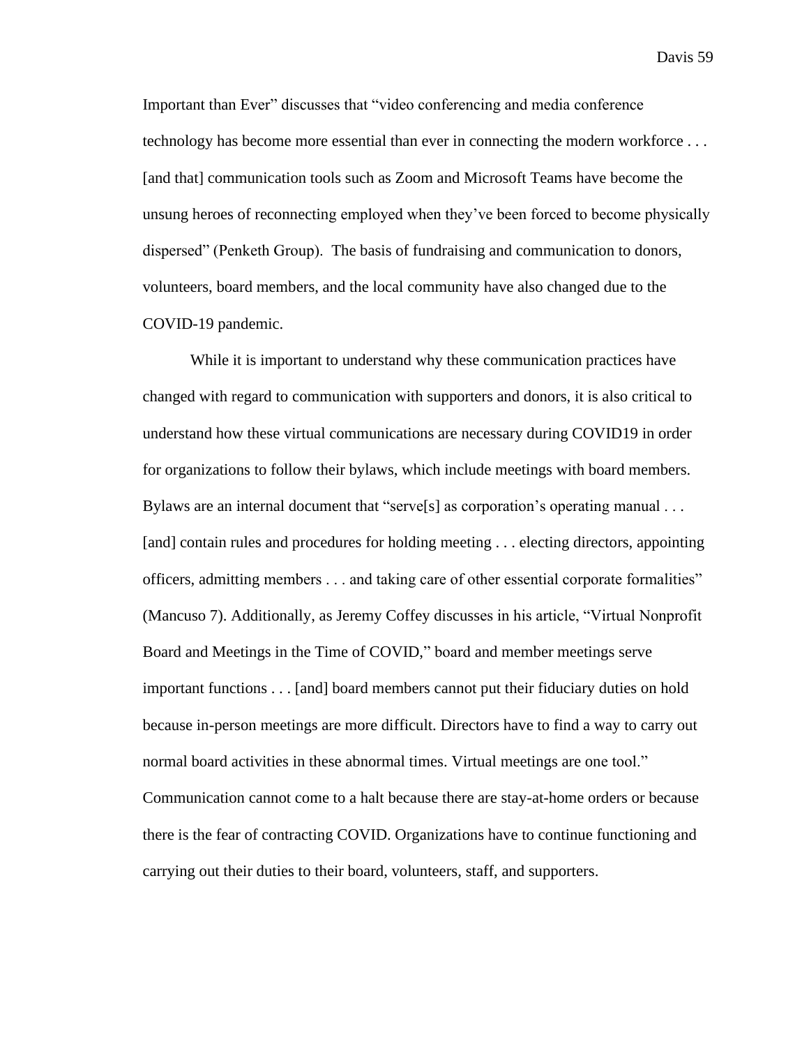Important than Ever" discusses that "video conferencing and media conference technology has become more essential than ever in connecting the modern workforce . . . [and that] communication tools such as Zoom and Microsoft Teams have become the unsung heroes of reconnecting employed when they've been forced to become physically dispersed" (Penketh Group). The basis of fundraising and communication to donors, volunteers, board members, and the local community have also changed due to the COVID-19 pandemic.

While it is important to understand why these communication practices have changed with regard to communication with supporters and donors, it is also critical to understand how these virtual communications are necessary during COVID19 in order for organizations to follow their bylaws, which include meetings with board members. Bylaws are an internal document that "serve[s] as corporation's operating manual . . . [and] contain rules and procedures for holding meeting . . . electing directors, appointing officers, admitting members . . . and taking care of other essential corporate formalities" (Mancuso 7). Additionally, as Jeremy Coffey discusses in his article, "Virtual Nonprofit Board and Meetings in the Time of COVID," board and member meetings serve important functions . . . [and] board members cannot put their fiduciary duties on hold because in-person meetings are more difficult. Directors have to find a way to carry out normal board activities in these abnormal times. Virtual meetings are one tool." Communication cannot come to a halt because there are stay-at-home orders or because there is the fear of contracting COVID. Organizations have to continue functioning and carrying out their duties to their board, volunteers, staff, and supporters.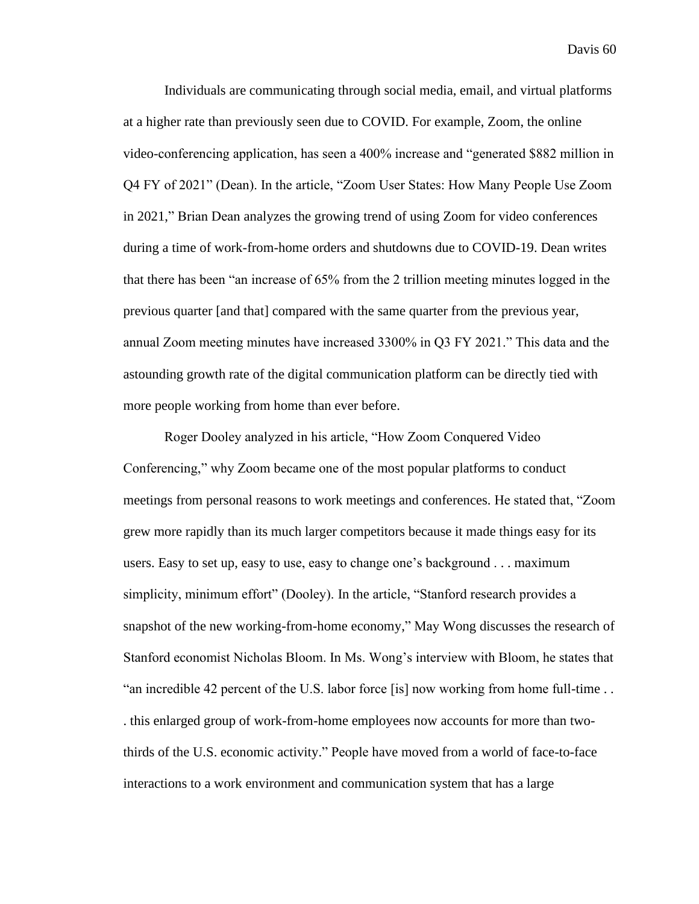Individuals are communicating through social media, email, and virtual platforms at a higher rate than previously seen due to COVID. For example, Zoom, the online video-conferencing application, has seen a 400% increase and "generated $882 million in Q4 FY of 2021" (Dean). In the article, "Zoom User States: How Many People Use Zoom in 2021," Brian Dean analyzes the growing trend of using Zoom for video conferences during a time of work-from-home orders and shutdowns due to COVID-19. Dean writes that there has been "an increase of 65% from the 2 trillion meeting minutes logged in the previous quarter [and that] compared with the same quarter from the previous year, annual Zoom meeting minutes have increased 3300% in Q3 FY 2021." This data and the astounding growth rate of the digital communication platform can be directly tied with more people working from home than ever before.

Roger Dooley analyzed in his article, "How Zoom Conquered Video Conferencing," why Zoom became one of the most popular platforms to conduct meetings from personal reasons to work meetings and conferences. He stated that, "Zoom grew more rapidly than its much larger competitors because it made things easy for its users. Easy to set up, easy to use, easy to change one's background . . . maximum simplicity, minimum effort" (Dooley). In the article, "Stanford research provides a snapshot of the new working-from-home economy," May Wong discusses the research of Stanford economist Nicholas Bloom. In Ms. Wong's interview with Bloom, he states that "an incredible 42 percent of the U.S. labor force [is] now working from home full-time . . . this enlarged group of work-from-home employees now accounts for more than two-thirds of the U.S. economic activity." People have moved from a world of face-to-face interactions to a work environment and communication system that has a large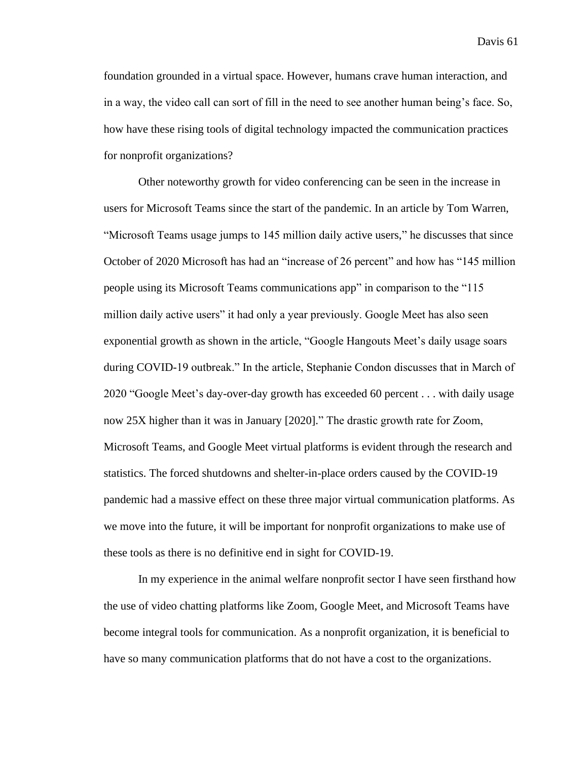foundation grounded in a virtual space. However, humans crave human interaction, and in a way, the video call can sort of fill in the need to see another human being's face. So, how have these rising tools of digital technology impacted the communication practices for nonprofit organizations?

Other noteworthy growth for video conferencing can be seen in the increase in users for Microsoft Teams since the start of the pandemic. In an article by Tom Warren, "Microsoft Teams usage jumps to 145 million daily active users," he discusses that since October of 2020 Microsoft has had an "increase of 26 percent" and how has "145 million people using its Microsoft Teams communications app" in comparison to the "115 million daily active users" it had only a year previously. Google Meet has also seen exponential growth as shown in the article, "Google Hangouts Meet's daily usage soars during COVID-19 outbreak." In the article, Stephanie Condon discusses that in March of 2020 "Google Meet's day-over-day growth has exceeded 60 percent . . . with daily usage now 25X higher than it was in January [2020]." The drastic growth rate for Zoom, Microsoft Teams, and Google Meet virtual platforms is evident through the research and statistics. The forced shutdowns and shelter-in-place orders caused by the COVID-19 pandemic had a massive effect on these three major virtual communication platforms. As we move into the future, it will be important for nonprofit organizations to make use of these tools as there is no definitive end in sight for COVID-19.

In my experience in the animal welfare nonprofit sector I have seen firsthand how the use of video chatting platforms like Zoom, Google Meet, and Microsoft Teams have become integral tools for communication. As a nonprofit organization, it is beneficial to have so many communication platforms that do not have a cost to the organizations.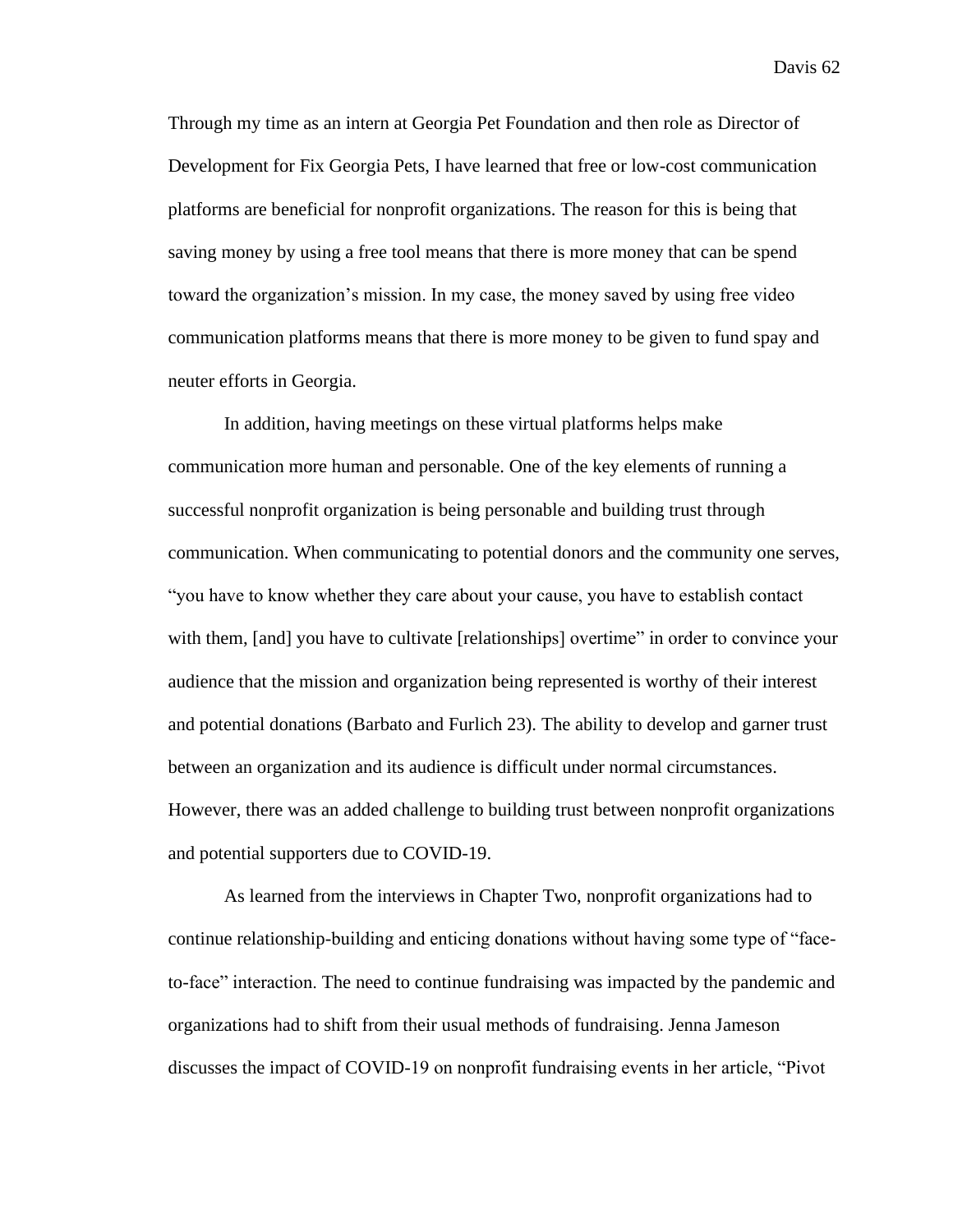Through my time as an intern at Georgia Pet Foundation and then role as Director of Development for Fix Georgia Pets, I have learned that free or low-cost communication platforms are beneficial for nonprofit organizations. The reason for this is being that saving money by using a free tool means that there is more money that can be spend toward the organization's mission. In my case, the money saved by using free video communication platforms means that there is more money to be given to fund spay and neuter efforts in Georgia.

In addition, having meetings on these virtual platforms helps make communication more human and personable. One of the key elements of running a successful nonprofit organization is being personable and building trust through communication. When communicating to potential donors and the community one serves, "you have to know whether they care about your cause, you have to establish contact with them, [and] you have to cultivate [relationships] overtime" in order to convince your audience that the mission and organization being represented is worthy of their interest and potential donations (Barbato and Furlich 23). The ability to develop and garner trust between an organization and its audience is difficult under normal circumstances. However, there was an added challenge to building trust between nonprofit organizations and potential supporters due to COVID-19.

As learned from the interviews in Chapter Two, nonprofit organizations had to continue relationship-building and enticing donations without having some type of "face-to-face" interaction. The need to continue fundraising was impacted by the pandemic and organizations had to shift from their usual methods of fundraising. Jenna Jameson discusses the impact of COVID-19 on nonprofit fundraising events in her article, "Pivot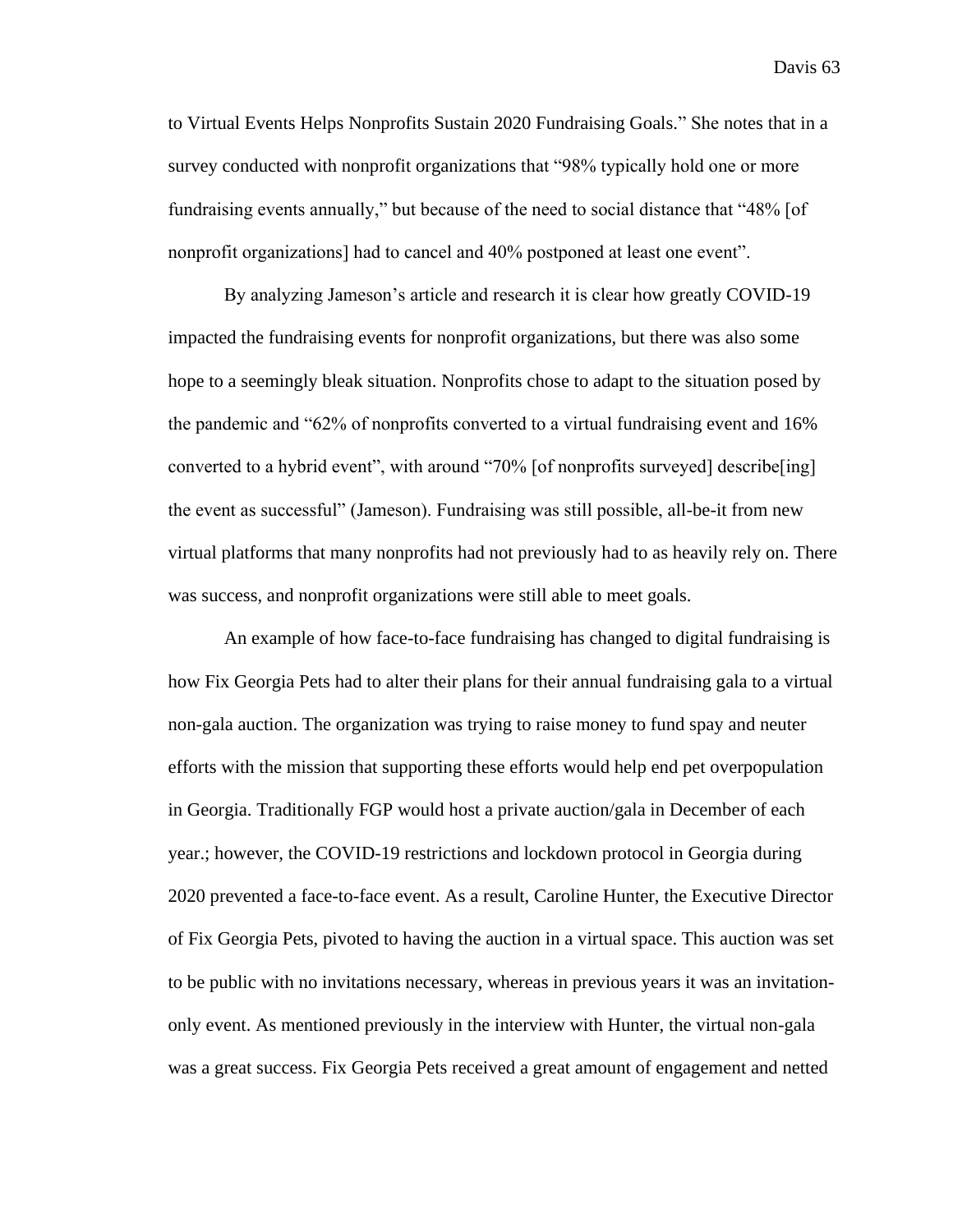to Virtual Events Helps Nonprofits Sustain 2020 Fundraising Goals." She notes that in a survey conducted with nonprofit organizations that "98% typically hold one or more fundraising events annually," but because of the need to social distance that "48% [of nonprofit organizations] had to cancel and 40% postponed at least one event".

By analyzing Jameson's article and research it is clear how greatly COVID-19 impacted the fundraising events for nonprofit organizations, but there was also some hope to a seemingly bleak situation. Nonprofits chose to adapt to the situation posed by the pandemic and "62% of nonprofits converted to a virtual fundraising event and 16% converted to a hybrid event", with around "70% [of nonprofits surveyed] describe[ing] the event as successful" (Jameson). Fundraising was still possible, all-be-it from new virtual platforms that many nonprofits had not previously had to as heavily rely on. There was success, and nonprofit organizations were still able to meet goals.

An example of how face-to-face fundraising has changed to digital fundraising is how Fix Georgia Pets had to alter their plans for their annual fundraising gala to a virtual non-gala auction. The organization was trying to raise money to fund spay and neuter efforts with the mission that supporting these efforts would help end pet overpopulation in Georgia. Traditionally FGP would host a private auction/gala in December of each year.; however, the COVID-19 restrictions and lockdown protocol in Georgia during 2020 prevented a face-to-face event. As a result, Caroline Hunter, the Executive Director of Fix Georgia Pets, pivoted to having the auction in a virtual space. This auction was set to be public with no invitations necessary, whereas in previous years it was an invitation-only event. As mentioned previously in the interview with Hunter, the virtual non-gala was a great success. Fix Georgia Pets received a great amount of engagement and netted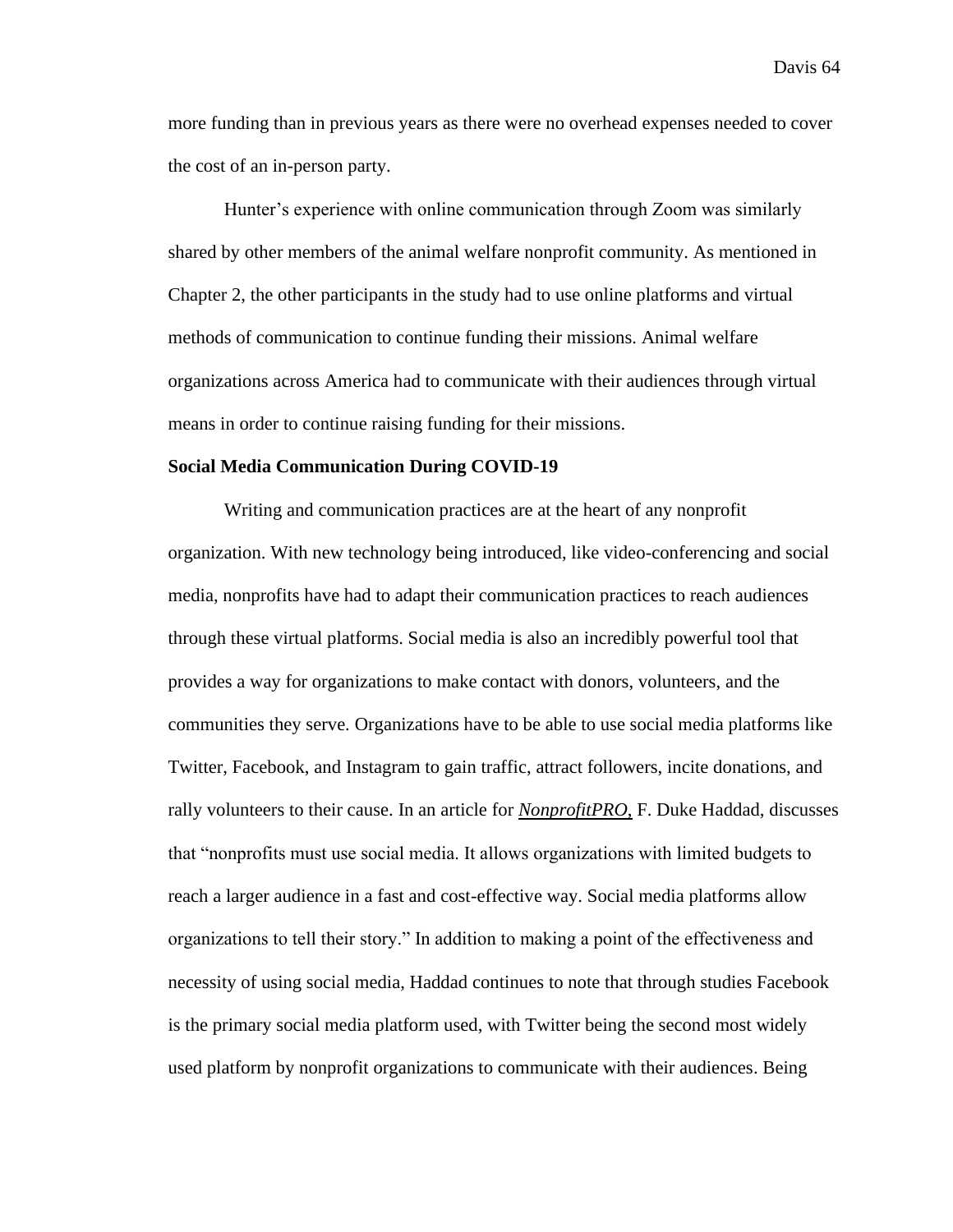more funding than in previous years as there were no overhead expenses needed to cover the cost of an in-person party.

Hunter's experience with online communication through Zoom was similarly shared by other members of the animal welfare nonprofit community. As mentioned in Chapter 2, the other participants in the study had to use online platforms and virtual methods of communication to continue funding their missions. Animal welfare organizations across America had to communicate with their audiences through virtual means in order to continue raising funding for their missions.

**Social Media Communication During COVID-19**

Writing and communication practices are at the heart of any nonprofit organization. With new technology being introduced, like video-conferencing and social media, nonprofits have had to adapt their communication practices to reach audiences through these virtual platforms. Social media is also an incredibly powerful tool that provides a way for organizations to make contact with donors, volunteers, and the communities they serve. Organizations have to be able to use social media platforms like Twitter, Facebook, and Instagram to gain traffic, attract followers, incite donations, and rally volunteers to their cause. In an article for *NonprofitPRO,* F. Duke Haddad, discusses that "nonprofits must use social media. It allows organizations with limited budgets to reach a larger audience in a fast and cost-effective way. Social media platforms allow organizations to tell their story." In addition to making a point of the effectiveness and necessity of using social media, Haddad continues to note that through studies Facebook is the primary social media platform used, with Twitter being the second most widely used platform by nonprofit organizations to communicate with their audiences. Being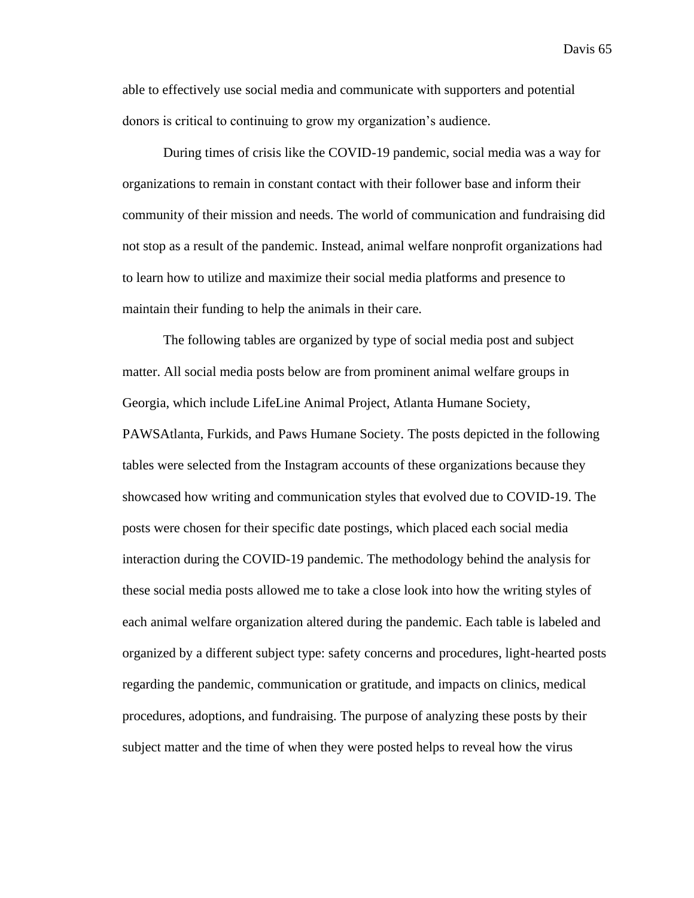able to effectively use social media and communicate with supporters and potential donors is critical to continuing to grow my organization's audience.

During times of crisis like the COVID-19 pandemic, social media was a way for organizations to remain in constant contact with their follower base and inform their community of their mission and needs. The world of communication and fundraising did not stop as a result of the pandemic. Instead, animal welfare nonprofit organizations had to learn how to utilize and maximize their social media platforms and presence to maintain their funding to help the animals in their care.

The following tables are organized by type of social media post and subject matter. All social media posts below are from prominent animal welfare groups in Georgia, which include LifeLine Animal Project, Atlanta Humane Society, PAWSAtlanta, Furkids, and Paws Humane Society. The posts depicted in the following tables were selected from the Instagram accounts of these organizations because they showcased how writing and communication styles that evolved due to COVID-19. The posts were chosen for their specific date postings, which placed each social media interaction during the COVID-19 pandemic. The methodology behind the analysis for these social media posts allowed me to take a close look into how the writing styles of each animal welfare organization altered during the pandemic. Each table is labeled and organized by a different subject type: safety concerns and procedures, light-hearted posts regarding the pandemic, communication or gratitude, and impacts on clinics, medical procedures, adoptions, and fundraising. The purpose of analyzing these posts by their subject matter and the time of when they were posted helps to reveal how the virus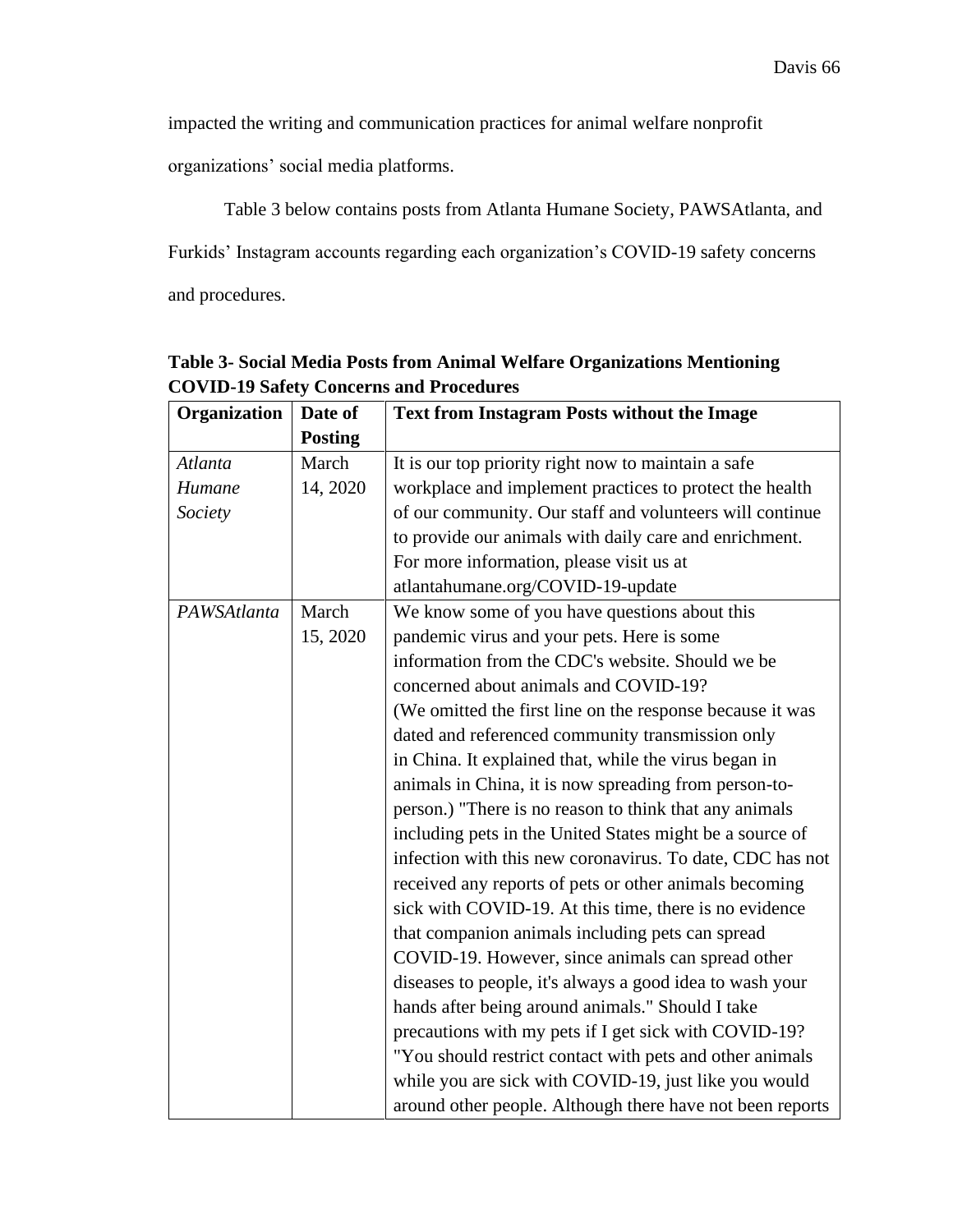impacted the writing and communication practices for animal welfare nonprofit organizations' social media platforms.

Table 3 below contains posts from Atlanta Humane Society, PAWSAtlanta, and Furkids' Instagram accounts regarding each organization's COVID-19 safety concerns and procedures.

**Table 3- Social Media Posts from Animal Welfare Organizations Mentioning COVID-19 Safety Concerns and Procedures**

| Organization | Date of Posting | Text from Instagram Posts without the Image |
|---|---|---|
| *Atlanta Humane Society* | March 14, 2020 | It is our top priority right now to maintain a safe workplace and implement practices to protect the health of our community. Our staff and volunteers will continue to provide our animals with daily care and enrichment. For more information, please visit us at atlantahumane.org/COVID-19-update |
| *PAWSAtlanta* | March 15, 2020 | We know some of you have questions about this pandemic virus and your pets. Here is some information from the CDC's website. Should we be concerned about animals and COVID-19? (We omitted the first line on the response because it was dated and referenced community transmission only in China. It explained that, while the virus began in animals in China, it is now spreading from person-to-person.) "There is no reason to think that any animals including pets in the United States might be a source of infection with this new coronavirus. To date, CDC has not received any reports of pets or other animals becoming sick with COVID-19. At this time, there is no evidence that companion animals including pets can spread COVID-19. However, since animals can spread other diseases to people, it's always a good idea to wash your hands after being around animals." Should I take precautions with my pets if I get sick with COVID-19? "You should restrict contact with pets and other animals while you are sick with COVID-19, just like you would around other people. Although there have not been reports |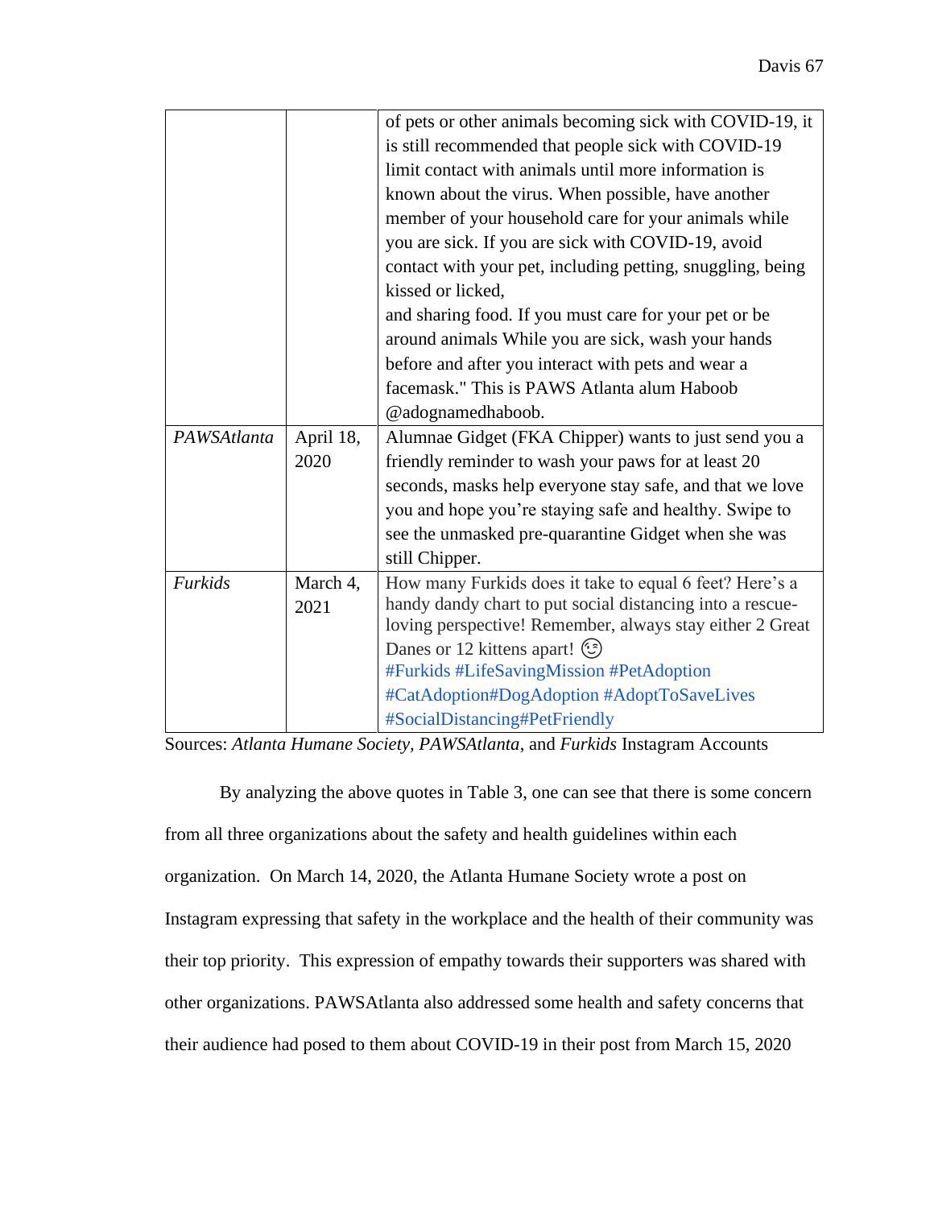|  |  | of pets or other animals becoming sick with COVID-19, it is still recommended that people sick with COVID-19 limit contact with animals until more information is known about the virus. When possible, have another member of your household care for your animals while you are sick. If you are sick with COVID-19, avoid contact with your pet, including petting, snuggling, being kissed or licked, and sharing food. If you must care for your pet or be around animals While you are sick, wash your hands before and after you interact with pets and wear a facemask." This is PAWS Atlanta alum Haboob @adognamedhaboob. |
|---|---|---|
| *PAWSAtlanta* | April 18, 2020 | Alumnae Gidget (FKA Chipper) wants to just send you a friendly reminder to wash your paws for at least 20 seconds, masks help everyone stay safe, and that we love you and hope you're staying safe and healthy. Swipe to see the unmasked pre-quarantine Gidget when she was still Chipper. |
| *Furkids* | March 4, 2021 | How many Furkids does it take to equal 6 feet? Here's a handy dandy chart to put social distancing into a rescue-loving perspective! Remember, always stay either 2 Great Danes or 12 kittens apart! 😉 #Furkids #LifeSavingMission #PetAdoption #CatAdoption#DogAdoption #AdoptToSaveLives #SocialDistancing#PetFriendly |

Sources: *Atlanta Humane Society*, *PAWSAtlanta*, and *Furkids* Instagram Accounts

By analyzing the above quotes in Table 3, one can see that there is some concern from all three organizations about the safety and health guidelines within each organization. On March 14, 2020, the Atlanta Humane Society wrote a post on Instagram expressing that safety in the workplace and the health of their community was their top priority. This expression of empathy towards their supporters was shared with other organizations. PAWSAtlanta also addressed some health and safety concerns that their audience had posed to them about COVID-19 in their post from March 15, 2020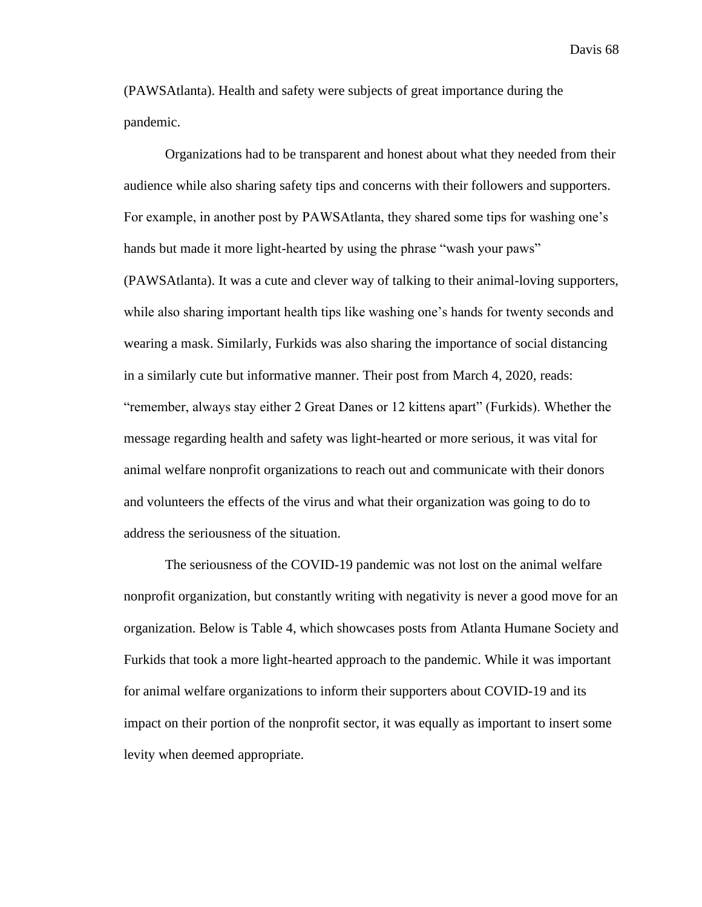(PAWSAtlanta). Health and safety were subjects of great importance during the pandemic.

Organizations had to be transparent and honest about what they needed from their audience while also sharing safety tips and concerns with their followers and supporters. For example, in another post by PAWSAtlanta, they shared some tips for washing one's hands but made it more light-hearted by using the phrase "wash your paws" (PAWSAtlanta). It was a cute and clever way of talking to their animal-loving supporters, while also sharing important health tips like washing one's hands for twenty seconds and wearing a mask. Similarly, Furkids was also sharing the importance of social distancing in a similarly cute but informative manner. Their post from March 4, 2020, reads: "remember, always stay either 2 Great Danes or 12 kittens apart" (Furkids). Whether the message regarding health and safety was light-hearted or more serious, it was vital for animal welfare nonprofit organizations to reach out and communicate with their donors and volunteers the effects of the virus and what their organization was going to do to address the seriousness of the situation.

The seriousness of the COVID-19 pandemic was not lost on the animal welfare nonprofit organization, but constantly writing with negativity is never a good move for an organization. Below is Table 4, which showcases posts from Atlanta Humane Society and Furkids that took a more light-hearted approach to the pandemic. While it was important for animal welfare organizations to inform their supporters about COVID-19 and its impact on their portion of the nonprofit sector, it was equally as important to insert some levity when deemed appropriate.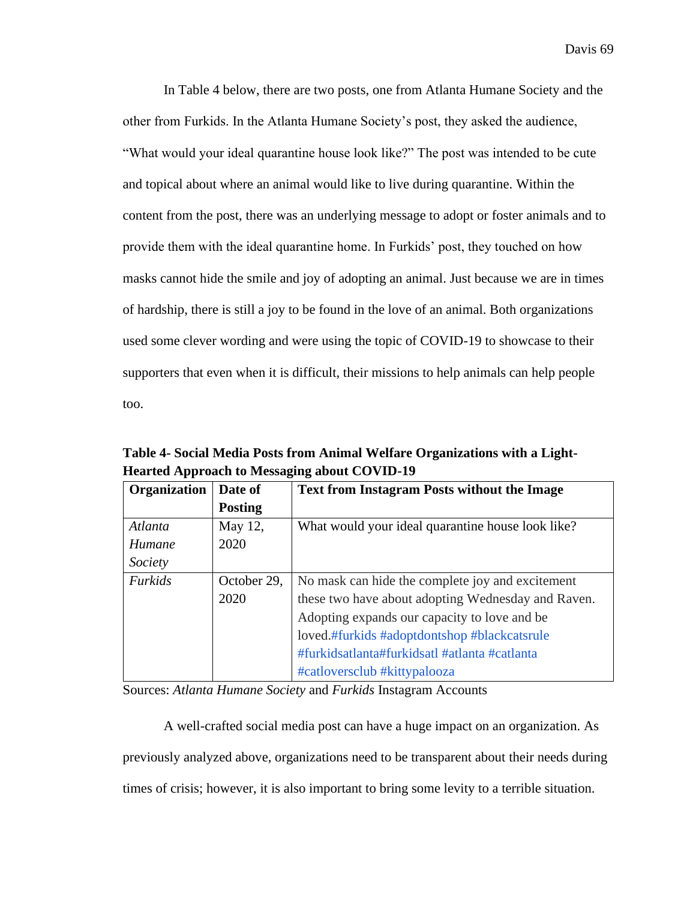In Table 4 below, there are two posts, one from Atlanta Humane Society and the other from Furkids. In the Atlanta Humane Society's post, they asked the audience, "What would your ideal quarantine house look like?" The post was intended to be cute and topical about where an animal would like to live during quarantine. Within the content from the post, there was an underlying message to adopt or foster animals and to provide them with the ideal quarantine home. In Furkids' post, they touched on how masks cannot hide the smile and joy of adopting an animal. Just because we are in times of hardship, there is still a joy to be found in the love of an animal. Both organizations used some clever wording and were using the topic of COVID-19 to showcase to their supporters that even when it is difficult, their missions to help animals can help people too.

**Table 4- Social Media Posts from Animal Welfare Organizations with a Light-Hearted Approach to Messaging about COVID-19**

| Organization | Date of Posting | Text from Instagram Posts without the Image |
|---|---|---|
| *Atlanta Humane Society* | May 12, 2020 | What would your ideal quarantine house look like? |
| *Furkids* | October 29, 2020 | No mask can hide the complete joy and excitement these two have about adopting Wednesday and Raven. Adopting expands our capacity to love and be loved.#furkids #adoptdontshop #blackcatsrule #furkidsatlanta#furkidsatl #atlanta #catlanta #catloversclub #kittypalooza |

Sources: *Atlanta Humane Society* and *Furkids* Instagram Accounts

A well-crafted social media post can have a huge impact on an organization. As previously analyzed above, organizations need to be transparent about their needs during times of crisis; however, it is also important to bring some levity to a terrible situation.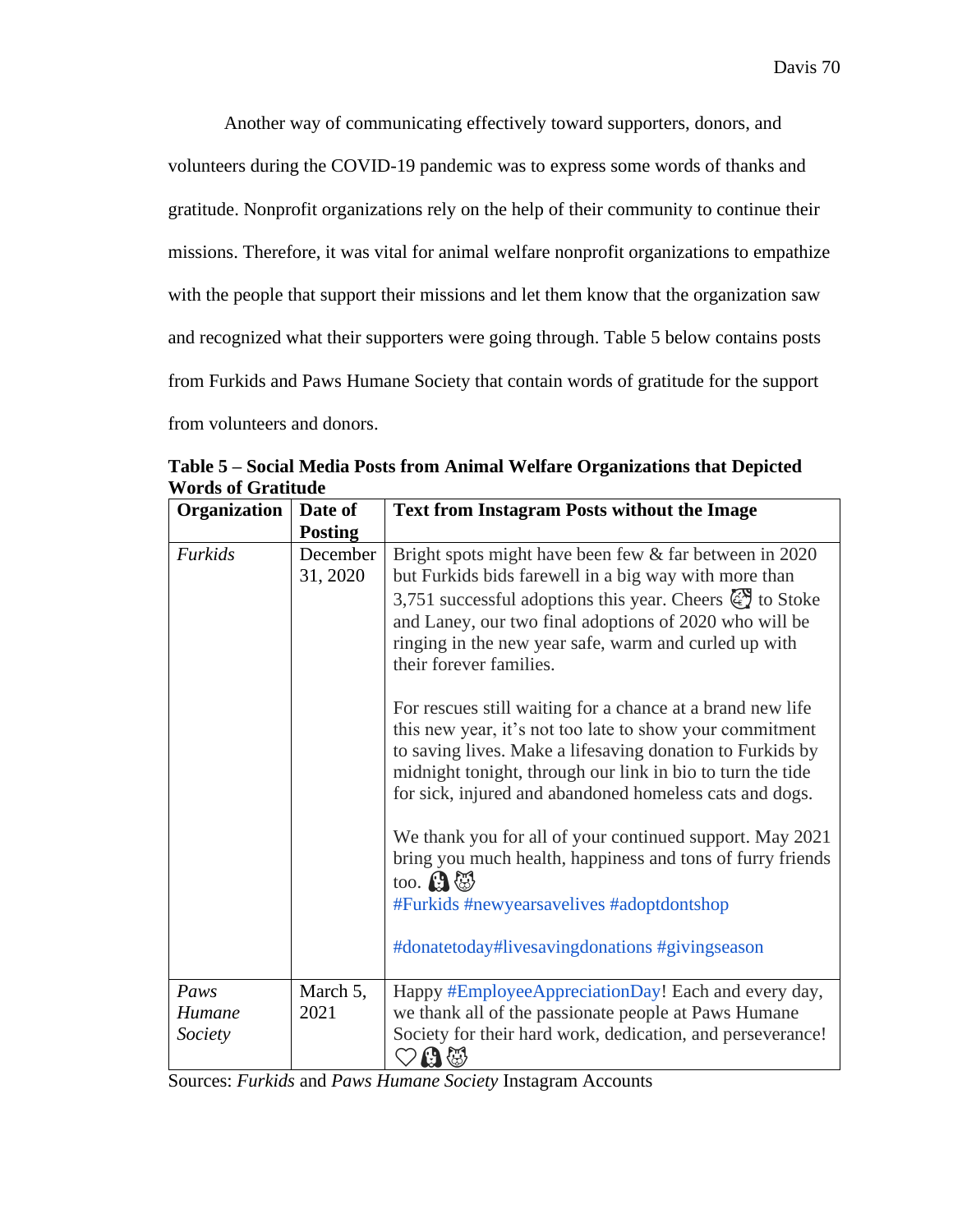Another way of communicating effectively toward supporters, donors, and volunteers during the COVID-19 pandemic was to express some words of thanks and gratitude. Nonprofit organizations rely on the help of their community to continue their missions. Therefore, it was vital for animal welfare nonprofit organizations to empathize with the people that support their missions and let them know that the organization saw and recognized what their supporters were going through. Table 5 below contains posts from Furkids and Paws Humane Society that contain words of gratitude for the support from volunteers and donors.

**Table 5 – Social Media Posts from Animal Welfare Organizations that Depicted Words of Gratitude**

| Organization | Date of Posting | Text from Instagram Posts without the Image |
|---|---|---|
| *Furkids* | December 31, 2020 | Bright spots might have been few & far between in 2020 but Furkids bids farewell in a big way with more than 3,751 successful adoptions this year. Cheers 🥂 to Stoke and Laney, our two final adoptions of 2020 who will be ringing in the new year safe, warm and curled up with their forever families.<br><br>For rescues still waiting for a chance at a brand new life this new year, it's not too late to show your commitment to saving lives. Make a lifesaving donation to Furkids by midnight tonight, through our link in bio to turn the tide for sick, injured and abandoned homeless cats and dogs.<br><br>We thank you for all of your continued support. May 2021 bring you much health, happiness and tons of furry friends too. 🐶🐱<br>#Furkids #newyearsavelives #adoptdontshop<br><br>#donatetoday#livesavingdonations #givingseason |
| *Paws Humane Society* | March 5, 2021 | Happy #EmployeeAppreciationDay! Each and every day, we thank all of the passionate people at Paws Humane Society for their hard work, dedication, and perseverance! ♡🐶🐱 |

Sources: *Furkids* and *Paws Humane Society* Instagram Accounts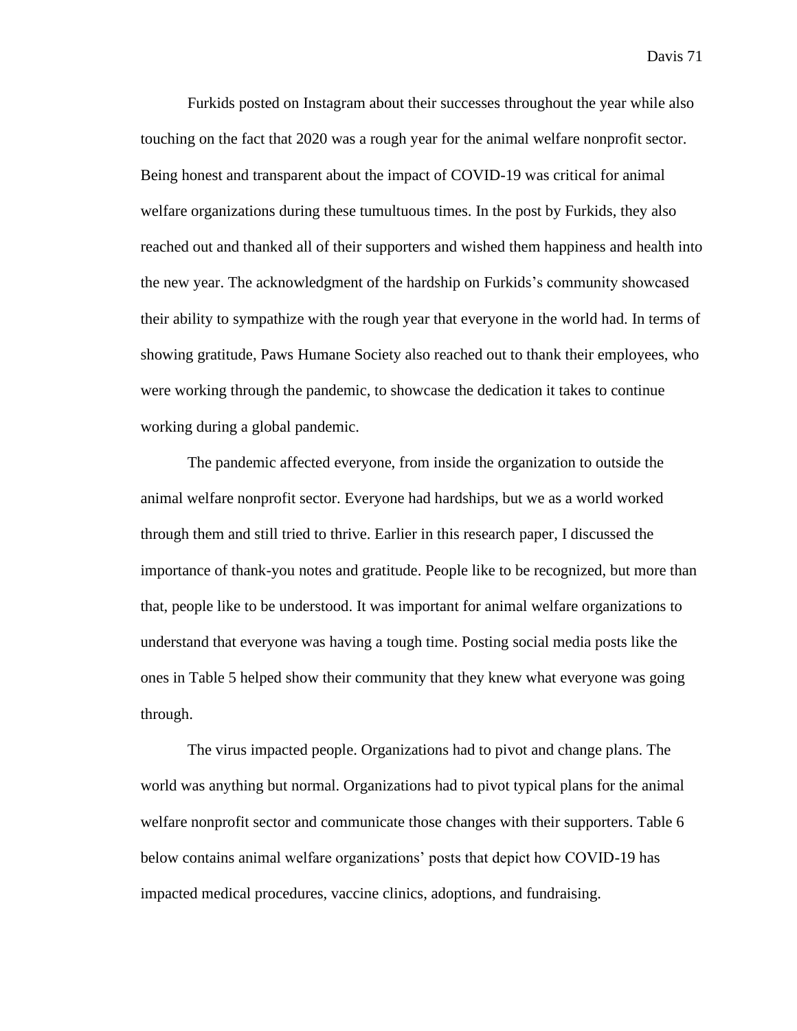Furkids posted on Instagram about their successes throughout the year while also touching on the fact that 2020 was a rough year for the animal welfare nonprofit sector. Being honest and transparent about the impact of COVID-19 was critical for animal welfare organizations during these tumultuous times. In the post by Furkids, they also reached out and thanked all of their supporters and wished them happiness and health into the new year. The acknowledgment of the hardship on Furkids's community showcased their ability to sympathize with the rough year that everyone in the world had. In terms of showing gratitude, Paws Humane Society also reached out to thank their employees, who were working through the pandemic, to showcase the dedication it takes to continue working during a global pandemic.

The pandemic affected everyone, from inside the organization to outside the animal welfare nonprofit sector. Everyone had hardships, but we as a world worked through them and still tried to thrive. Earlier in this research paper, I discussed the importance of thank-you notes and gratitude. People like to be recognized, but more than that, people like to be understood. It was important for animal welfare organizations to understand that everyone was having a tough time. Posting social media posts like the ones in Table 5 helped show their community that they knew what everyone was going through.

The virus impacted people. Organizations had to pivot and change plans. The world was anything but normal. Organizations had to pivot typical plans for the animal welfare nonprofit sector and communicate those changes with their supporters. Table 6 below contains animal welfare organizations' posts that depict how COVID-19 has impacted medical procedures, vaccine clinics, adoptions, and fundraising.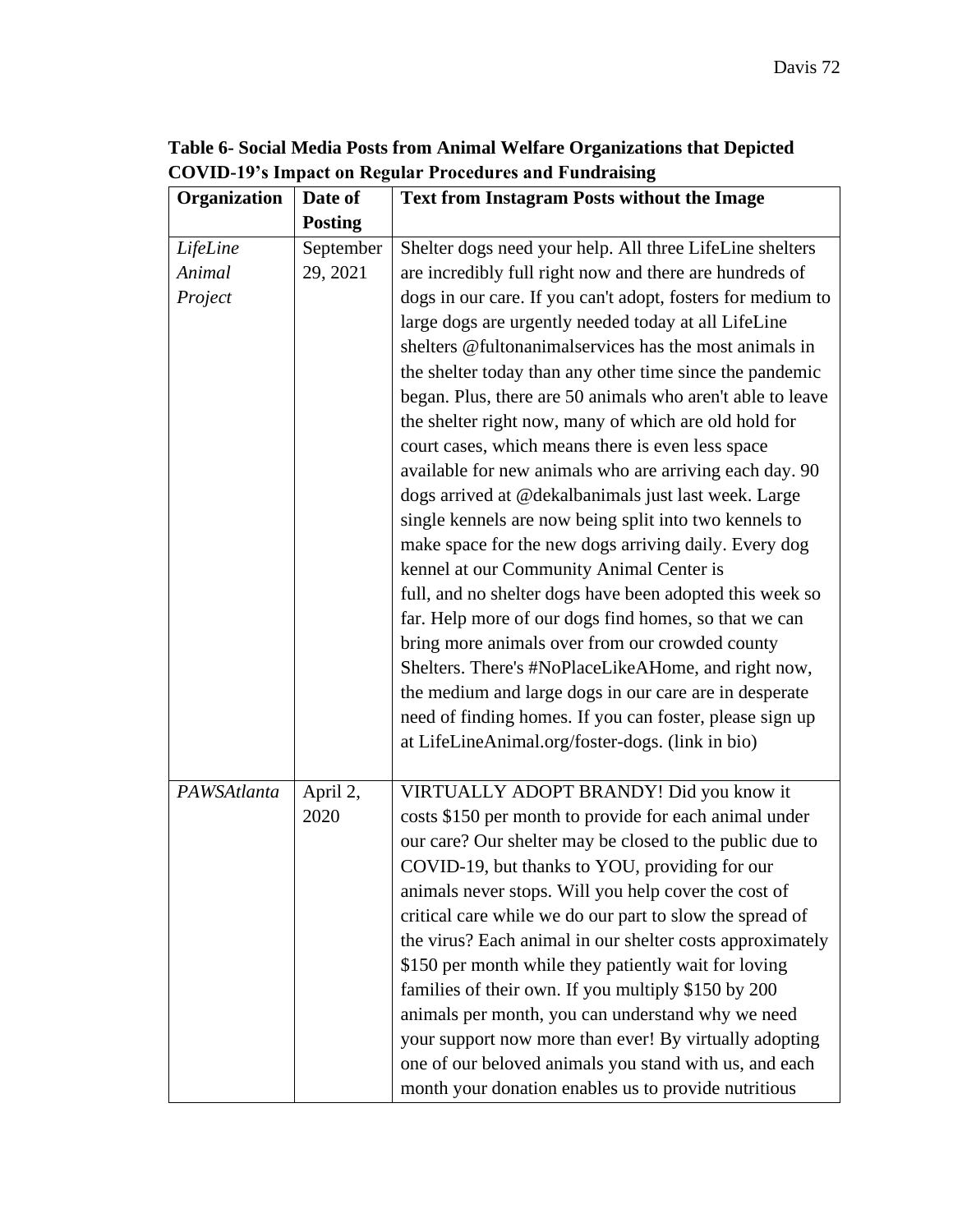**Table 6- Social Media Posts from Animal Welfare Organizations that Depicted COVID-19's Impact on Regular Procedures and Fundraising**

| Organization | Date of Posting | Text from Instagram Posts without the Image |
|---|---|---|
| *LifeLine Animal Project* | September 29, 2021 | Shelter dogs need your help. All three LifeLine shelters are incredibly full right now and there are hundreds of dogs in our care. If you can't adopt, fosters for medium to large dogs are urgently needed today at all LifeLine shelters @fultonanimalservices has the most animals in the shelter today than any other time since the pandemic began. Plus, there are 50 animals who aren't able to leave the shelter right now, many of which are old hold for court cases, which means there is even less space available for new animals who are arriving each day. 90 dogs arrived at @dekalbanimals just last week. Large single kennels are now being split into two kennels to make space for the new dogs arriving daily. Every dog kennel at our Community Animal Center is full, and no shelter dogs have been adopted this week so far. Help more of our dogs find homes, so that we can bring more animals over from our crowded county Shelters. There's #NoPlaceLikeAHome, and right now, the medium and large dogs in our care are in desperate need of finding homes. If you can foster, please sign up at LifeLineAnimal.org/foster-dogs. (link in bio) |
| *PAWSAtlanta* | April 2, 2020 | VIRTUALLY ADOPT BRANDY! Did you know it costs $150 per month to provide for each animal under our care? Our shelter may be closed to the public due to COVID-19, but thanks to YOU, providing for our animals never stops. Will you help cover the cost of critical care while we do our part to slow the spread of the virus? Each animal in our shelter costs approximately $150 per month while they patiently wait for loving families of their own. If you multiply $150 by 200 animals per month, you can understand why we need your support now more than ever! By virtually adopting one of our beloved animals you stand with us, and each month your donation enables us to provide nutritious |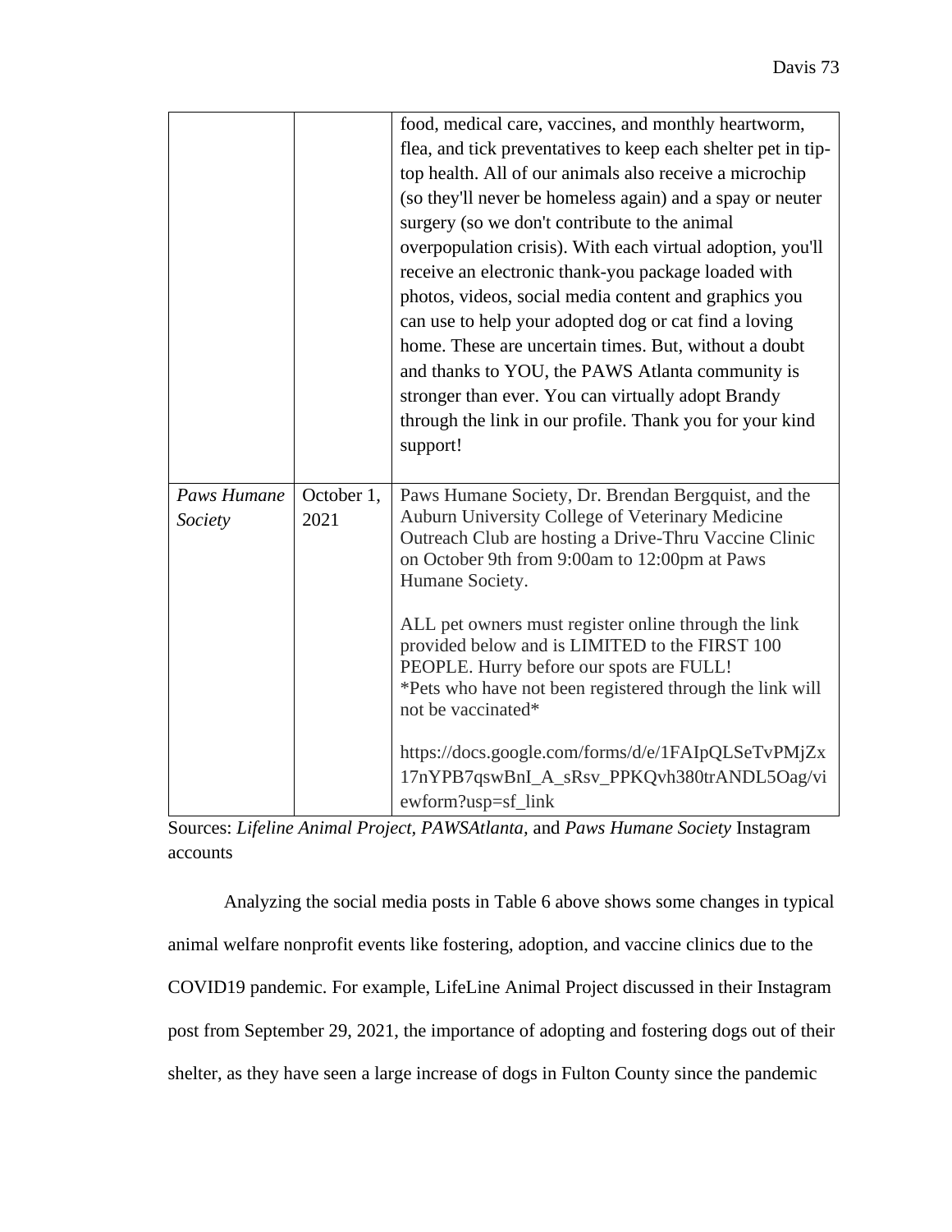| | | food, medical care, vaccines, and monthly heartworm, flea, and tick preventatives to keep each shelter pet in tip-top health. All of our animals also receive a microchip (so they'll never be homeless again) and a spay or neuter surgery (so we don't contribute to the animal overpopulation crisis). With each virtual adoption, you'll receive an electronic thank-you package loaded with photos, videos, social media content and graphics you can use to help your adopted dog or cat find a loving home. These are uncertain times. But, without a doubt and thanks to YOU, the PAWS Atlanta community is stronger than ever. You can virtually adopt Brandy through the link in our profile. Thank you for your kind support! |
|---|---|---|
| *Paws Humane Society* | October 1, 2021 | Paws Humane Society, Dr. Brendan Bergquist, and the Auburn University College of Veterinary Medicine Outreach Club are hosting a Drive-Thru Vaccine Clinic on October 9th from 9:00am to 12:00pm at Paws Humane Society.<br><br>ALL pet owners must register online through the link provided below and is LIMITED to the FIRST 100 PEOPLE. Hurry before our spots are FULL!<br>*Pets who have not been registered through the link will not be vaccinated*<br><br>https://docs.google.com/forms/d/e/1FAIpQLSeTvPMjZx17nYPB7qswBnI_A_sRsv_PPKQvh380trANDL5Oag/viewform?usp=sf_link |

Sources: *Lifeline Animal Project, PAWSAtlanta*, and *Paws Humane Society* Instagram accounts

Analyzing the social media posts in Table 6 above shows some changes in typical animal welfare nonprofit events like fostering, adoption, and vaccine clinics due to the COVID19 pandemic. For example, LifeLine Animal Project discussed in their Instagram post from September 29, 2021, the importance of adopting and fostering dogs out of their shelter, as they have seen a large increase of dogs in Fulton County since the pandemic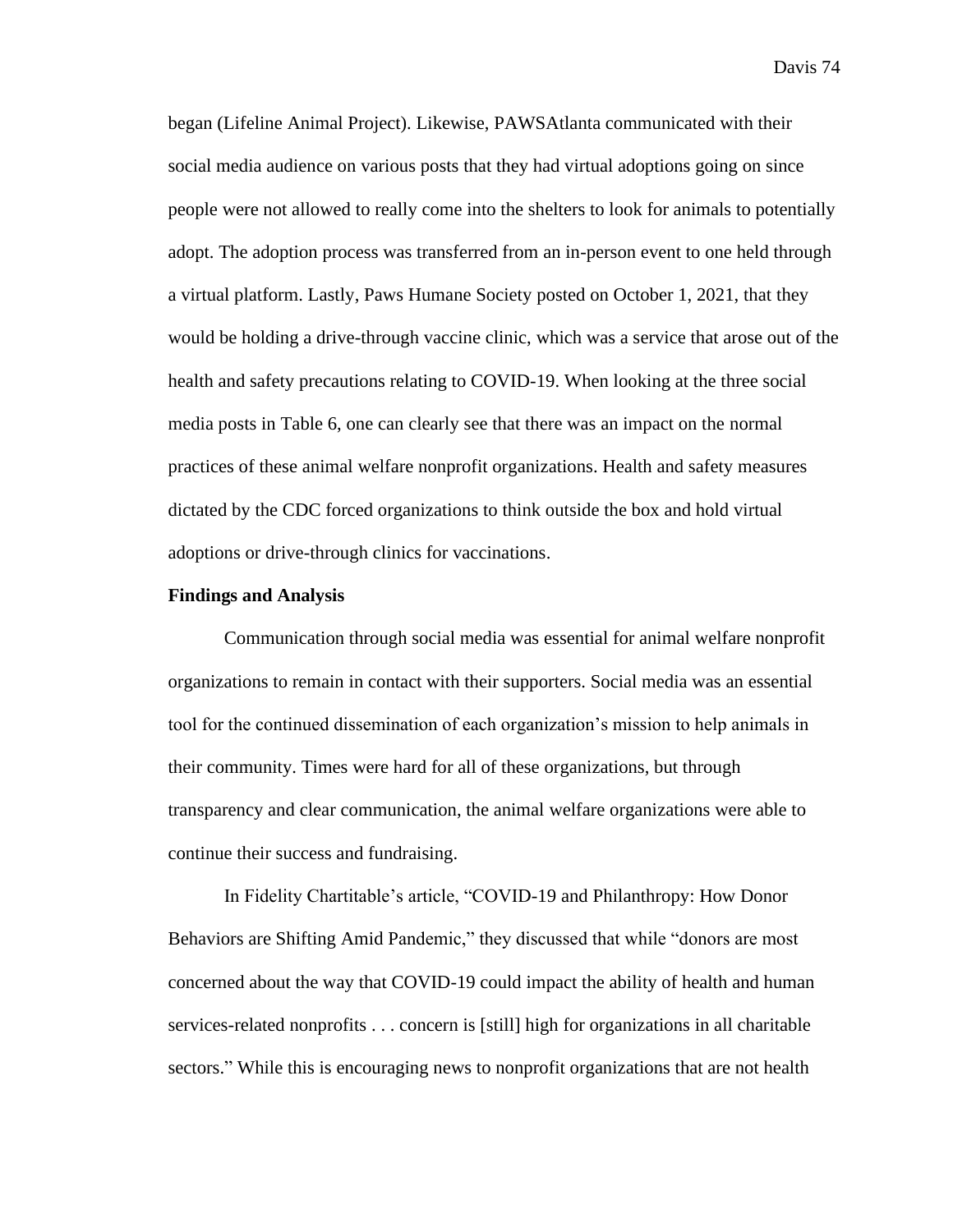began (Lifeline Animal Project). Likewise, PAWSAtlanta communicated with their social media audience on various posts that they had virtual adoptions going on since people were not allowed to really come into the shelters to look for animals to potentially adopt. The adoption process was transferred from an in-person event to one held through a virtual platform. Lastly, Paws Humane Society posted on October 1, 2021, that they would be holding a drive-through vaccine clinic, which was a service that arose out of the health and safety precautions relating to COVID-19. When looking at the three social media posts in Table 6, one can clearly see that there was an impact on the normal practices of these animal welfare nonprofit organizations. Health and safety measures dictated by the CDC forced organizations to think outside the box and hold virtual adoptions or drive-through clinics for vaccinations.

**Findings and Analysis**

Communication through social media was essential for animal welfare nonprofit organizations to remain in contact with their supporters. Social media was an essential tool for the continued dissemination of each organization's mission to help animals in their community. Times were hard for all of these organizations, but through transparency and clear communication, the animal welfare organizations were able to continue their success and fundraising.

In Fidelity Chartitable's article, "COVID-19 and Philanthropy: How Donor Behaviors are Shifting Amid Pandemic," they discussed that while "donors are most concerned about the way that COVID-19 could impact the ability of health and human services-related nonprofits . . . concern is [still] high for organizations in all charitable sectors." While this is encouraging news to nonprofit organizations that are not health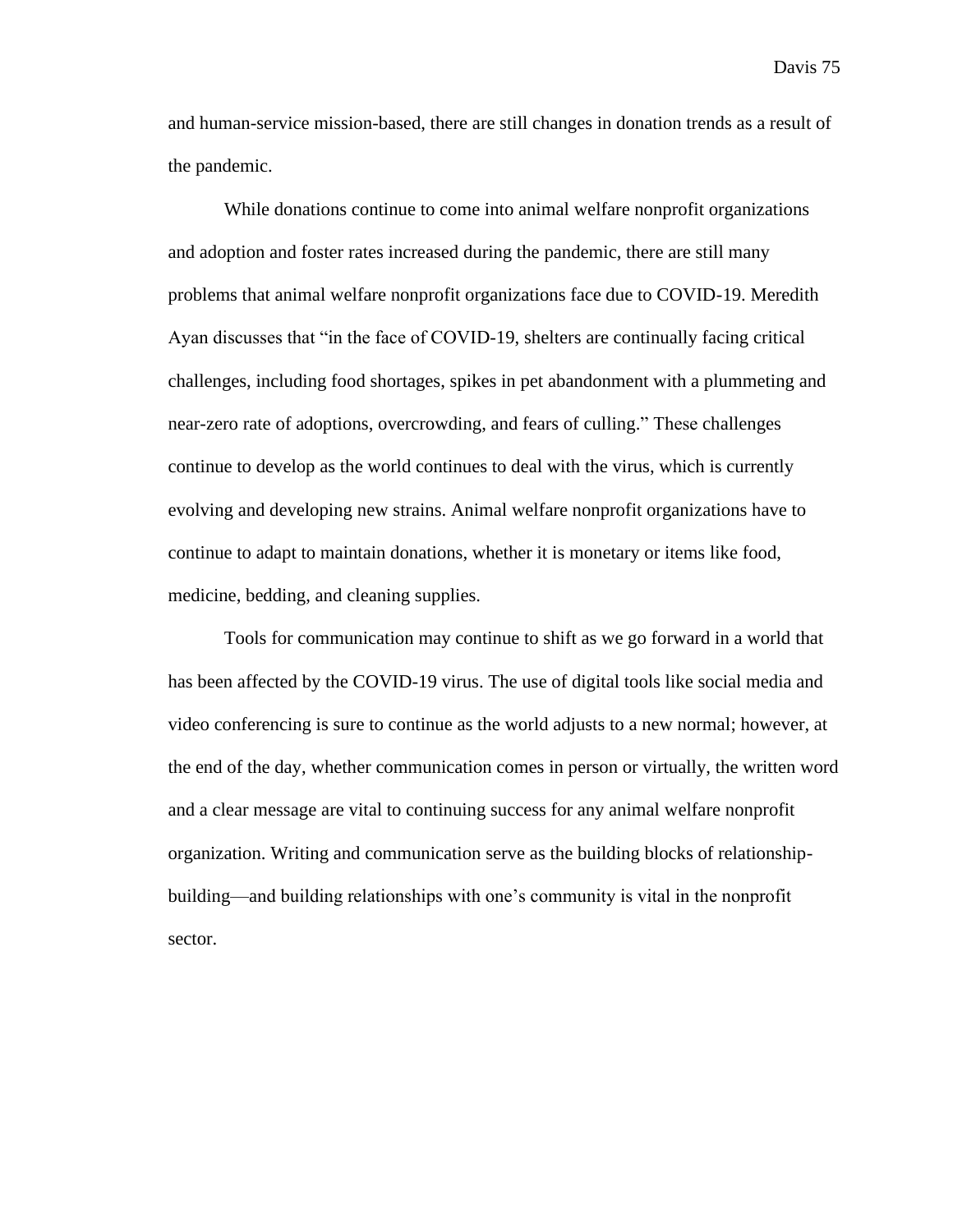and human-service mission-based, there are still changes in donation trends as a result of the pandemic.

While donations continue to come into animal welfare nonprofit organizations and adoption and foster rates increased during the pandemic, there are still many problems that animal welfare nonprofit organizations face due to COVID-19. Meredith Ayan discusses that “in the face of COVID-19, shelters are continually facing critical challenges, including food shortages, spikes in pet abandonment with a plummeting and near-zero rate of adoptions, overcrowding, and fears of culling.” These challenges continue to develop as the world continues to deal with the virus, which is currently evolving and developing new strains. Animal welfare nonprofit organizations have to continue to adapt to maintain donations, whether it is monetary or items like food, medicine, bedding, and cleaning supplies.

Tools for communication may continue to shift as we go forward in a world that has been affected by the COVID-19 virus. The use of digital tools like social media and video conferencing is sure to continue as the world adjusts to a new normal; however, at the end of the day, whether communication comes in person or virtually, the written word and a clear message are vital to continuing success for any animal welfare nonprofit organization. Writing and communication serve as the building blocks of relationship-building—and building relationships with one’s community is vital in the nonprofit sector.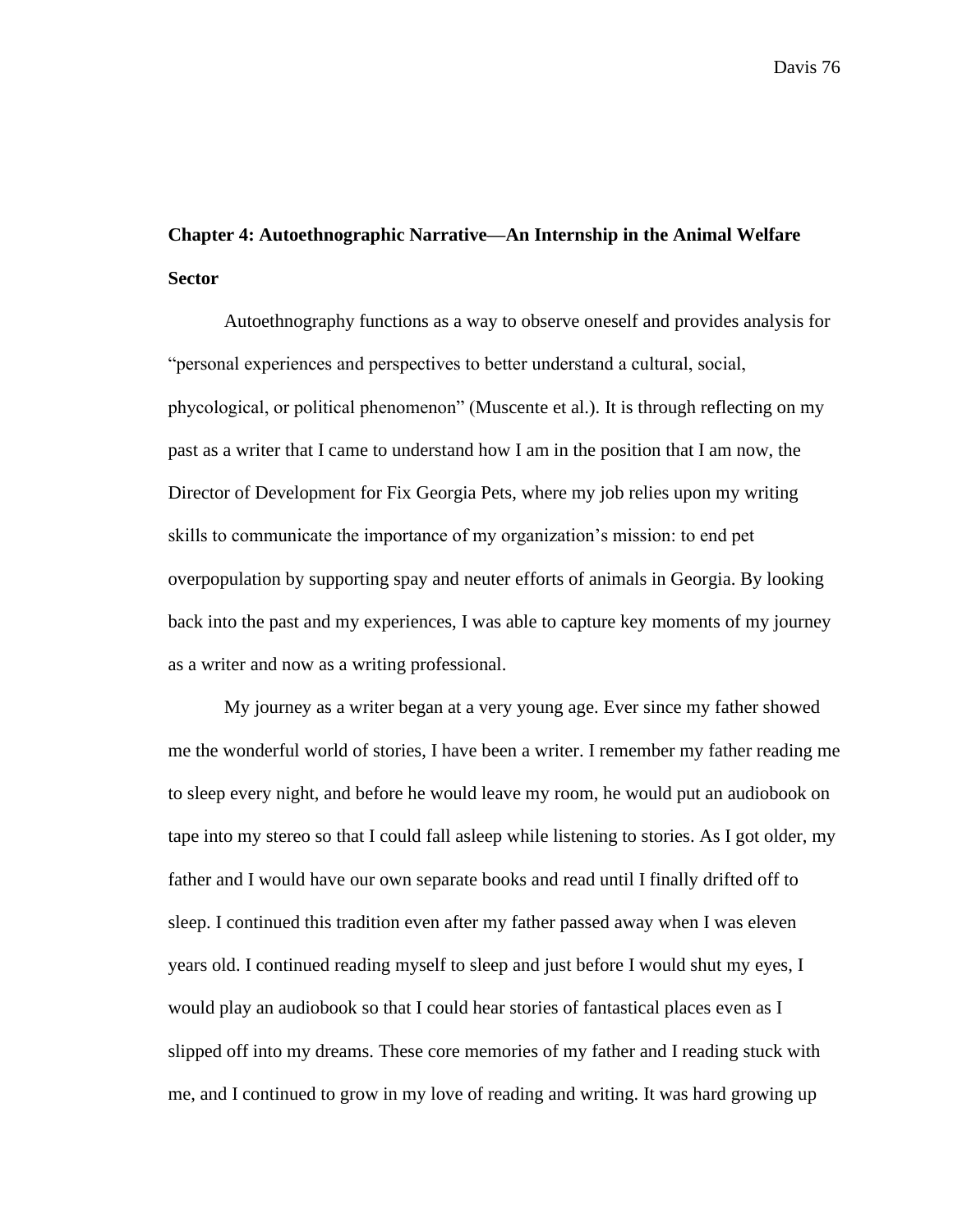**Chapter 4: Autoethnographic Narrative—An Internship in the Animal Welfare Sector**

Autoethnography functions as a way to observe oneself and provides analysis for "personal experiences and perspectives to better understand a cultural, social, phycological, or political phenomenon" (Muscente et al.). It is through reflecting on my past as a writer that I came to understand how I am in the position that I am now, the Director of Development for Fix Georgia Pets, where my job relies upon my writing skills to communicate the importance of my organization's mission: to end pet overpopulation by supporting spay and neuter efforts of animals in Georgia. By looking back into the past and my experiences, I was able to capture key moments of my journey as a writer and now as a writing professional.

My journey as a writer began at a very young age. Ever since my father showed me the wonderful world of stories, I have been a writer. I remember my father reading me to sleep every night, and before he would leave my room, he would put an audiobook on tape into my stereo so that I could fall asleep while listening to stories. As I got older, my father and I would have our own separate books and read until I finally drifted off to sleep. I continued this tradition even after my father passed away when I was eleven years old. I continued reading myself to sleep and just before I would shut my eyes, I would play an audiobook so that I could hear stories of fantastical places even as I slipped off into my dreams. These core memories of my father and I reading stuck with me, and I continued to grow in my love of reading and writing. It was hard growing up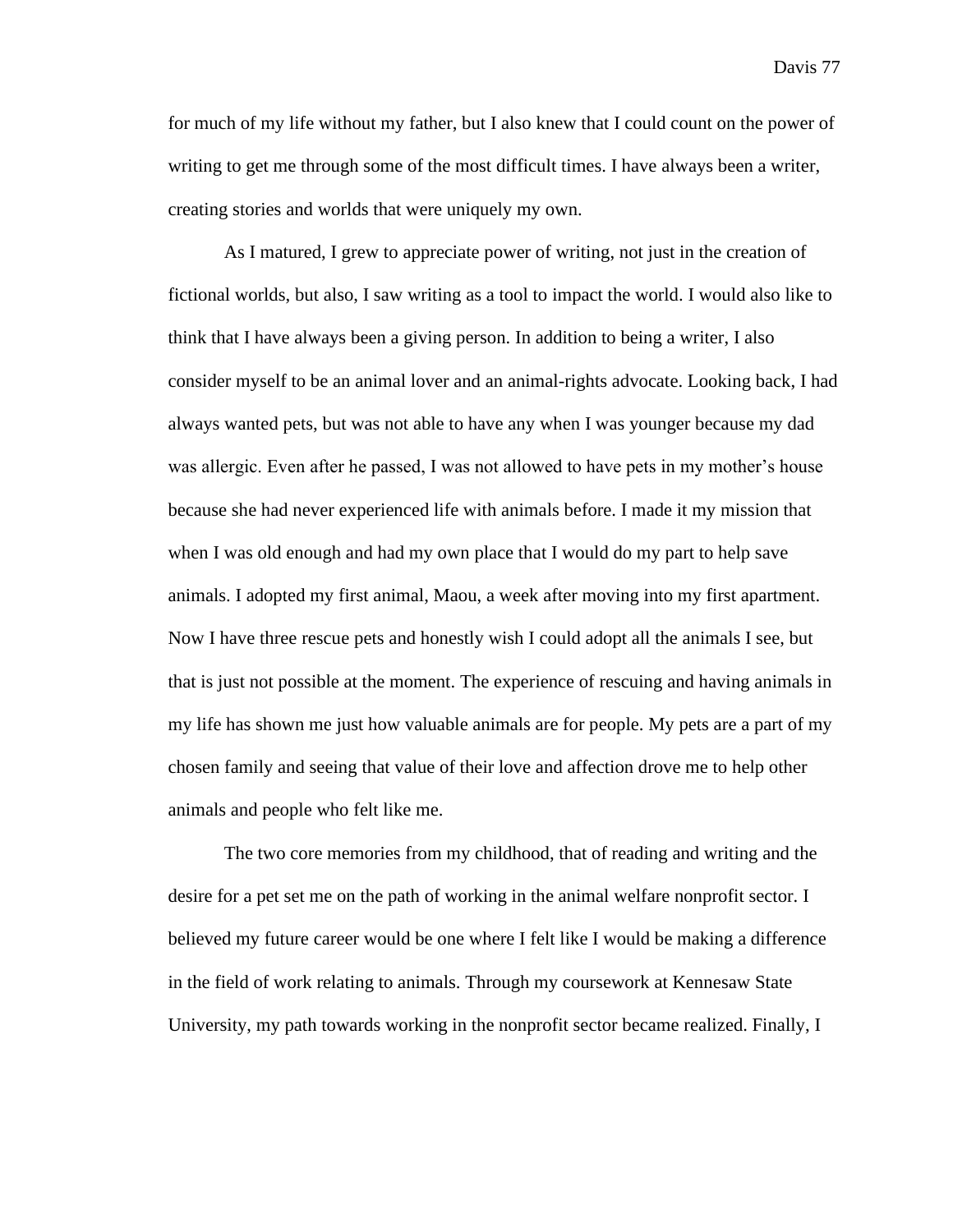for much of my life without my father, but I also knew that I could count on the power of writing to get me through some of the most difficult times. I have always been a writer, creating stories and worlds that were uniquely my own.

As I matured, I grew to appreciate power of writing, not just in the creation of fictional worlds, but also, I saw writing as a tool to impact the world. I would also like to think that I have always been a giving person. In addition to being a writer, I also consider myself to be an animal lover and an animal-rights advocate. Looking back, I had always wanted pets, but was not able to have any when I was younger because my dad was allergic. Even after he passed, I was not allowed to have pets in my mother's house because she had never experienced life with animals before. I made it my mission that when I was old enough and had my own place that I would do my part to help save animals. I adopted my first animal, Maou, a week after moving into my first apartment. Now I have three rescue pets and honestly wish I could adopt all the animals I see, but that is just not possible at the moment. The experience of rescuing and having animals in my life has shown me just how valuable animals are for people. My pets are a part of my chosen family and seeing that value of their love and affection drove me to help other animals and people who felt like me.

The two core memories from my childhood, that of reading and writing and the desire for a pet set me on the path of working in the animal welfare nonprofit sector. I believed my future career would be one where I felt like I would be making a difference in the field of work relating to animals. Through my coursework at Kennesaw State University, my path towards working in the nonprofit sector became realized. Finally, I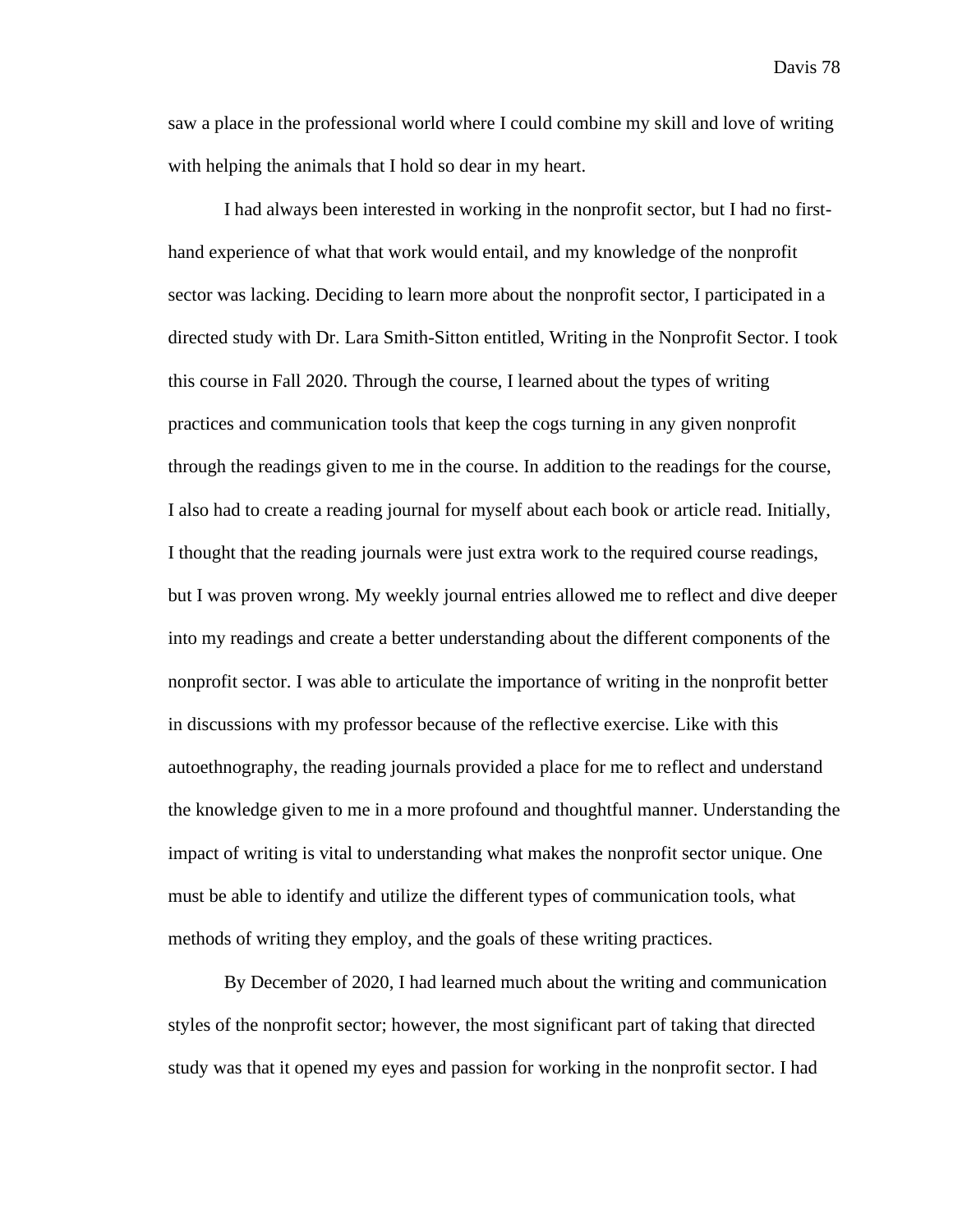saw a place in the professional world where I could combine my skill and love of writing with helping the animals that I hold so dear in my heart.

I had always been interested in working in the nonprofit sector, but I had no first-hand experience of what that work would entail, and my knowledge of the nonprofit sector was lacking. Deciding to learn more about the nonprofit sector, I participated in a directed study with Dr. Lara Smith-Sitton entitled, Writing in the Nonprofit Sector. I took this course in Fall 2020. Through the course, I learned about the types of writing practices and communication tools that keep the cogs turning in any given nonprofit through the readings given to me in the course. In addition to the readings for the course, I also had to create a reading journal for myself about each book or article read. Initially, I thought that the reading journals were just extra work to the required course readings, but I was proven wrong. My weekly journal entries allowed me to reflect and dive deeper into my readings and create a better understanding about the different components of the nonprofit sector. I was able to articulate the importance of writing in the nonprofit better in discussions with my professor because of the reflective exercise. Like with this autoethnography, the reading journals provided a place for me to reflect and understand the knowledge given to me in a more profound and thoughtful manner. Understanding the impact of writing is vital to understanding what makes the nonprofit sector unique. One must be able to identify and utilize the different types of communication tools, what methods of writing they employ, and the goals of these writing practices.

By December of 2020, I had learned much about the writing and communication styles of the nonprofit sector; however, the most significant part of taking that directed study was that it opened my eyes and passion for working in the nonprofit sector. I had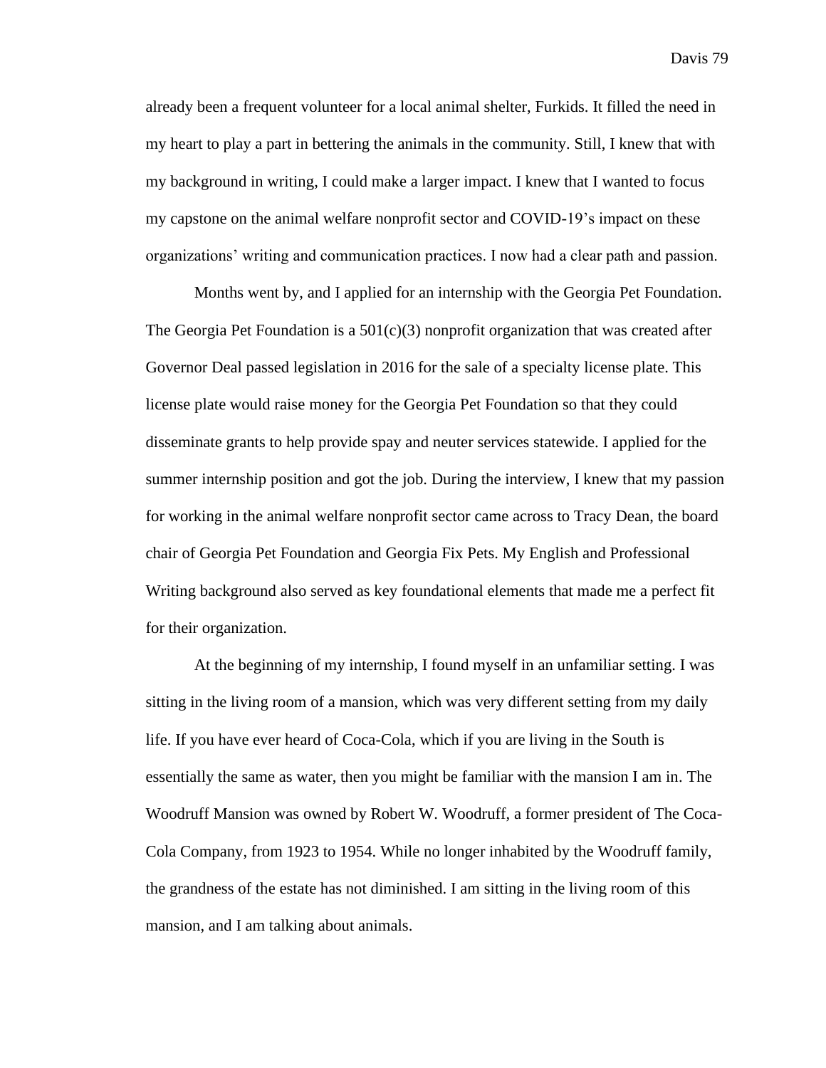already been a frequent volunteer for a local animal shelter, Furkids. It filled the need in my heart to play a part in bettering the animals in the community. Still, I knew that with my background in writing, I could make a larger impact. I knew that I wanted to focus my capstone on the animal welfare nonprofit sector and COVID-19's impact on these organizations' writing and communication practices. I now had a clear path and passion.

Months went by, and I applied for an internship with the Georgia Pet Foundation. The Georgia Pet Foundation is a 501(c)(3) nonprofit organization that was created after Governor Deal passed legislation in 2016 for the sale of a specialty license plate. This license plate would raise money for the Georgia Pet Foundation so that they could disseminate grants to help provide spay and neuter services statewide. I applied for the summer internship position and got the job. During the interview, I knew that my passion for working in the animal welfare nonprofit sector came across to Tracy Dean, the board chair of Georgia Pet Foundation and Georgia Fix Pets. My English and Professional Writing background also served as key foundational elements that made me a perfect fit for their organization.

At the beginning of my internship, I found myself in an unfamiliar setting. I was sitting in the living room of a mansion, which was very different setting from my daily life. If you have ever heard of Coca-Cola, which if you are living in the South is essentially the same as water, then you might be familiar with the mansion I am in. The Woodruff Mansion was owned by Robert W. Woodruff, a former president of The Coca-Cola Company, from 1923 to 1954. While no longer inhabited by the Woodruff family, the grandness of the estate has not diminished. I am sitting in the living room of this mansion, and I am talking about animals.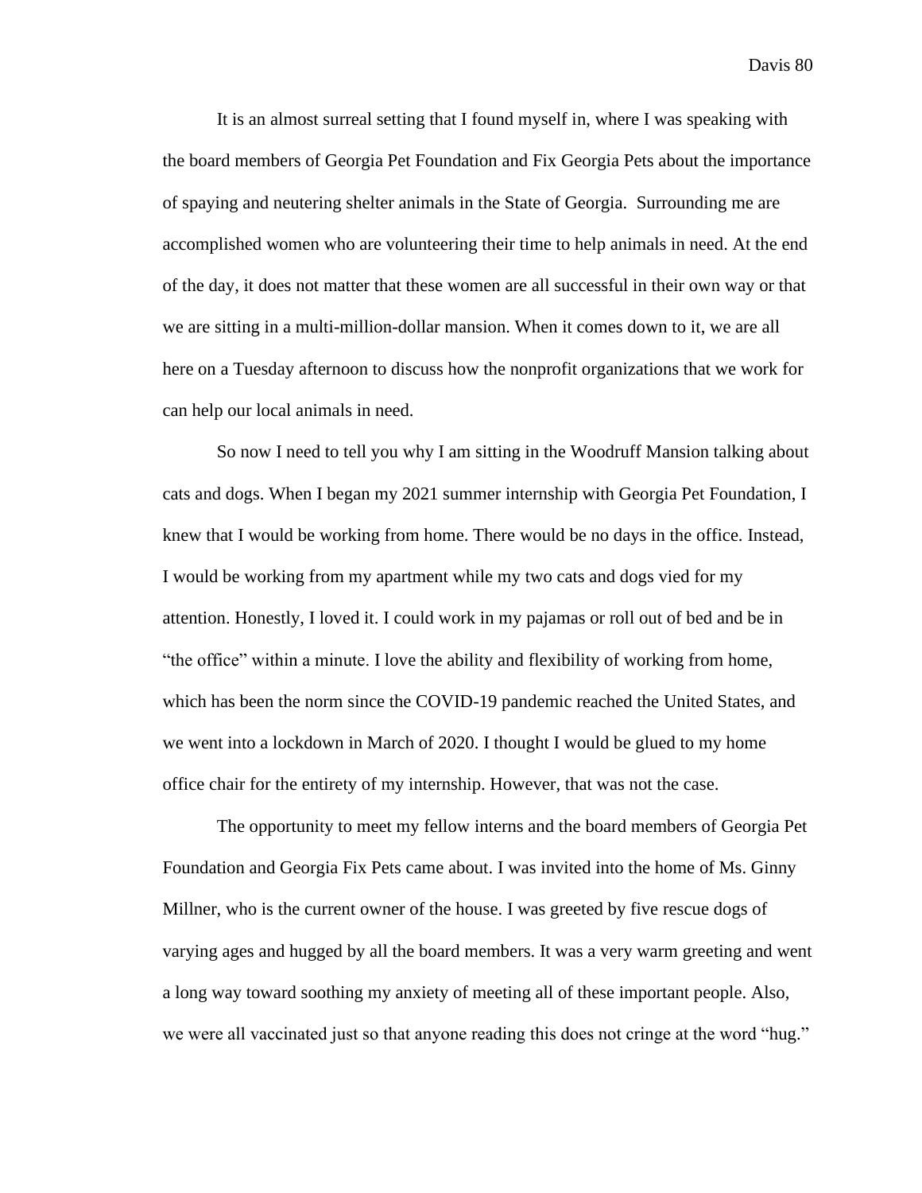It is an almost surreal setting that I found myself in, where I was speaking with the board members of Georgia Pet Foundation and Fix Georgia Pets about the importance of spaying and neutering shelter animals in the State of Georgia.  Surrounding me are accomplished women who are volunteering their time to help animals in need. At the end of the day, it does not matter that these women are all successful in their own way or that we are sitting in a multi-million-dollar mansion. When it comes down to it, we are all here on a Tuesday afternoon to discuss how the nonprofit organizations that we work for can help our local animals in need.

So now I need to tell you why I am sitting in the Woodruff Mansion talking about cats and dogs. When I began my 2021 summer internship with Georgia Pet Foundation, I knew that I would be working from home. There would be no days in the office. Instead, I would be working from my apartment while my two cats and dogs vied for my attention. Honestly, I loved it. I could work in my pajamas or roll out of bed and be in "the office" within a minute. I love the ability and flexibility of working from home, which has been the norm since the COVID-19 pandemic reached the United States, and we went into a lockdown in March of 2020. I thought I would be glued to my home office chair for the entirety of my internship. However, that was not the case.

The opportunity to meet my fellow interns and the board members of Georgia Pet Foundation and Georgia Fix Pets came about. I was invited into the home of Ms. Ginny Millner, who is the current owner of the house. I was greeted by five rescue dogs of varying ages and hugged by all the board members. It was a very warm greeting and went a long way toward soothing my anxiety of meeting all of these important people. Also, we were all vaccinated just so that anyone reading this does not cringe at the word "hug."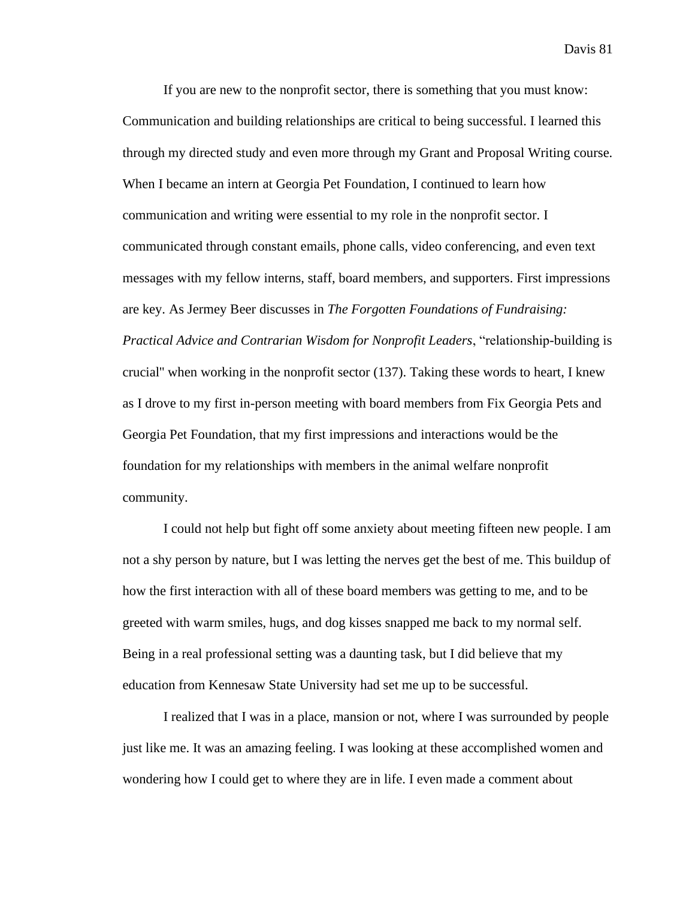If you are new to the nonprofit sector, there is something that you must know: Communication and building relationships are critical to being successful. I learned this through my directed study and even more through my Grant and Proposal Writing course. When I became an intern at Georgia Pet Foundation, I continued to learn how communication and writing were essential to my role in the nonprofit sector. I communicated through constant emails, phone calls, video conferencing, and even text messages with my fellow interns, staff, board members, and supporters. First impressions are key. As Jermey Beer discusses in *The Forgotten Foundations of Fundraising: Practical Advice and Contrarian Wisdom for Nonprofit Leaders*, “relationship-building is crucial" when working in the nonprofit sector (137). Taking these words to heart, I knew as I drove to my first in-person meeting with board members from Fix Georgia Pets and Georgia Pet Foundation, that my first impressions and interactions would be the foundation for my relationships with members in the animal welfare nonprofit community.

I could not help but fight off some anxiety about meeting fifteen new people. I am not a shy person by nature, but I was letting the nerves get the best of me. This buildup of how the first interaction with all of these board members was getting to me, and to be greeted with warm smiles, hugs, and dog kisses snapped me back to my normal self. Being in a real professional setting was a daunting task, but I did believe that my education from Kennesaw State University had set me up to be successful.

I realized that I was in a place, mansion or not, where I was surrounded by people just like me. It was an amazing feeling. I was looking at these accomplished women and wondering how I could get to where they are in life. I even made a comment about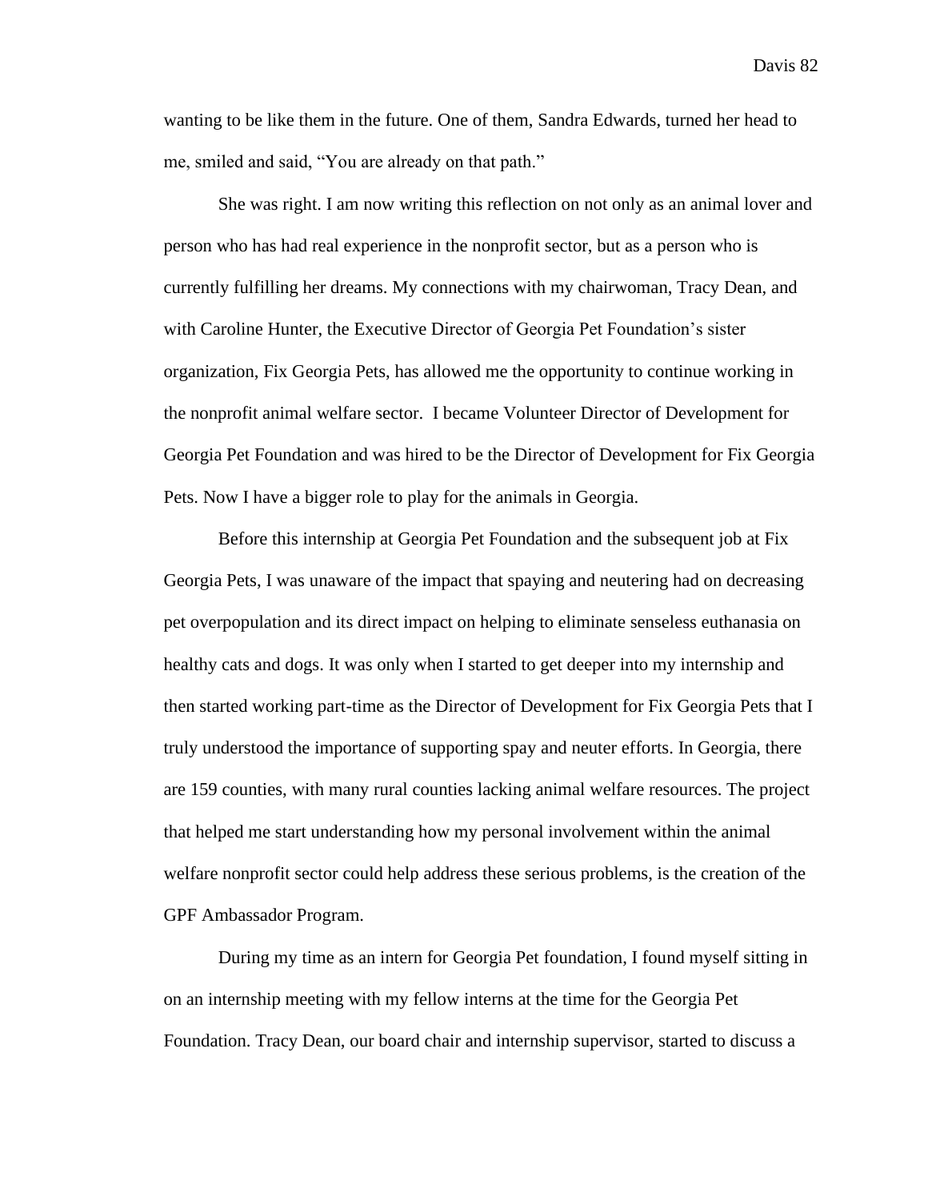wanting to be like them in the future. One of them, Sandra Edwards, turned her head to me, smiled and said, "You are already on that path."

She was right. I am now writing this reflection on not only as an animal lover and person who has had real experience in the nonprofit sector, but as a person who is currently fulfilling her dreams. My connections with my chairwoman, Tracy Dean, and with Caroline Hunter, the Executive Director of Georgia Pet Foundation's sister organization, Fix Georgia Pets, has allowed me the opportunity to continue working in the nonprofit animal welfare sector. I became Volunteer Director of Development for Georgia Pet Foundation and was hired to be the Director of Development for Fix Georgia Pets. Now I have a bigger role to play for the animals in Georgia.

Before this internship at Georgia Pet Foundation and the subsequent job at Fix Georgia Pets, I was unaware of the impact that spaying and neutering had on decreasing pet overpopulation and its direct impact on helping to eliminate senseless euthanasia on healthy cats and dogs. It was only when I started to get deeper into my internship and then started working part-time as the Director of Development for Fix Georgia Pets that I truly understood the importance of supporting spay and neuter efforts. In Georgia, there are 159 counties, with many rural counties lacking animal welfare resources. The project that helped me start understanding how my personal involvement within the animal welfare nonprofit sector could help address these serious problems, is the creation of the GPF Ambassador Program.

During my time as an intern for Georgia Pet foundation, I found myself sitting in on an internship meeting with my fellow interns at the time for the Georgia Pet Foundation. Tracy Dean, our board chair and internship supervisor, started to discuss a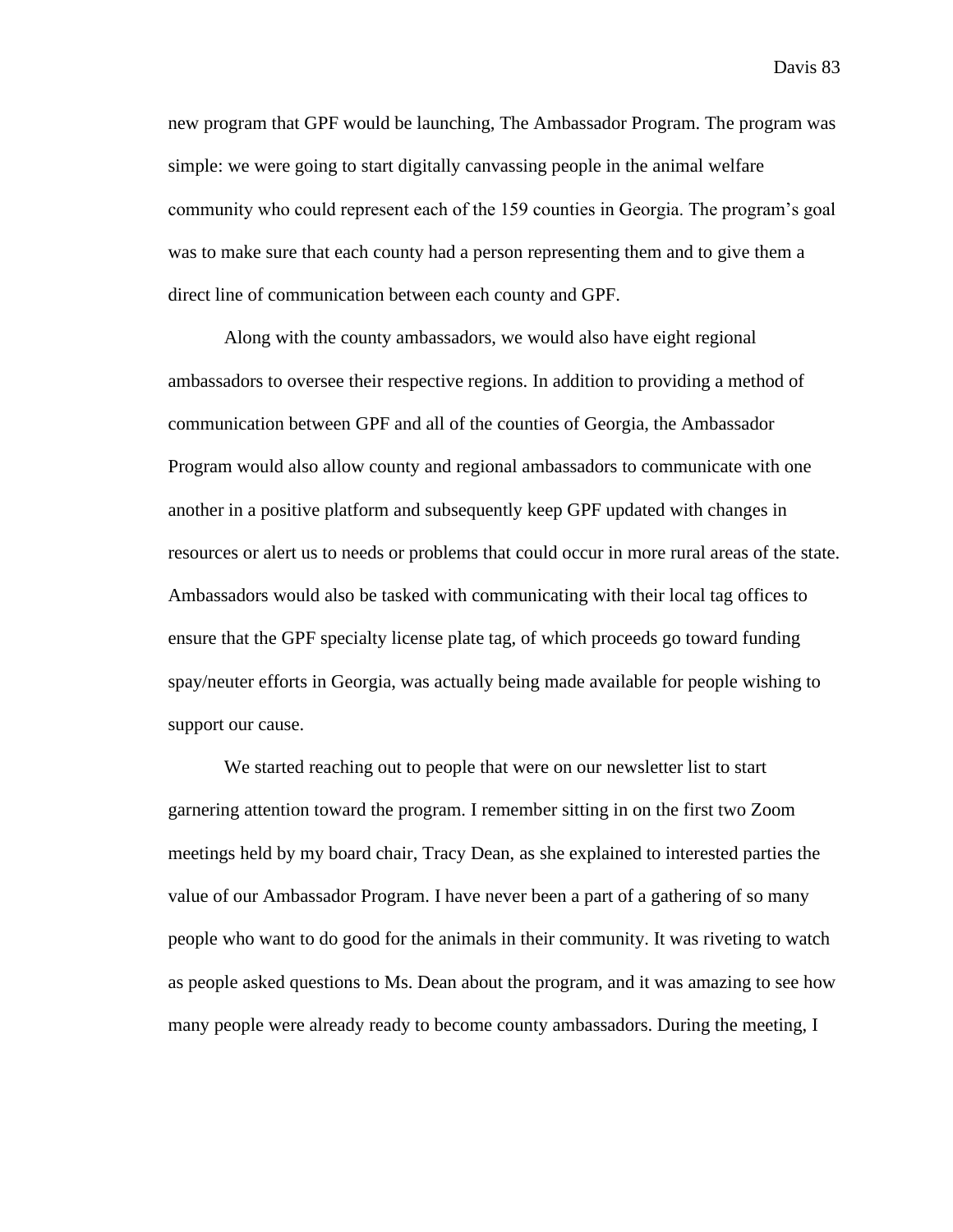new program that GPF would be launching, The Ambassador Program. The program was simple: we were going to start digitally canvassing people in the animal welfare community who could represent each of the 159 counties in Georgia. The program's goal was to make sure that each county had a person representing them and to give them a direct line of communication between each county and GPF.

Along with the county ambassadors, we would also have eight regional ambassadors to oversee their respective regions. In addition to providing a method of communication between GPF and all of the counties of Georgia, the Ambassador Program would also allow county and regional ambassadors to communicate with one another in a positive platform and subsequently keep GPF updated with changes in resources or alert us to needs or problems that could occur in more rural areas of the state. Ambassadors would also be tasked with communicating with their local tag offices to ensure that the GPF specialty license plate tag, of which proceeds go toward funding spay/neuter efforts in Georgia, was actually being made available for people wishing to support our cause.

We started reaching out to people that were on our newsletter list to start garnering attention toward the program. I remember sitting in on the first two Zoom meetings held by my board chair, Tracy Dean, as she explained to interested parties the value of our Ambassador Program. I have never been a part of a gathering of so many people who want to do good for the animals in their community. It was riveting to watch as people asked questions to Ms. Dean about the program, and it was amazing to see how many people were already ready to become county ambassadors. During the meeting, I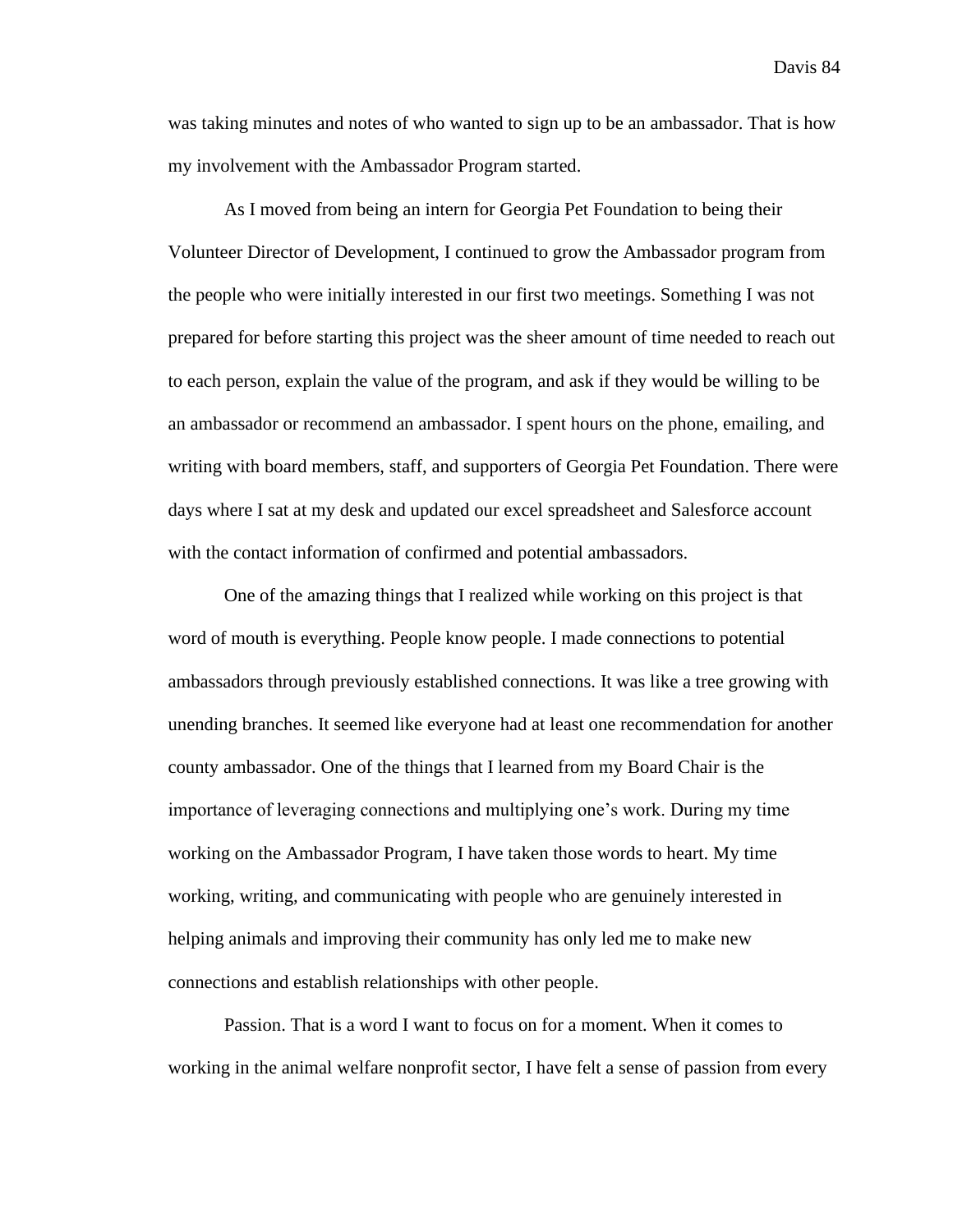was taking minutes and notes of who wanted to sign up to be an ambassador. That is how my involvement with the Ambassador Program started.

As I moved from being an intern for Georgia Pet Foundation to being their Volunteer Director of Development, I continued to grow the Ambassador program from the people who were initially interested in our first two meetings. Something I was not prepared for before starting this project was the sheer amount of time needed to reach out to each person, explain the value of the program, and ask if they would be willing to be an ambassador or recommend an ambassador. I spent hours on the phone, emailing, and writing with board members, staff, and supporters of Georgia Pet Foundation. There were days where I sat at my desk and updated our excel spreadsheet and Salesforce account with the contact information of confirmed and potential ambassadors.

One of the amazing things that I realized while working on this project is that word of mouth is everything. People know people. I made connections to potential ambassadors through previously established connections. It was like a tree growing with unending branches. It seemed like everyone had at least one recommendation for another county ambassador. One of the things that I learned from my Board Chair is the importance of leveraging connections and multiplying one's work. During my time working on the Ambassador Program, I have taken those words to heart. My time working, writing, and communicating with people who are genuinely interested in helping animals and improving their community has only led me to make new connections and establish relationships with other people.

Passion. That is a word I want to focus on for a moment. When it comes to working in the animal welfare nonprofit sector, I have felt a sense of passion from every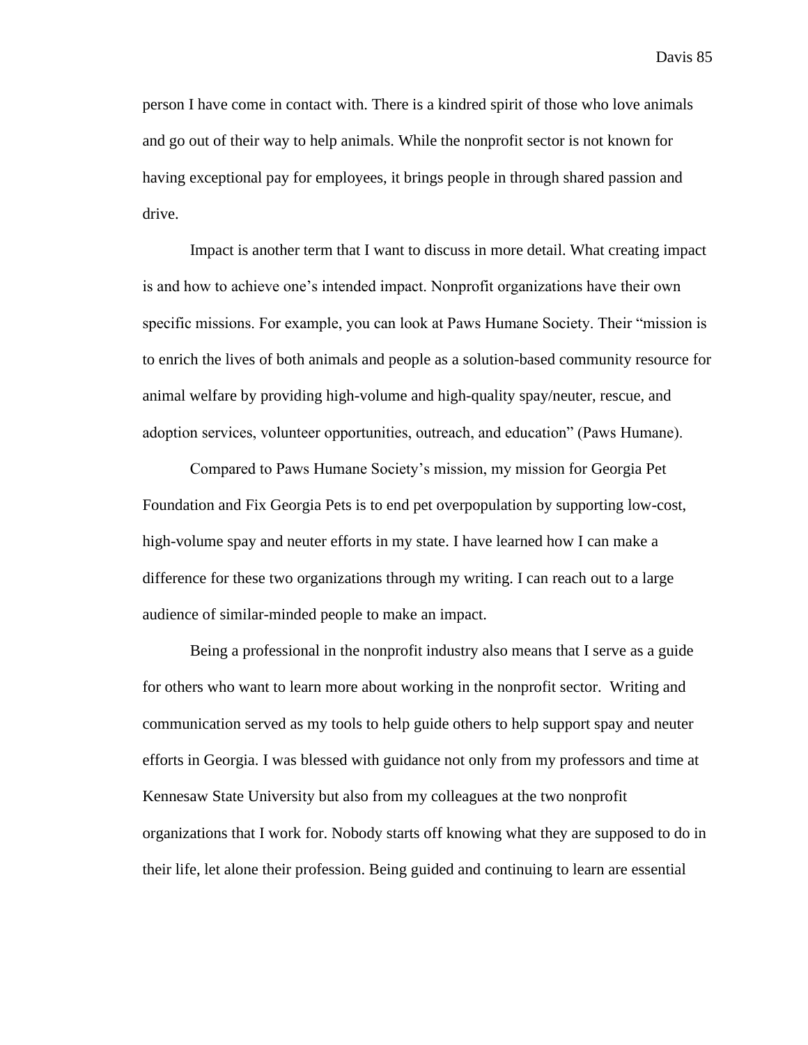person I have come in contact with. There is a kindred spirit of those who love animals and go out of their way to help animals. While the nonprofit sector is not known for having exceptional pay for employees, it brings people in through shared passion and drive.

Impact is another term that I want to discuss in more detail. What creating impact is and how to achieve one's intended impact. Nonprofit organizations have their own specific missions. For example, you can look at Paws Humane Society. Their "mission is to enrich the lives of both animals and people as a solution-based community resource for animal welfare by providing high-volume and high-quality spay/neuter, rescue, and adoption services, volunteer opportunities, outreach, and education" (Paws Humane).

Compared to Paws Humane Society's mission, my mission for Georgia Pet Foundation and Fix Georgia Pets is to end pet overpopulation by supporting low-cost, high-volume spay and neuter efforts in my state. I have learned how I can make a difference for these two organizations through my writing. I can reach out to a large audience of similar-minded people to make an impact.

Being a professional in the nonprofit industry also means that I serve as a guide for others who want to learn more about working in the nonprofit sector. Writing and communication served as my tools to help guide others to help support spay and neuter efforts in Georgia. I was blessed with guidance not only from my professors and time at Kennesaw State University but also from my colleagues at the two nonprofit organizations that I work for. Nobody starts off knowing what they are supposed to do in their life, let alone their profession. Being guided and continuing to learn are essential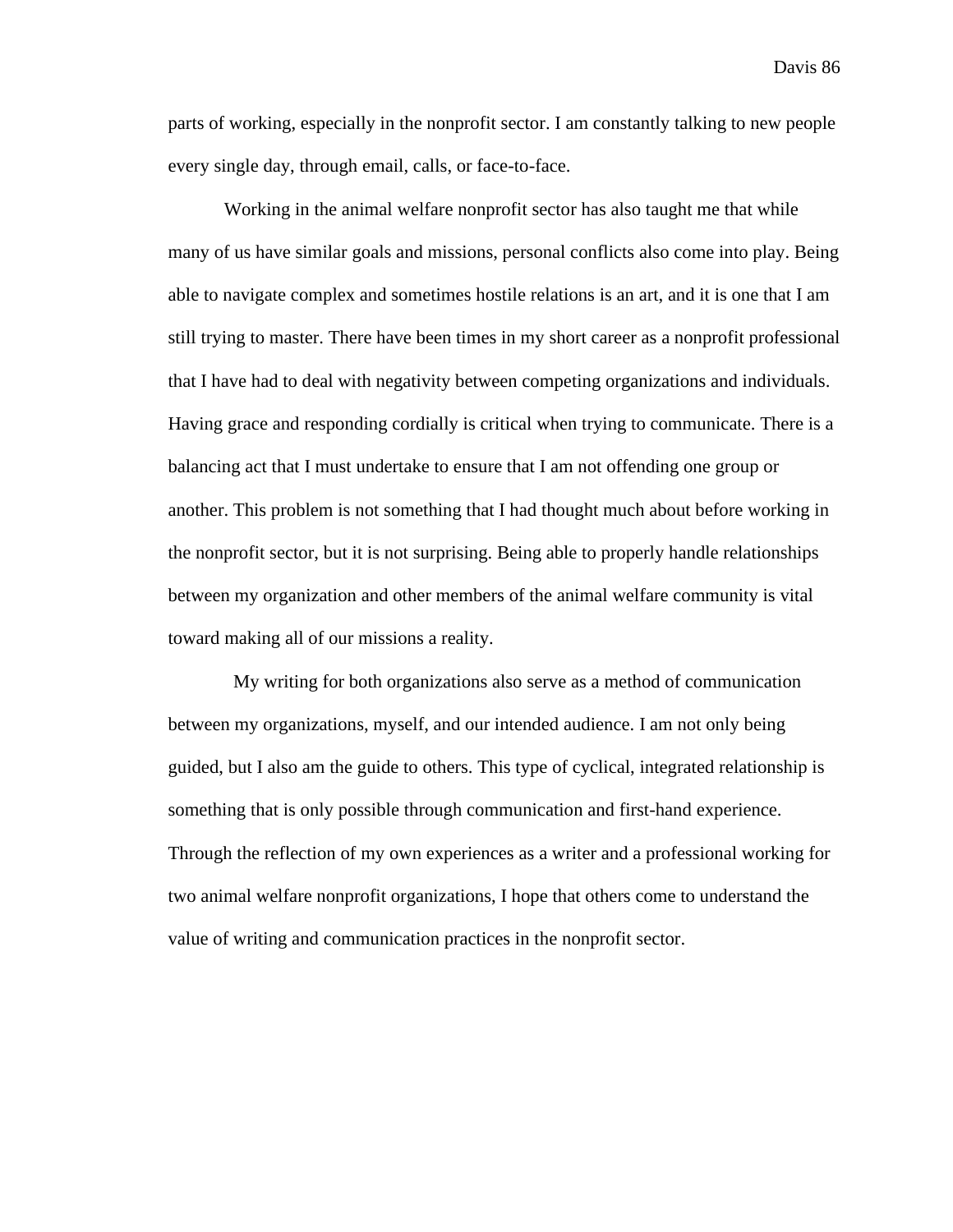parts of working, especially in the nonprofit sector. I am constantly talking to new people every single day, through email, calls, or face-to-face.

Working in the animal welfare nonprofit sector has also taught me that while many of us have similar goals and missions, personal conflicts also come into play. Being able to navigate complex and sometimes hostile relations is an art, and it is one that I am still trying to master. There have been times in my short career as a nonprofit professional that I have had to deal with negativity between competing organizations and individuals. Having grace and responding cordially is critical when trying to communicate. There is a balancing act that I must undertake to ensure that I am not offending one group or another. This problem is not something that I had thought much about before working in the nonprofit sector, but it is not surprising. Being able to properly handle relationships between my organization and other members of the animal welfare community is vital toward making all of our missions a reality.

My writing for both organizations also serve as a method of communication between my organizations, myself, and our intended audience. I am not only being guided, but I also am the guide to others. This type of cyclical, integrated relationship is something that is only possible through communication and first-hand experience. Through the reflection of my own experiences as a writer and a professional working for two animal welfare nonprofit organizations, I hope that others come to understand the value of writing and communication practices in the nonprofit sector.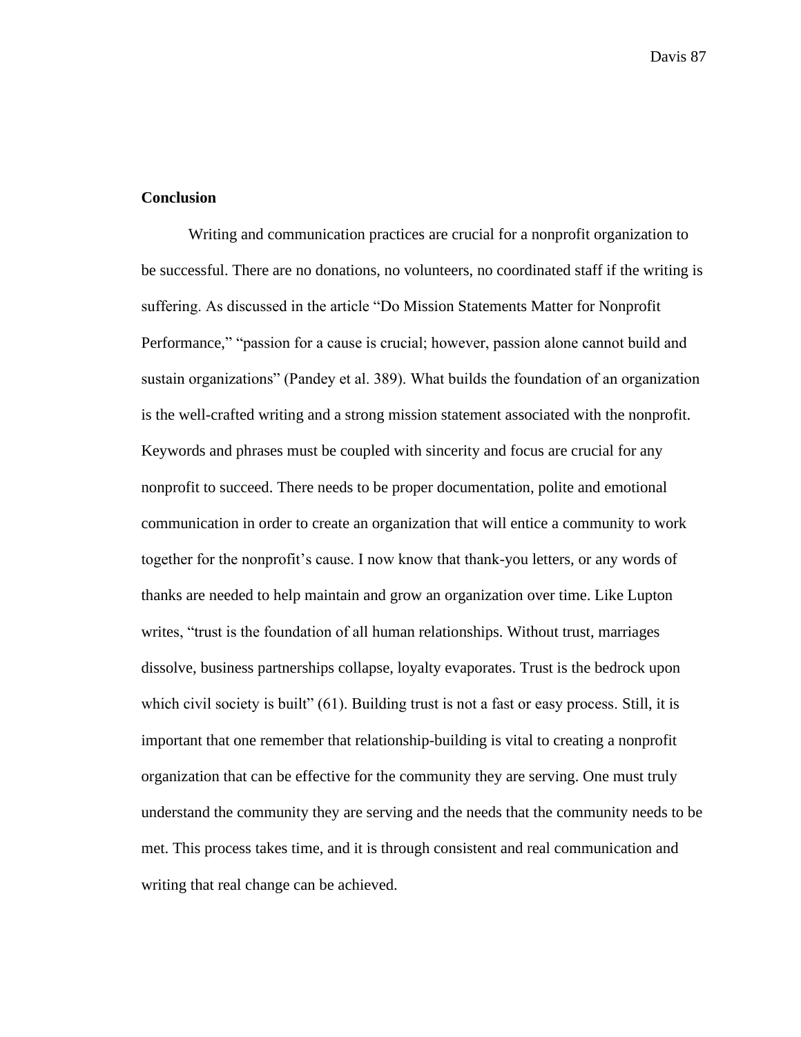**Conclusion**

Writing and communication practices are crucial for a nonprofit organization to be successful. There are no donations, no volunteers, no coordinated staff if the writing is suffering. As discussed in the article "Do Mission Statements Matter for Nonprofit Performance," "passion for a cause is crucial; however, passion alone cannot build and sustain organizations" (Pandey et al. 389). What builds the foundation of an organization is the well-crafted writing and a strong mission statement associated with the nonprofit. Keywords and phrases must be coupled with sincerity and focus are crucial for any nonprofit to succeed. There needs to be proper documentation, polite and emotional communication in order to create an organization that will entice a community to work together for the nonprofit's cause. I now know that thank-you letters, or any words of thanks are needed to help maintain and grow an organization over time. Like Lupton writes, "trust is the foundation of all human relationships. Without trust, marriages dissolve, business partnerships collapse, loyalty evaporates. Trust is the bedrock upon which civil society is built" (61). Building trust is not a fast or easy process. Still, it is important that one remember that relationship-building is vital to creating a nonprofit organization that can be effective for the community they are serving. One must truly understand the community they are serving and the needs that the community needs to be met. This process takes time, and it is through consistent and real communication and writing that real change can be achieved.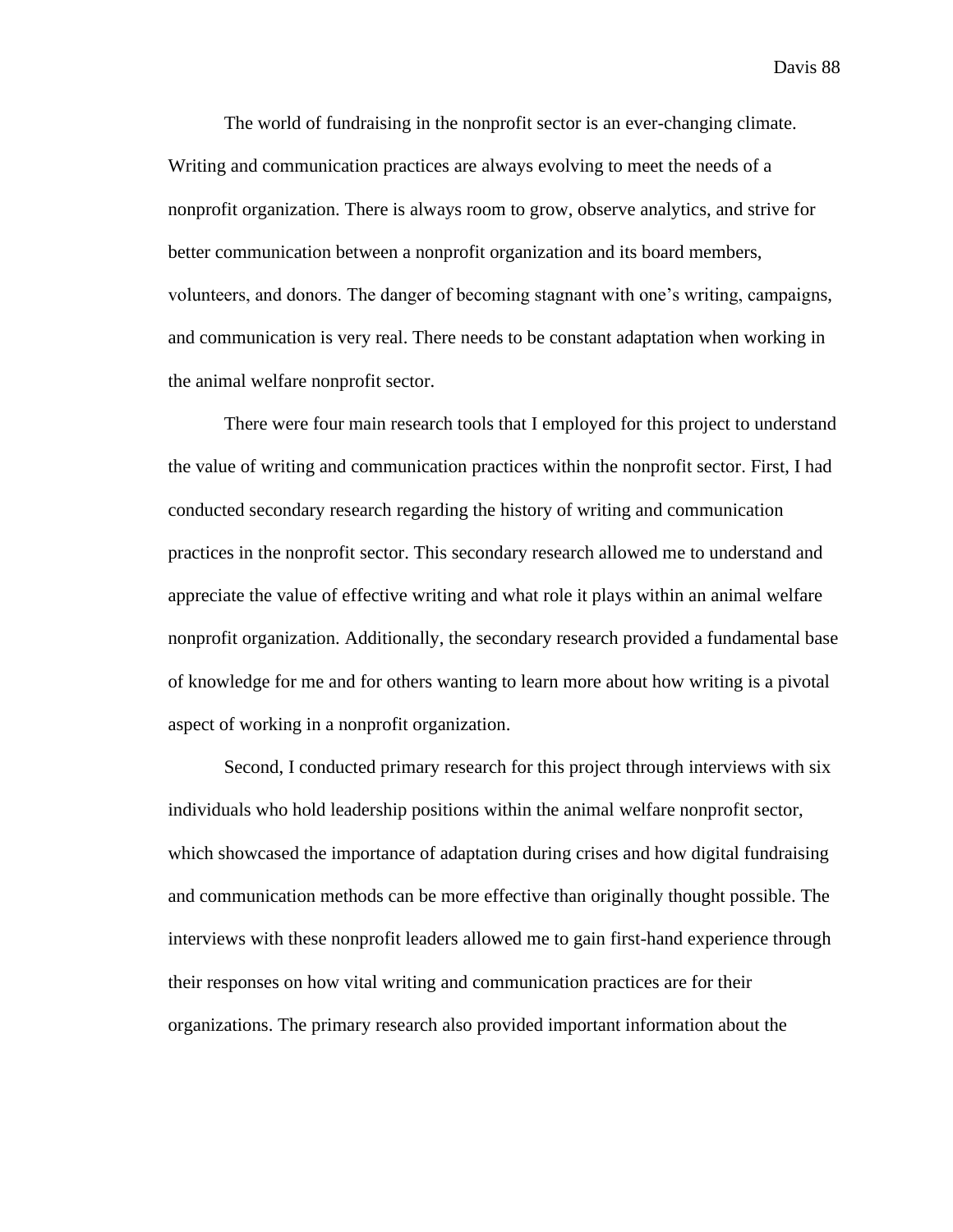The world of fundraising in the nonprofit sector is an ever-changing climate. Writing and communication practices are always evolving to meet the needs of a nonprofit organization. There is always room to grow, observe analytics, and strive for better communication between a nonprofit organization and its board members, volunteers, and donors. The danger of becoming stagnant with one's writing, campaigns, and communication is very real. There needs to be constant adaptation when working in the animal welfare nonprofit sector.

There were four main research tools that I employed for this project to understand the value of writing and communication practices within the nonprofit sector. First, I had conducted secondary research regarding the history of writing and communication practices in the nonprofit sector. This secondary research allowed me to understand and appreciate the value of effective writing and what role it plays within an animal welfare nonprofit organization. Additionally, the secondary research provided a fundamental base of knowledge for me and for others wanting to learn more about how writing is a pivotal aspect of working in a nonprofit organization.

Second, I conducted primary research for this project through interviews with six individuals who hold leadership positions within the animal welfare nonprofit sector, which showcased the importance of adaptation during crises and how digital fundraising and communication methods can be more effective than originally thought possible. The interviews with these nonprofit leaders allowed me to gain first-hand experience through their responses on how vital writing and communication practices are for their organizations. The primary research also provided important information about the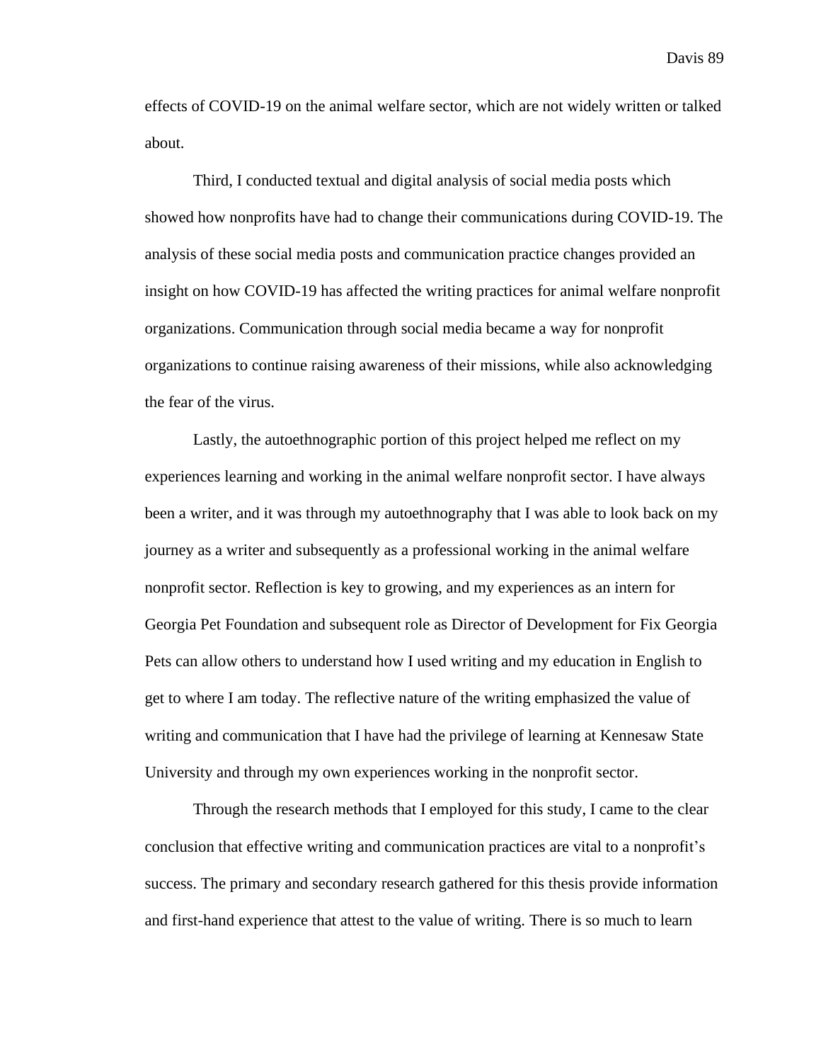effects of COVID-19 on the animal welfare sector, which are not widely written or talked about.

Third, I conducted textual and digital analysis of social media posts which showed how nonprofits have had to change their communications during COVID-19. The analysis of these social media posts and communication practice changes provided an insight on how COVID-19 has affected the writing practices for animal welfare nonprofit organizations. Communication through social media became a way for nonprofit organizations to continue raising awareness of their missions, while also acknowledging the fear of the virus.

Lastly, the autoethnographic portion of this project helped me reflect on my experiences learning and working in the animal welfare nonprofit sector. I have always been a writer, and it was through my autoethnography that I was able to look back on my journey as a writer and subsequently as a professional working in the animal welfare nonprofit sector. Reflection is key to growing, and my experiences as an intern for Georgia Pet Foundation and subsequent role as Director of Development for Fix Georgia Pets can allow others to understand how I used writing and my education in English to get to where I am today. The reflective nature of the writing emphasized the value of writing and communication that I have had the privilege of learning at Kennesaw State University and through my own experiences working in the nonprofit sector.

Through the research methods that I employed for this study, I came to the clear conclusion that effective writing and communication practices are vital to a nonprofit's success. The primary and secondary research gathered for this thesis provide information and first-hand experience that attest to the value of writing. There is so much to learn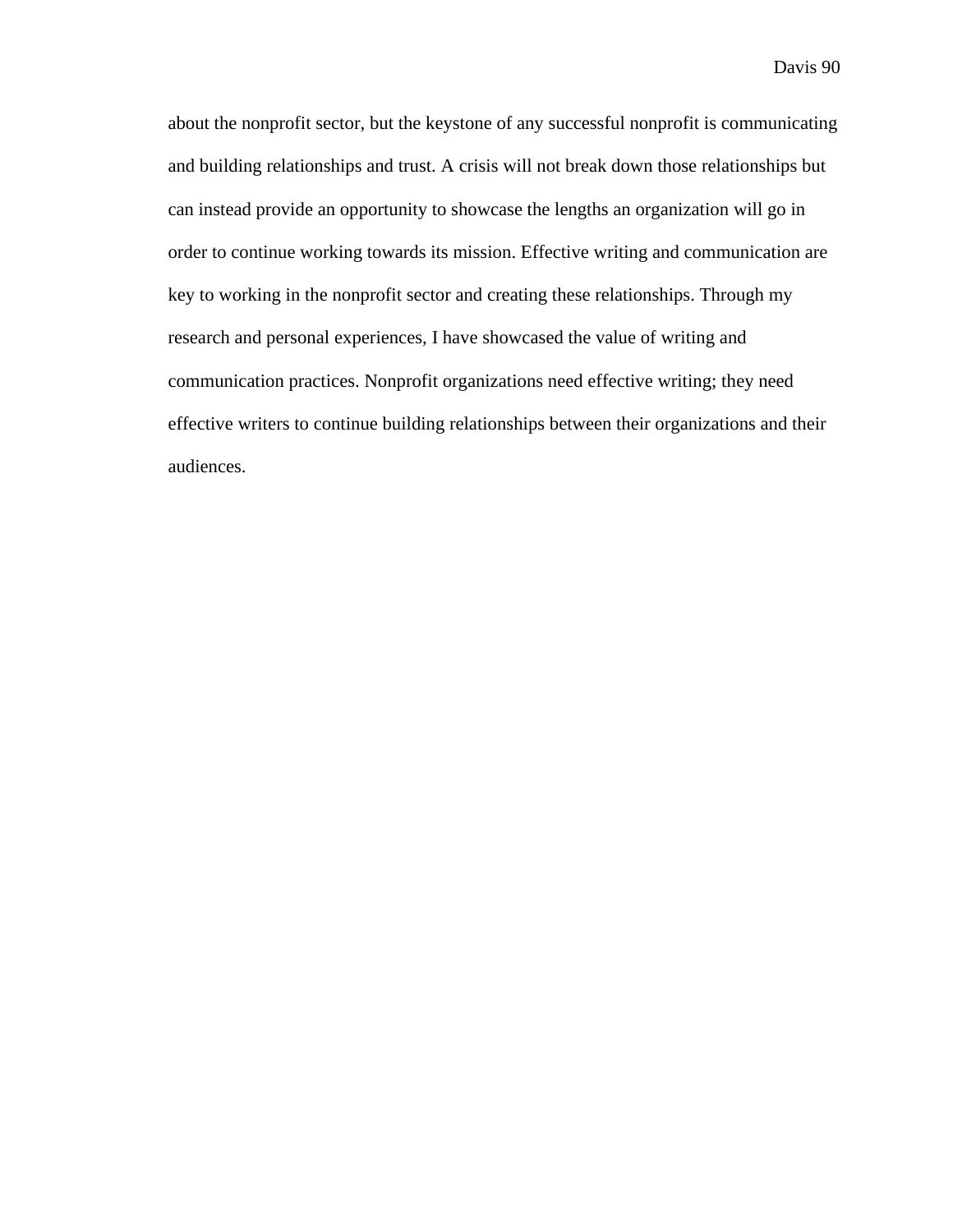about the nonprofit sector, but the keystone of any successful nonprofit is communicating and building relationships and trust. A crisis will not break down those relationships but can instead provide an opportunity to showcase the lengths an organization will go in order to continue working towards its mission. Effective writing and communication are key to working in the nonprofit sector and creating these relationships. Through my research and personal experiences, I have showcased the value of writing and communication practices. Nonprofit organizations need effective writing; they need effective writers to continue building relationships between their organizations and their audiences.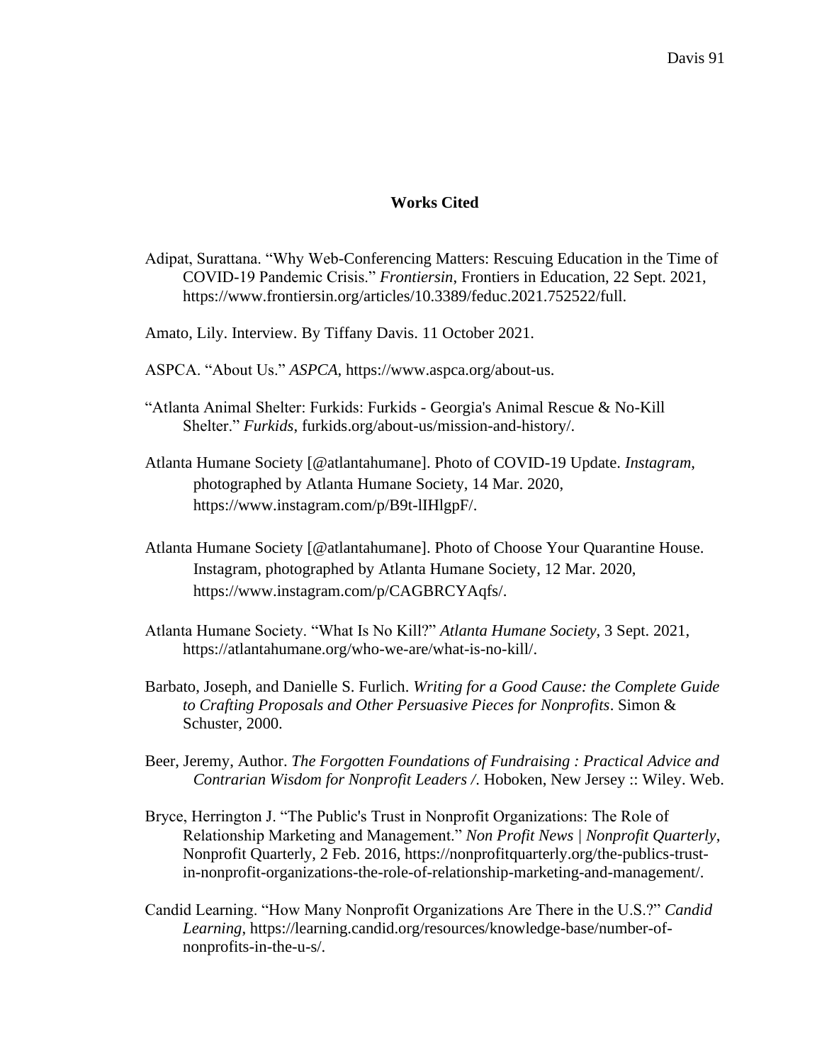# Works Cited

Adipat, Surattana. "Why Web-Conferencing Matters: Rescuing Education in the Time of COVID-19 Pandemic Crisis." *Frontiersin*, Frontiers in Education, 22 Sept. 2021, https://www.frontiersin.org/articles/10.3389/feduc.2021.752522/full.

Amato, Lily. Interview. By Tiffany Davis. 11 October 2021.

ASPCA. "About Us." *ASPCA*, https://www.aspca.org/about-us.

"Atlanta Animal Shelter: Furkids: Furkids - Georgia's Animal Rescue & No-Kill Shelter." *Furkids*, furkids.org/about-us/mission-and-history/.

Atlanta Humane Society [@atlantahumane]. Photo of COVID-19 Update. *Instagram*, photographed by Atlanta Humane Society, 14 Mar. 2020, https://www.instagram.com/p/B9t-lIHlgpF/.

Atlanta Humane Society [@atlantahumane]. Photo of Choose Your Quarantine House. Instagram, photographed by Atlanta Humane Society, 12 Mar. 2020, https://www.instagram.com/p/CAGBRCYAqfs/.

Atlanta Humane Society. "What Is No Kill?" *Atlanta Humane Society*, 3 Sept. 2021, https://atlantahumane.org/who-we-are/what-is-no-kill/.

Barbato, Joseph, and Danielle S. Furlich. *Writing for a Good Cause: the Complete Guide to Crafting Proposals and Other Persuasive Pieces for Nonprofits*. Simon & Schuster, 2000.

Beer, Jeremy, Author. *The Forgotten Foundations of Fundraising : Practical Advice and Contrarian Wisdom for Nonprofit Leaders /*. Hoboken, New Jersey :: Wiley. Web.

Bryce, Herrington J. "The Public's Trust in Nonprofit Organizations: The Role of Relationship Marketing and Management." *Non Profit News | Nonprofit Quarterly*, Nonprofit Quarterly, 2 Feb. 2016, https://nonprofitquarterly.org/the-publics-trust-in-nonprofit-organizations-the-role-of-relationship-marketing-and-management/.

Candid Learning. "How Many Nonprofit Organizations Are There in the U.S.?" *Candid Learning*, https://learning.candid.org/resources/knowledge-base/number-of-nonprofits-in-the-u-s/.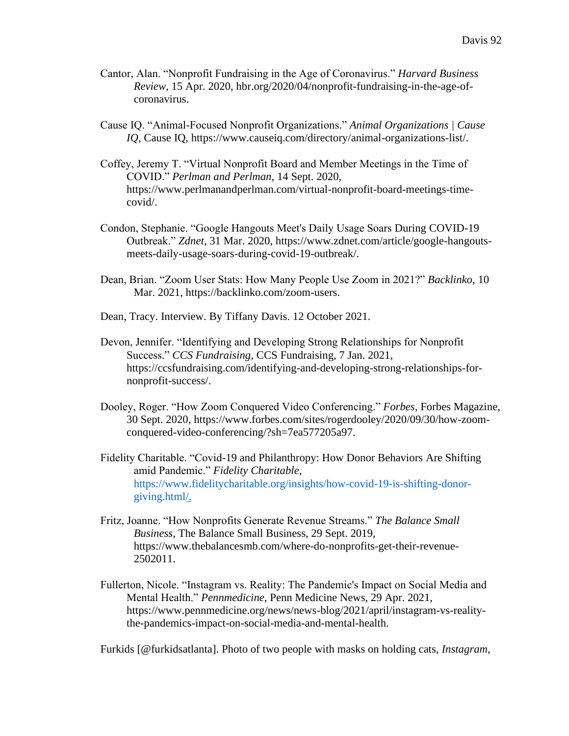Cantor, Alan. "Nonprofit Fundraising in the Age of Coronavirus." *Harvard Business Review*, 15 Apr. 2020, hbr.org/2020/04/nonprofit-fundraising-in-the-age-of-coronavirus.

Cause IQ. "Animal-Focused Nonprofit Organizations." *Animal Organizations | Cause IQ*, Cause IQ, https://www.causeiq.com/directory/animal-organizations-list/.

Coffey, Jeremy T. "Virtual Nonprofit Board and Member Meetings in the Time of COVID." *Perlman and Perlman*, 14 Sept. 2020, https://www.perlmanandperlman.com/virtual-nonprofit-board-meetings-time-covid/.

Condon, Stephanie. "Google Hangouts Meet's Daily Usage Soars During COVID-19 Outbreak." *Zdnet*, 31 Mar. 2020, https://www.zdnet.com/article/google-hangouts-meets-daily-usage-soars-during-covid-19-outbreak/.

Dean, Brian. "Zoom User Stats: How Many People Use Zoom in 2021?" *Backlinko*, 10 Mar. 2021, https://backlinko.com/zoom-users.

Dean, Tracy. Interview. By Tiffany Davis. 12 October 2021.

Devon, Jennifer. "Identifying and Developing Strong Relationships for Nonprofit Success." *CCS Fundraising*, CCS Fundraising, 7 Jan. 2021, https://ccsfundraising.com/identifying-and-developing-strong-relationships-for-nonprofit-success/.

Dooley, Roger. "How Zoom Conquered Video Conferencing." *Forbes*, Forbes Magazine, 30 Sept. 2020, https://www.forbes.com/sites/rogerdooley/2020/09/30/how-zoom-conquered-video-conferencing/?sh=7ea577205a97.

Fidelity Charitable. "Covid-19 and Philanthropy: How Donor Behaviors Are Shifting amid Pandemic." *Fidelity Charitable*, https://www.fidelitycharitable.org/insights/how-covid-19-is-shifting-donor-giving.html/.

Fritz, Joanne. "How Nonprofits Generate Revenue Streams." *The Balance Small Business*, The Balance Small Business, 29 Sept. 2019, https://www.thebalancesmb.com/where-do-nonprofits-get-their-revenue-2502011.

Fullerton, Nicole. "Instagram vs. Reality: The Pandemic's Impact on Social Media and Mental Health." *Pennmedicine*, Penn Medicine News, 29 Apr. 2021, https://www.pennmedicine.org/news/news-blog/2021/april/instagram-vs-reality-the-pandemics-impact-on-social-media-and-mental-health.

Furkids [@furkidsatlanta]. Photo of two people with masks on holding cats, *Instagram*,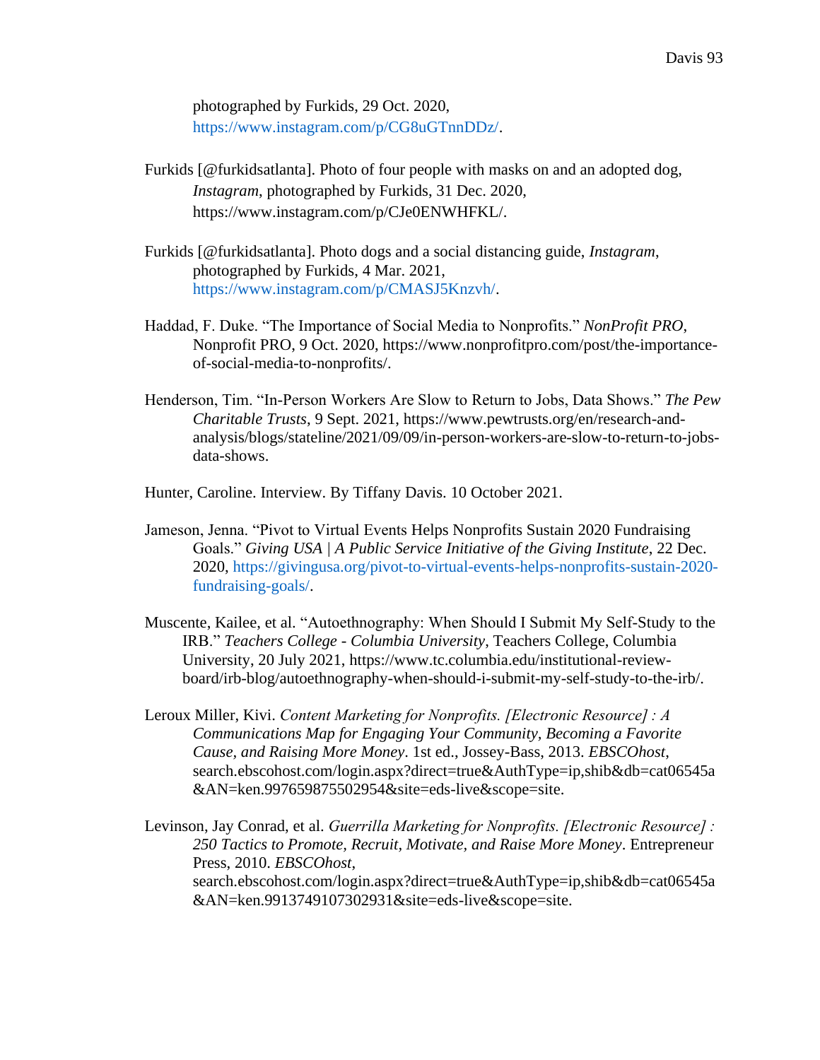photographed by Furkids, 29 Oct. 2020, https://www.instagram.com/p/CG8uGTnnDDz/.

Furkids [@furkidsatlanta]. Photo of four people with masks on and an adopted dog, *Instagram*, photographed by Furkids, 31 Dec. 2020, https://www.instagram.com/p/CJe0ENWHFKL/.

Furkids [@furkidsatlanta]. Photo dogs and a social distancing guide, *Instagram*, photographed by Furkids, 4 Mar. 2021, https://www.instagram.com/p/CMASJ5Knzvh/.

Haddad, F. Duke. "The Importance of Social Media to Nonprofits." *NonProfit PRO*, Nonprofit PRO, 9 Oct. 2020, https://www.nonprofitpro.com/post/the-importance-of-social-media-to-nonprofits/.

Henderson, Tim. "In-Person Workers Are Slow to Return to Jobs, Data Shows." *The Pew Charitable Trusts*, 9 Sept. 2021, https://www.pewtrusts.org/en/research-and-analysis/blogs/stateline/2021/09/09/in-person-workers-are-slow-to-return-to-jobs-data-shows.

Hunter, Caroline. Interview. By Tiffany Davis. 10 October 2021.

Jameson, Jenna. "Pivot to Virtual Events Helps Nonprofits Sustain 2020 Fundraising Goals." *Giving USA | A Public Service Initiative of the Giving Institute*, 22 Dec. 2020, https://givingusa.org/pivot-to-virtual-events-helps-nonprofits-sustain-2020-fundraising-goals/.

Muscente, Kailee, et al. "Autoethnography: When Should I Submit My Self-Study to the IRB." *Teachers College - Columbia University*, Teachers College, Columbia University, 20 July 2021, https://www.tc.columbia.edu/institutional-review-board/irb-blog/autoethnography-when-should-i-submit-my-self-study-to-the-irb/.

Leroux Miller, Kivi. *Content Marketing for Nonprofits. [Electronic Resource] : A Communications Map for Engaging Your Community, Becoming a Favorite Cause, and Raising More Money*. 1st ed., Jossey-Bass, 2013. *EBSCOhost*, search.ebscohost.com/login.aspx?direct=true&AuthType=ip,shib&db=cat06545a&AN=ken.997659875502954&site=eds-live&scope=site.

Levinson, Jay Conrad, et al. *Guerrilla Marketing for Nonprofits. [Electronic Resource] : 250 Tactics to Promote, Recruit, Motivate, and Raise More Money*. Entrepreneur Press, 2010. *EBSCOhost*, search.ebscohost.com/login.aspx?direct=true&AuthType=ip,shib&db=cat06545a&AN=ken.9913749107302931&site=eds-live&scope=site.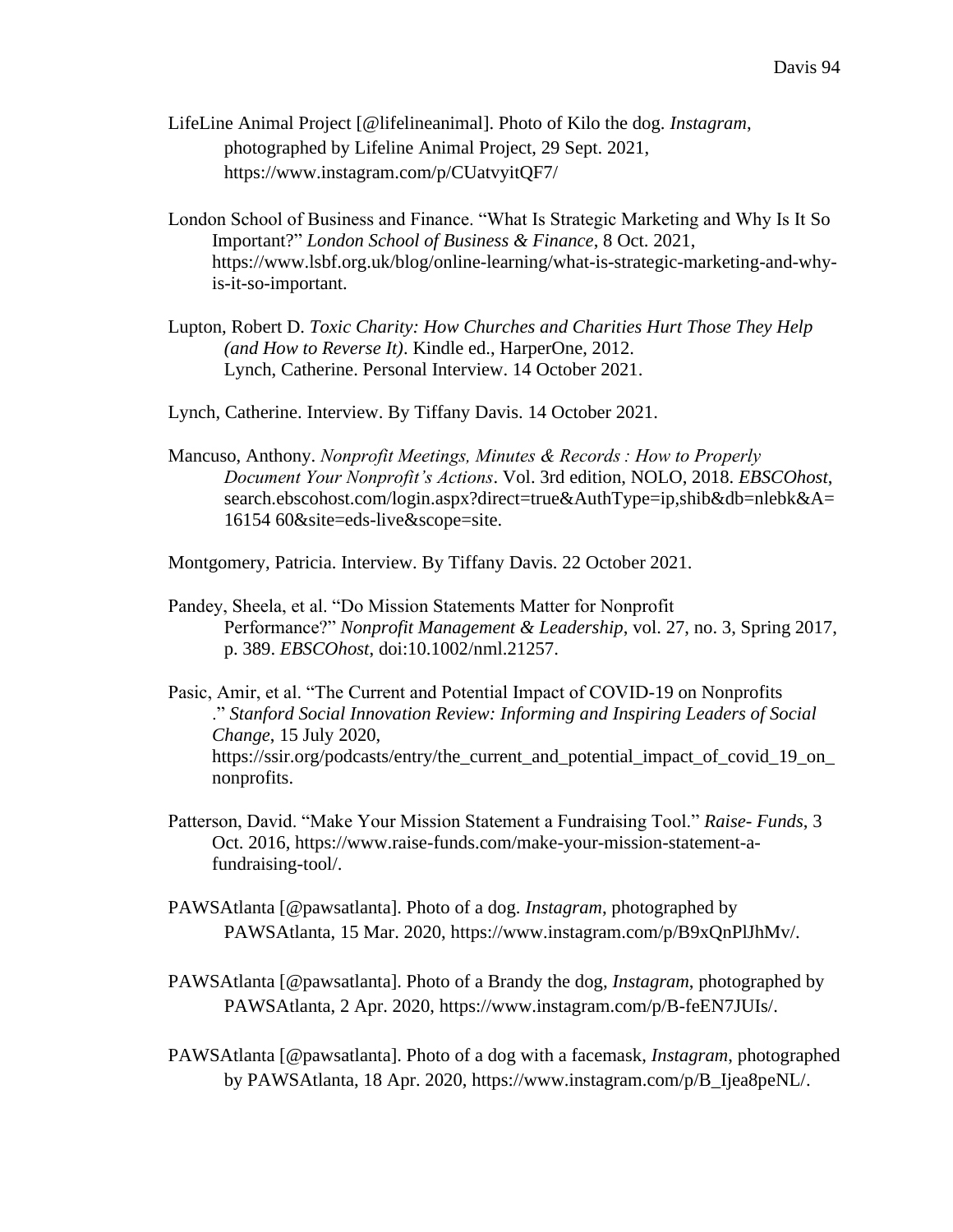LifeLine Animal Project [@lifelineanimal]. Photo of Kilo the dog. *Instagram*, photographed by Lifeline Animal Project, 29 Sept. 2021, https://www.instagram.com/p/CUatvyitQF7/

London School of Business and Finance. "What Is Strategic Marketing and Why Is It So Important?" *London School of Business & Finance*, 8 Oct. 2021, https://www.lsbf.org.uk/blog/online-learning/what-is-strategic-marketing-and-why-is-it-so-important.

Lupton, Robert D. *Toxic Charity: How Churches and Charities Hurt Those They Help (and How to Reverse It)*. Kindle ed., HarperOne, 2012.
Lynch, Catherine. Personal Interview. 14 October 2021.

Lynch, Catherine. Interview. By Tiffany Davis. 14 October 2021.

Mancuso, Anthony. *Nonprofit Meetings, Minutes & Records : How to Properly Document Your Nonprofit's Actions*. Vol. 3rd edition, NOLO, 2018. *EBSCOhost*, search.ebscohost.com/login.aspx?direct=true&AuthType=ip,shib&db=nlebk&A=16154 60&site=eds-live&scope=site.

Montgomery, Patricia. Interview. By Tiffany Davis. 22 October 2021.

Pandey, Sheela, et al. "Do Mission Statements Matter for Nonprofit Performance?" *Nonprofit Management & Leadership*, vol. 27, no. 3, Spring 2017, p. 389. *EBSCOhost*, doi:10.1002/nml.21257.

Pasic, Amir, et al. "The Current and Potential Impact of COVID-19 on Nonprofits ." *Stanford Social Innovation Review: Informing and Inspiring Leaders of Social Change*, 15 July 2020, https://ssir.org/podcasts/entry/the_current_and_potential_impact_of_covid_19_on_nonprofits.

Patterson, David. "Make Your Mission Statement a Fundraising Tool." *Raise- Funds*, 3 Oct. 2016, https://www.raise-funds.com/make-your-mission-statement-a-fundraising-tool/.

PAWSAtlanta [@pawsatlanta]. Photo of a dog. *Instagram*, photographed by PAWSAtlanta, 15 Mar. 2020, https://www.instagram.com/p/B9xQnPlJhMv/.

PAWSAtlanta [@pawsatlanta]. Photo of a Brandy the dog, *Instagram*, photographed by PAWSAtlanta, 2 Apr. 2020, https://www.instagram.com/p/B-feEN7JUIs/.

PAWSAtlanta [@pawsatlanta]. Photo of a dog with a facemask, *Instagram*, photographed by PAWSAtlanta, 18 Apr. 2020, https://www.instagram.com/p/B_Ijea8peNL/.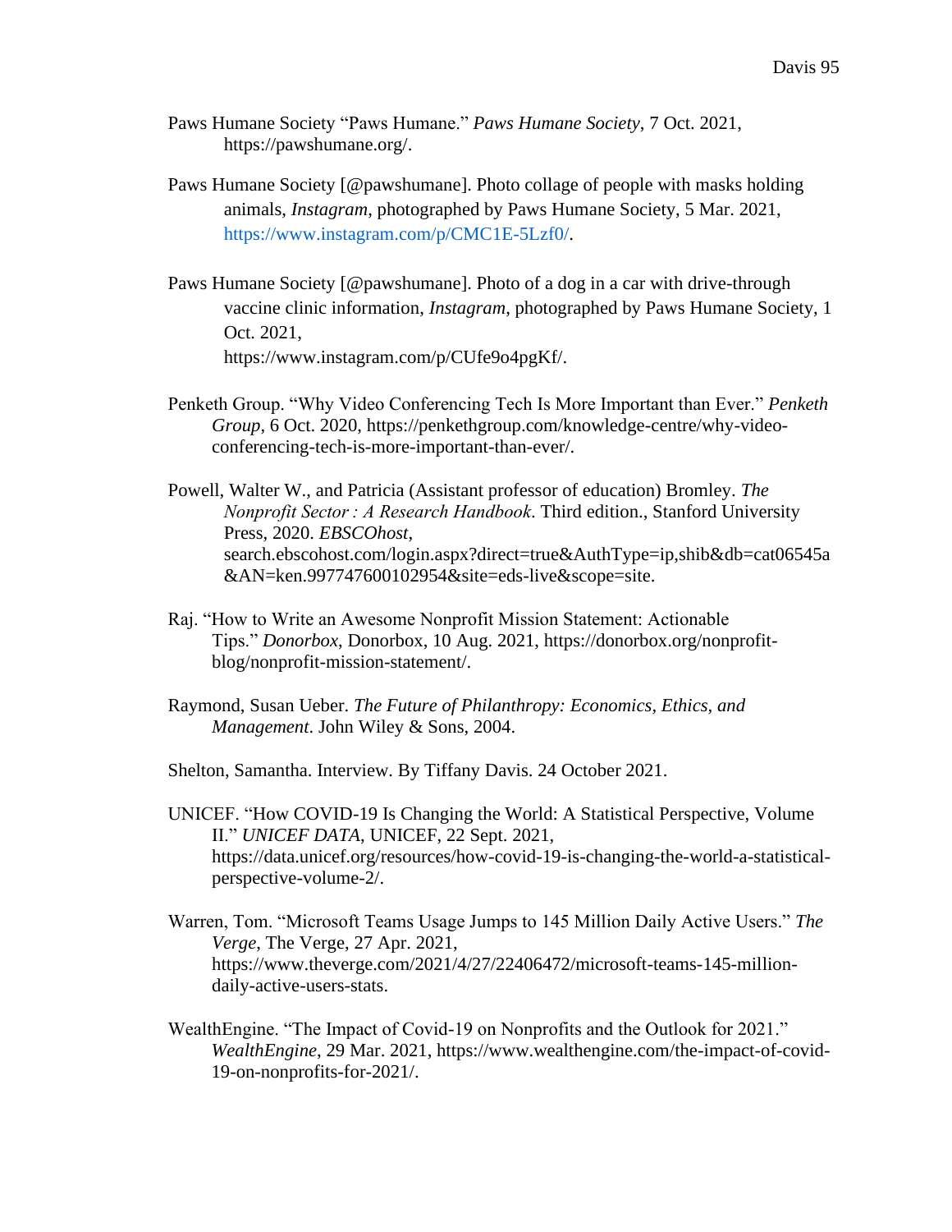Paws Humane Society "Paws Humane." *Paws Humane Society*, 7 Oct. 2021, https://pawshumane.org/.

Paws Humane Society [@pawshumane]. Photo collage of people with masks holding animals, *Instagram*, photographed by Paws Humane Society, 5 Mar. 2021, https://www.instagram.com/p/CMC1E-5Lzf0/.

Paws Humane Society [@pawshumane]. Photo of a dog in a car with drive-through vaccine clinic information, *Instagram*, photographed by Paws Humane Society, 1 Oct. 2021, https://www.instagram.com/p/CUfe9o4pgKf/.

Penketh Group. "Why Video Conferencing Tech Is More Important than Ever." *Penketh Group*, 6 Oct. 2020, https://penkethgroup.com/knowledge-centre/why-video-conferencing-tech-is-more-important-than-ever/.

Powell, Walter W., and Patricia (Assistant professor of education) Bromley. *The Nonprofit Sector : A Research Handbook*. Third edition., Stanford University Press, 2020. *EBSCOhost*, search.ebscohost.com/login.aspx?direct=true&AuthType=ip,shib&db=cat06545a&AN=ken.997747600102954&site=eds-live&scope=site.

Raj. "How to Write an Awesome Nonprofit Mission Statement: Actionable Tips." *Donorbox*, Donorbox, 10 Aug. 2021, https://donorbox.org/nonprofit-blog/nonprofit-mission-statement/.

Raymond, Susan Ueber. *The Future of Philanthropy: Economics, Ethics, and Management*. John Wiley & Sons, 2004.

Shelton, Samantha. Interview. By Tiffany Davis. 24 October 2021.

UNICEF. "How COVID-19 Is Changing the World: A Statistical Perspective, Volume II." *UNICEF DATA*, UNICEF, 22 Sept. 2021, https://data.unicef.org/resources/how-covid-19-is-changing-the-world-a-statistical-perspective-volume-2/.

Warren, Tom. "Microsoft Teams Usage Jumps to 145 Million Daily Active Users." *The Verge*, The Verge, 27 Apr. 2021, https://www.theverge.com/2021/4/27/22406472/microsoft-teams-145-million-daily-active-users-stats.

WealthEngine. "The Impact of Covid-19 on Nonprofits and the Outlook for 2021." *WealthEngine*, 29 Mar. 2021, https://www.wealthengine.com/the-impact-of-covid-19-on-nonprofits-for-2021/.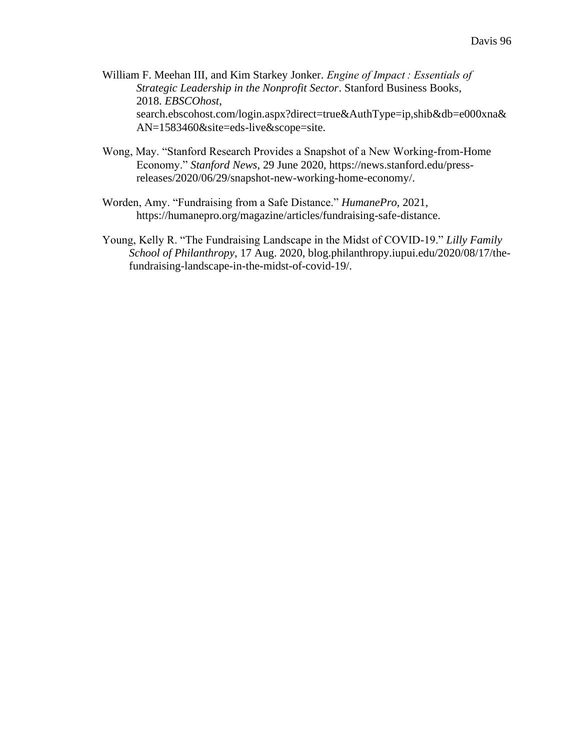William F. Meehan III, and Kim Starkey Jonker. *Engine of Impact : Essentials of Strategic Leadership in the Nonprofit Sector*. Stanford Business Books, 2018. *EBSCOhost*, search.ebscohost.com/login.aspx?direct=true&AuthType=ip,shib&db=e000xna&AN=1583460&site=eds-live&scope=site.

Wong, May. "Stanford Research Provides a Snapshot of a New Working-from-Home Economy." *Stanford News*, 29 June 2020, https://news.stanford.edu/press-releases/2020/06/29/snapshot-new-working-home-economy/.

Worden, Amy. "Fundraising from a Safe Distance." *HumanePro*, 2021, https://humanepro.org/magazine/articles/fundraising-safe-distance.

Young, Kelly R. "The Fundraising Landscape in the Midst of COVID-19." *Lilly Family School of Philanthropy*, 17 Aug. 2020, blog.philanthropy.iupui.edu/2020/08/17/the-fundraising-landscape-in-the-midst-of-covid-19/.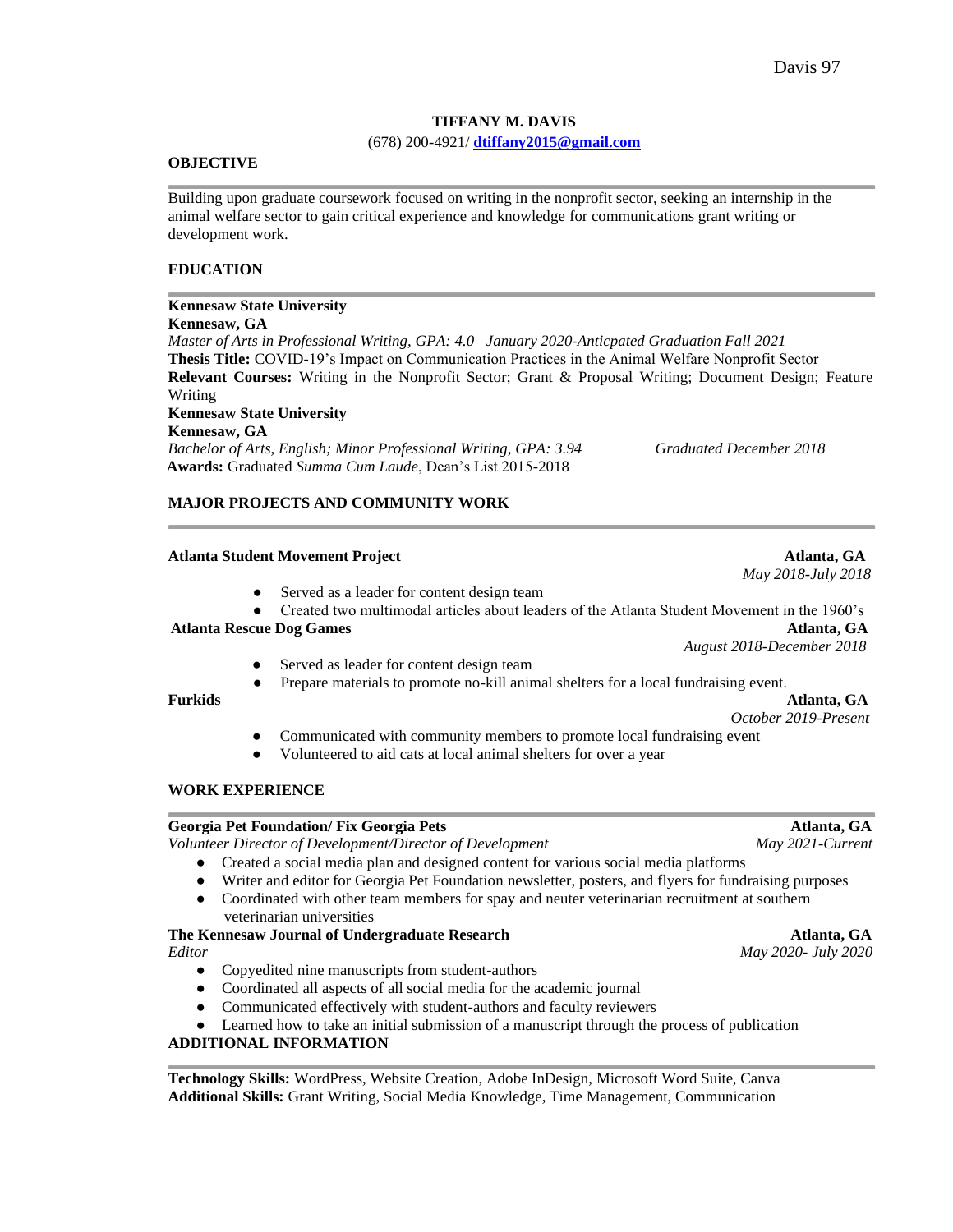**TIFFANY M. DAVIS**

(678) 200-4921/ **dtiffany2015@gmail.com**

## OBJECTIVE

Building upon graduate coursework focused on writing in the nonprofit sector, seeking an internship in the animal welfare sector to gain critical experience and knowledge for communications grant writing or development work.

## EDUCATION

**Kennesaw State University**
**Kennesaw, GA**
*Master of Arts in Professional Writing, GPA: 4.0 January 2020-Anticpated Graduation Fall 2021*
**Thesis Title:** COVID-19's Impact on Communication Practices in the Animal Welfare Nonprofit Sector
**Relevant Courses:** Writing in the Nonprofit Sector; Grant & Proposal Writing; Document Design; Feature Writing

**Kennesaw State University**
**Kennesaw, GA**
*Bachelor of Arts, English; Minor Professional Writing, GPA: 3.94* *Graduated December 2018*
**Awards:** Graduated *Summa Cum Laude*, Dean's List 2015-2018

## MAJOR PROJECTS AND COMMUNITY WORK

**Atlanta Student Movement Project** **Atlanta, GA**
*May 2018-July 2018*

- Served as a leader for content design team
- Created two multimodal articles about leaders of the Atlanta Student Movement in the 1960's

**Atlanta Rescue Dog Games** **Atlanta, GA**
*August 2018-December 2018*

- Served as leader for content design team
- Prepare materials to promote no-kill animal shelters for a local fundraising event.

**Furkids** **Atlanta, GA**
*October 2019-Present*

- Communicated with community members to promote local fundraising event
- Volunteered to aid cats at local animal shelters for over a year

## WORK EXPERIENCE

**Georgia Pet Foundation/ Fix Georgia Pets** **Atlanta, GA**
*Volunteer Director of Development/Director of Development* *May 2021-Current*

- Created a social media plan and designed content for various social media platforms
- Writer and editor for Georgia Pet Foundation newsletter, posters, and flyers for fundraising purposes
- Coordinated with other team members for spay and neuter veterinarian recruitment at southern veterinarian universities

**The Kennesaw Journal of Undergraduate Research** **Atlanta, GA**
*Editor* *May 2020- July 2020*

- Copyedited nine manuscripts from student-authors
- Coordinated all aspects of all social media for the academic journal
- Communicated effectively with student-authors and faculty reviewers
- Learned how to take an initial submission of a manuscript through the process of publication

## ADDITIONAL INFORMATION

**Technology Skills:** WordPress, Website Creation, Adobe InDesign, Microsoft Word Suite, Canva
**Additional Skills:** Grant Writing, Social Media Knowledge, Time Management, Communication